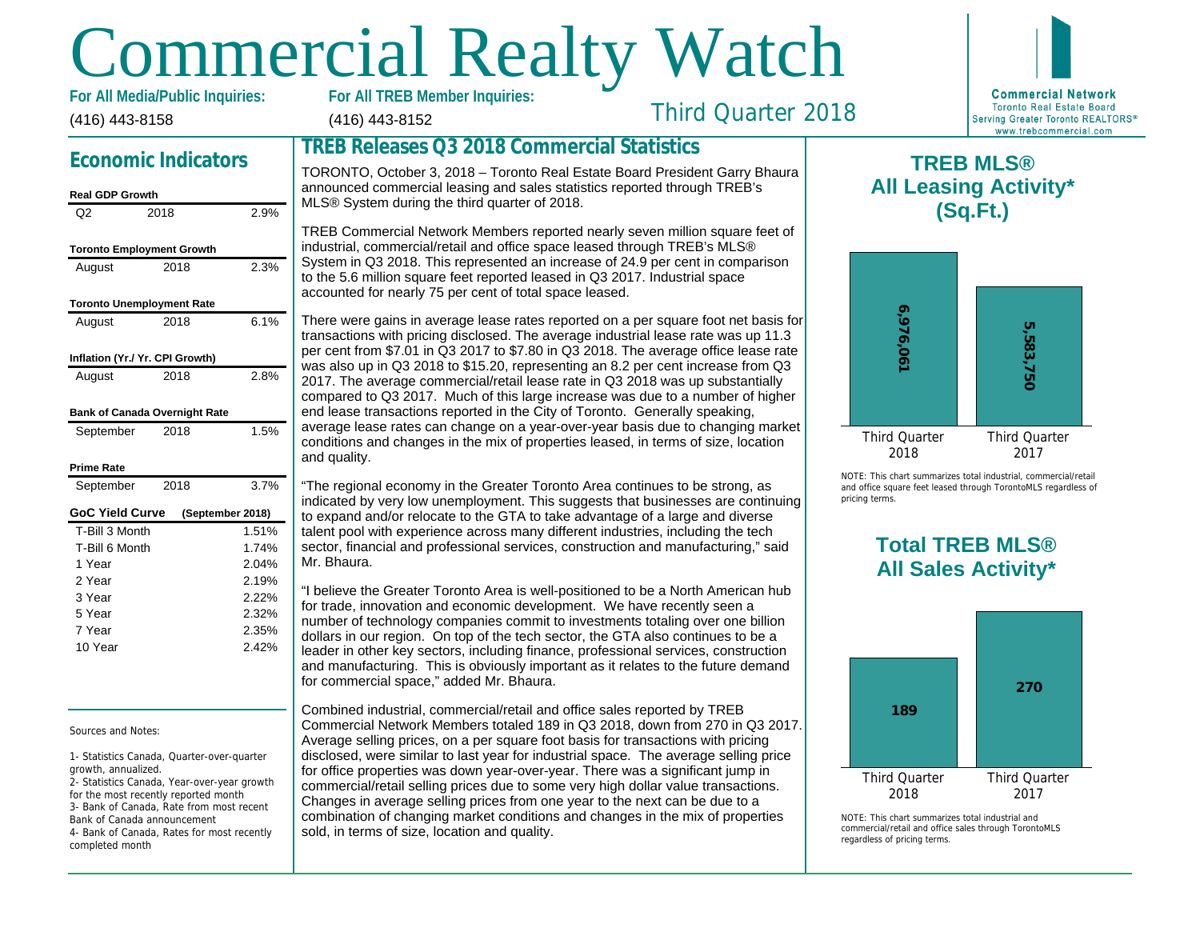# Commercial Realty Watch

**For All Media/Public Inquiries:**
(416) 443-8158

**For All TREB Member Inquiries:**
(416) 443-8152

Third Quarter 2018

**Commercial Network**
Toronto Real Estate Board
Serving Greater Toronto REALTORS®
www.trebcommercial.com

## Economic Indicators

| Real GDP Growth | | |
|---|---|---|
| Q2 | 2018 | 2.9% |

| Toronto Employment Growth | | |
|---|---|---|
| August | 2018 | 2.3% |

| Toronto Unemployment Rate | | |
|---|---|---|
| August | 2018 | 6.1% |

| Inflation (Yr./ Yr. CPI Growth) | | |
|---|---|---|
| August | 2018 | 2.8% |

| Bank of Canada Overnight Rate | | |
|---|---|---|
| September | 2018 | 1.5% |

| Prime Rate | | |
|---|---|---|
| September | 2018 | 3.7% |

| GoC Yield Curve (September 2018) | |
|---|---|
| T-Bill 3 Month | 1.51% |
| T-Bill 6 Month | 1.74% |
| 1 Year | 2.04% |
| 2 Year | 2.19% |
| 3 Year | 2.22% |
| 5 Year | 2.32% |
| 7 Year | 2.35% |
| 10 Year | 2.42% |

Sources and Notes:

1- Statistics Canada, Quarter-over-quarter growth, annualized.
2- Statistics Canada, Year-over-year growth for the most recently reported month
3- Bank of Canada, Rate from most recent Bank of Canada announcement
4- Bank of Canada, Rates for most recently completed month

## TREB Releases Q3 2018 Commercial Statistics

TORONTO, October 3, 2018 – Toronto Real Estate Board President Garry Bhaura announced commercial leasing and sales statistics reported through TREB's MLS® System during the third quarter of 2018.

TREB Commercial Network Members reported nearly seven million square feet of industrial, commercial/retail and office space leased through TREB's MLS® System in Q3 2018. This represented an increase of 24.9 per cent in comparison to the 5.6 million square feet reported leased in Q3 2017. Industrial space accounted for nearly 75 per cent of total space leased.

There were gains in average lease rates reported on a per square foot net basis for transactions with pricing disclosed. The average industrial lease rate was up 11.3 per cent from $7.01 in Q3 2017 to $7.80 in Q3 2018. The average office lease rate was also up in Q3 2018 to $15.20, representing an 8.2 per cent increase from Q3 2017. The average commercial/retail lease rate in Q3 2018 was up substantially compared to Q3 2017. Much of this large increase was due to a number of higher end lease transactions reported in the City of Toronto. Generally speaking, average lease rates can change on a year-over-year basis due to changing market conditions and changes in the mix of properties leased, in terms of size, location and quality.

"The regional economy in the Greater Toronto Area continues to be strong, as indicated by very low unemployment. This suggests that businesses are continuing to expand and/or relocate to the GTA to take advantage of a large and diverse talent pool with experience across many different industries, including the tech sector, financial and professional services, construction and manufacturing," said Mr. Bhaura.

"I believe the Greater Toronto Area is well-positioned to be a North American hub for trade, innovation and economic development. We have recently seen a number of technology companies commit to investments totaling over one billion dollars in our region. On top of the tech sector, the GTA also continues to be a leader in other key sectors, including finance, professional services, construction and manufacturing. This is obviously important as it relates to the future demand for commercial space," added Mr. Bhaura.

Combined industrial, commercial/retail and office sales reported by TREB Commercial Network Members totaled 189 in Q3 2018, down from 270 in Q3 2017. Average selling prices, on a per square foot basis for transactions with pricing disclosed, were similar to last year for industrial space. The average selling price for office properties was down year-over-year. There was a significant jump in commercial/retail selling prices due to some very high dollar value transactions. Changes in average selling prices from one year to the next can be due to a combination of changing market conditions and changes in the mix of properties sold, in terms of size, location and quality.

## TREB MLS® All Leasing Activity* (Sq.Ft.)

| Third Quarter 2018 | Third Quarter 2017 |
|---|---|
| 6,976,061 | 5,583,750 |

NOTE: This chart summarizes total industrial, commercial/retail and office square feet leased through TorontoMLS regardless of pricing terms.

## Total TREB MLS® All Sales Activity*

| Third Quarter 2018 | Third Quarter 2017 |
|---|---|
| 189 | 270 |

NOTE: This chart summarizes total industrial and commercial/retail and office sales through TorontoMLS regardless of pricing terms.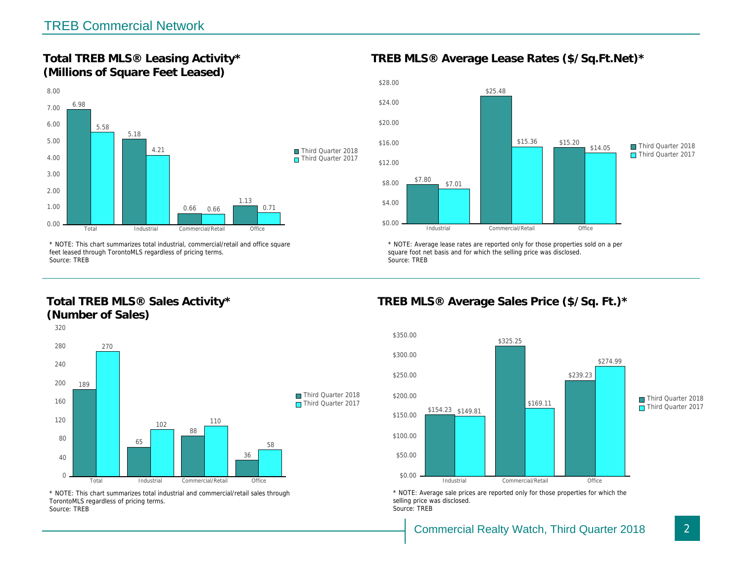## TREB Commercial Network

### Total TREB MLS® Leasing Activity* (Millions of Square Feet Leased)

| | Third Quarter 2018 | Third Quarter 2017 |
|---|---|---|
| Total | 6.98 | 5.58 |
| Industrial | 5.18 | 4.21 |
| Commercial/Retail | 0.66 | 0.66 |
| Office | 1.13 | 0.71 |

* NOTE: This chart summarizes total industrial, commercial/retail and office square feet leased through TorontoMLS regardless of pricing terms.
Source: TREB

### TREB MLS® Average Lease Rates ($/Sq.Ft.Net)*

| | Third Quarter 2018 | Third Quarter 2017 |
|---|---|---|
| Industrial | $7.80 | $7.01 |
| Commercial/Retail | $25.48 | $15.36 |
| Office | $15.20 | $14.05 |

* NOTE: Average lease rates are reported only for those properties sold on a per square foot net basis and for which the selling price was disclosed.
Source: TREB

### Total TREB MLS® Sales Activity* (Number of Sales)

| | Third Quarter 2018 | Third Quarter 2017 |
|---|---|---|
| Total | 189 | 270 |
| Industrial | 65 | 102 |
| Commercial/Retail | 88 | 110 |
| Office | 36 | 58 |

* NOTE: This chart summarizes total industrial and commercial/retail sales through TorontoMLS regardless of pricing terms.
Source: TREB

### TREB MLS® Average Sales Price ($/Sq. Ft.)*

| | Third Quarter 2018 | Third Quarter 2017 |
|---|---|---|
| Industrial | $154.23 | $149.81 |
| Commercial/Retail | $325.25 | $169.11 |
| Office | $239.23 | $274.99 |

* NOTE: Average sale prices are reported only for those properties for which the selling price was disclosed.
Source: TREB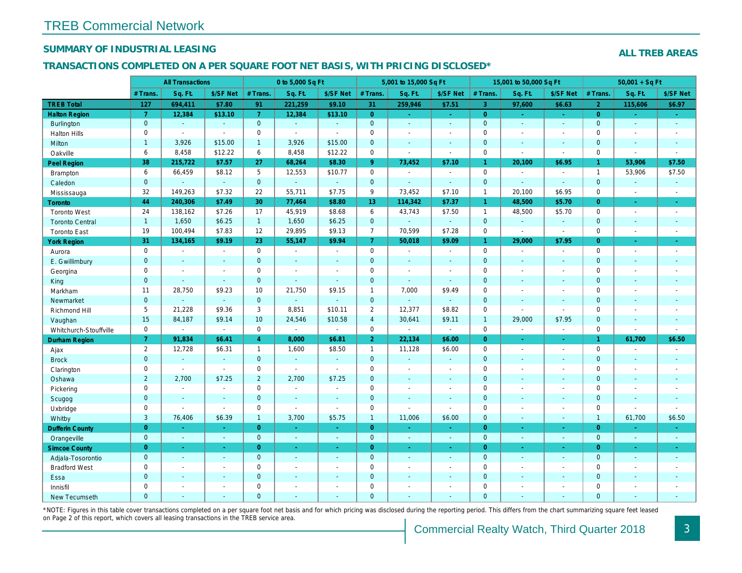# TREB Commercial Network

## SUMMARY OF INDUSTRIAL LEASING

**ALL TREB AREAS**

### TRANSACTIONS COMPLETED ON A PER SQUARE FOOT NET BASIS, WITH PRICING DISCLOSED*

| | All Transactions | | | 0 to 5,000 Sq Ft | | | 5,001 to 15,000 Sq Ft | | | 15,001 to 50,000 Sq Ft | | | 50,001 + Sq Ft | | |
|---|---|---|---|---|---|---|---|---|---|---|---|---|---|---|---|
| | # Trans. | Sq. Ft. | $/SF Net | # Trans. | Sq. Ft. | $/SF Net | # Trans. | Sq. Ft. | $/SF Net | # Trans. | Sq. Ft. | $/SF Net | # Trans. | Sq. Ft. | $/SF Net |
| **TREB Total** | **127** | **694,411** | **$7.80** | **91** | **221,259** | **$9.10** | **31** | **259,946** | **$7.51** | **3** | **97,600** | **$6.63** | **2** | **115,606** | **$6.97** |
| **Halton Region** | **7** | **12,384** | **$13.10** | **7** | **12,384** | **$13.10** | **0** | **-** | **-** | **0** | **-** | **-** | **0** | **-** | **-** |
| Burlington | 0 | - | - | 0 | - | - | 0 | - | - | 0 | - | - | 0 | - | - |
| Halton Hills | 0 | - | - | 0 | - | - | 0 | - | - | 0 | - | - | 0 | - | - |
| Milton | 1 | 3,926 | $15.00 | 1 | 3,926 | $15.00 | 0 | - | - | 0 | - | - | 0 | - | - |
| Oakville | 6 | 8,458 | $12.22 | 6 | 8,458 | $12.22 | 0 | - | - | 0 | - | - | 0 | - | - |
| **Peel Region** | **38** | **215,722** | **$7.57** | **27** | **68,264** | **$8.30** | **9** | **73,452** | **$7.10** | **1** | **20,100** | **$6.95** | **1** | **53,906** | **$7.50** |
| Brampton | 6 | 66,459 | $8.12 | 5 | 12,553 | $10.77 | 0 | - | - | 0 | - | - | 1 | 53,906 | $7.50 |
| Caledon | 0 | - | - | 0 | - | - | 0 | - | - | 0 | - | - | 0 | - | - |
| Mississauga | 32 | 149,263 | $7.32 | 22 | 55,711 | $7.75 | 9 | 73,452 | $7.10 | 1 | 20,100 | $6.95 | 0 | - | - |
| **Toronto** | **44** | **240,306** | **$7.49** | **30** | **77,464** | **$8.80** | **13** | **114,342** | **$7.37** | **1** | **48,500** | **$5.70** | **0** | **-** | **-** |
| Toronto West | 24 | 138,162 | $7.26 | 17 | 45,919 | $8.68 | 6 | 43,743 | $7.50 | 1 | 48,500 | $5.70 | 0 | - | - |
| Toronto Central | 1 | 1,650 | $6.25 | 1 | 1,650 | $6.25 | 0 | - | - | 0 | - | - | 0 | - | - |
| Toronto East | 19 | 100,494 | $7.83 | 12 | 29,895 | $9.13 | 7 | 70,599 | $7.28 | 0 | - | - | 0 | - | - |
| **York Region** | **31** | **134,165** | **$9.19** | **23** | **55,147** | **$9.94** | **7** | **50,018** | **$9.09** | **1** | **29,000** | **$7.95** | **0** | **-** | **-** |
| Aurora | 0 | - | - | 0 | - | - | 0 | - | - | 0 | - | - | 0 | - | - |
| E. Gwillimbury | 0 | - | - | 0 | - | - | 0 | - | - | 0 | - | - | 0 | - | - |
| Georgina | 0 | - | - | 0 | - | - | 0 | - | - | 0 | - | - | 0 | - | - |
| King | 0 | - | - | 0 | - | - | 0 | - | - | 0 | - | - | 0 | - | - |
| Markham | 11 | 28,750 | $9.23 | 10 | 21,750 | $9.15 | 1 | 7,000 | $9.49 | 0 | - | - | 0 | - | - |
| Newmarket | 0 | - | - | 0 | - | - | 0 | - | - | 0 | - | - | 0 | - | - |
| Richmond Hill | 5 | 21,228 | $9.36 | 3 | 8,851 | $10.11 | 2 | 12,377 | $8.82 | 0 | - | - | 0 | - | - |
| Vaughan | 15 | 84,187 | $9.14 | 10 | 24,546 | $10.58 | 4 | 30,641 | $9.11 | 1 | 29,000 | $7.95 | 0 | - | - |
| Whitchurch-Stouffville | 0 | - | - | 0 | - | - | 0 | - | - | 0 | - | - | 0 | - | - |
| **Durham Region** | **7** | **91,834** | **$6.41** | **4** | **8,000** | **$6.81** | **2** | **22,134** | **$6.00** | **0** | **-** | **-** | **1** | **61,700** | **$6.50** |
| Ajax | 2 | 12,728 | $6.31 | 1 | 1,600 | $8.50 | 1 | 11,128 | $6.00 | 0 | - | - | 0 | - | - |
| Brock | 0 | - | - | 0 | - | - | 0 | - | - | 0 | - | - | 0 | - | - |
| Clarington | 0 | - | - | 0 | - | - | 0 | - | - | 0 | - | - | 0 | - | - |
| Oshawa | 2 | 2,700 | $7.25 | 2 | 2,700 | $7.25 | 0 | - | - | 0 | - | - | 0 | - | - |
| Pickering | 0 | - | - | 0 | - | - | 0 | - | - | 0 | - | - | 0 | - | - |
| Scugog | 0 | - | - | 0 | - | - | 0 | - | - | 0 | - | - | 0 | - | - |
| Uxbridge | 0 | - | - | 0 | - | - | 0 | - | - | 0 | - | - | 0 | - | - |
| Whitby | 3 | 76,406 | $6.39 | 1 | 3,700 | $5.75 | 1 | 11,006 | $6.00 | 0 | - | - | 1 | 61,700 | $6.50 |
| **Dufferin County** | **0** | **-** | **-** | **0** | **-** | **-** | **0** | **-** | **-** | **0** | **-** | **-** | **0** | **-** | **-** |
| Orangeville | 0 | - | - | 0 | - | - | 0 | - | - | 0 | - | - | 0 | - | - |
| **Simcoe County** | **0** | **-** | **-** | **0** | **-** | **-** | **0** | **-** | **-** | **0** | **-** | **-** | **0** | **-** | **-** |
| Adjala-Tosorontio | 0 | - | - | 0 | - | - | 0 | - | - | 0 | - | - | 0 | - | - |
| Bradford West | 0 | - | - | 0 | - | - | 0 | - | - | 0 | - | - | 0 | - | - |
| Essa | 0 | - | - | 0 | - | - | 0 | - | - | 0 | - | - | 0 | - | - |
| Innisfil | 0 | - | - | 0 | - | - | 0 | - | - | 0 | - | - | 0 | - | - |
| New Tecumseth | 0 | - | - | 0 | - | - | 0 | - | - | 0 | - | - | 0 | - | - |

*NOTE: Figures in this table cover transactions completed on a per square foot net basis and for which pricing was disclosed during the reporting period. This differs from the chart summarizing square feet leased on Page 2 of this report, which covers all leasing transactions in the TREB service area.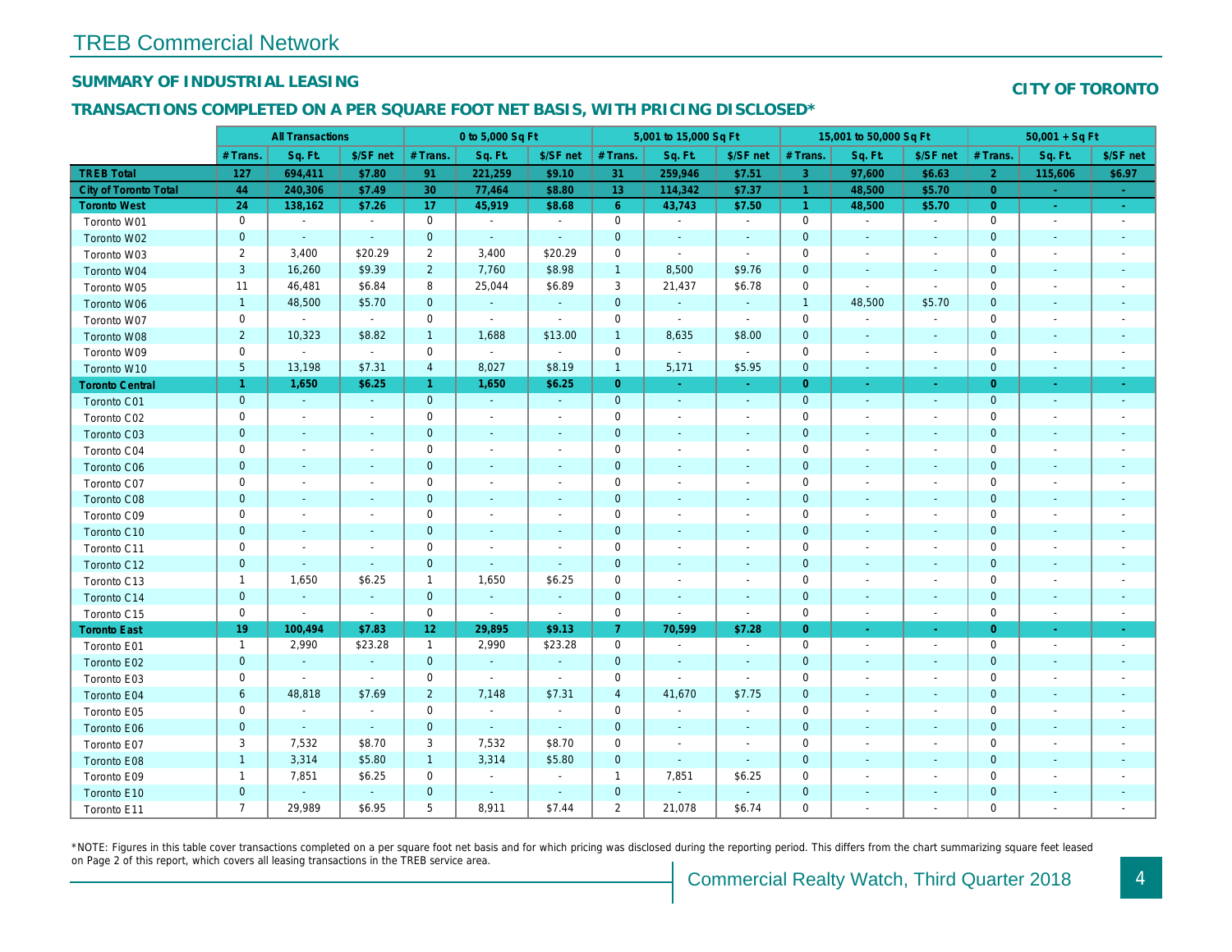# TREB Commercial Network

## SUMMARY OF INDUSTRIAL LEASING

**CITY OF TORONTO**

## TRANSACTIONS COMPLETED ON A PER SQUARE FOOT NET BASIS, WITH PRICING DISCLOSED*

| | All Transactions | | | 0 to 5,000 Sq Ft | | | 5,001 to 15,000 Sq Ft | | | 15,001 to 50,000 Sq Ft | | | 50,001 + Sq Ft | | |
|---|---|---|---|---|---|---|---|---|---|---|---|---|---|---|---|
| | # Trans. | Sq. Ft. | $/SF net | # Trans. | Sq. Ft. | $/SF net | # Trans. | Sq. Ft. | $/SF net | # Trans. | Sq. Ft. | $/SF net | # Trans. | Sq. Ft. | $/SF net |
| **TREB Total** | **127** | **694,411** | **$7.80** | **91** | **221,259** | **$9.10** | **31** | **259,946** | **$7.51** | **3** | **97,600** | **$6.63** | **2** | **115,606** | **$6.97** |
| **City of Toronto Total** | **44** | **240,306** | **$7.49** | **30** | **77,464** | **$8.80** | **13** | **114,342** | **$7.37** | **1** | **48,500** | **$5.70** | **0** | **-** | **-** |
| **Toronto West** | **24** | **138,162** | **$7.26** | **17** | **45,919** | **$8.68** | **6** | **43,743** | **$7.50** | **1** | **48,500** | **$5.70** | **0** | **-** | **-** |
| Toronto W01 | 0 | - | - | 0 | - | - | 0 | - | - | 0 | - | - | 0 | - | - |
| Toronto W02 | 0 | - | - | 0 | - | - | 0 | - | - | 0 | - | - | 0 | - | - |
| Toronto W03 | 2 | 3,400 | $20.29 | 2 | 3,400 | $20.29 | 0 | - | - | 0 | - | - | 0 | - | - |
| Toronto W04 | 3 | 16,260 | $9.39 | 2 | 7,760 | $8.98 | 1 | 8,500 | $9.76 | 0 | - | - | 0 | - | - |
| Toronto W05 | 11 | 46,481 | $6.84 | 8 | 25,044 | $6.89 | 3 | 21,437 | $6.78 | 0 | - | - | 0 | - | - |
| Toronto W06 | 1 | 48,500 | $5.70 | 0 | - | - | 0 | - | - | 1 | 48,500 | $5.70 | 0 | - | - |
| Toronto W07 | 0 | - | - | 0 | - | - | 0 | - | - | 0 | - | - | 0 | - | - |
| Toronto W08 | 2 | 10,323 | $8.82 | 1 | 1,688 | $13.00 | 1 | 8,635 | $8.00 | 0 | - | - | 0 | - | - |
| Toronto W09 | 0 | - | - | 0 | - | - | 0 | - | - | 0 | - | - | 0 | - | - |
| Toronto W10 | 5 | 13,198 | $7.31 | 4 | 8,027 | $8.19 | 1 | 5,171 | $5.95 | 0 | - | - | 0 | - | - |
| **Toronto Central** | **1** | **1,650** | **$6.25** | **1** | **1,650** | **$6.25** | **0** | **-** | **-** | **0** | **-** | **-** | **0** | **-** | **-** |
| Toronto C01 | 0 | - | - | 0 | - | - | 0 | - | - | 0 | - | - | 0 | - | - |
| Toronto C02 | 0 | - | - | 0 | - | - | 0 | - | - | 0 | - | - | 0 | - | - |
| Toronto C03 | 0 | - | - | 0 | - | - | 0 | - | - | 0 | - | - | 0 | - | - |
| Toronto C04 | 0 | - | - | 0 | - | - | 0 | - | - | 0 | - | - | 0 | - | - |
| Toronto C06 | 0 | - | - | 0 | - | - | 0 | - | - | 0 | - | - | 0 | - | - |
| Toronto C07 | 0 | - | - | 0 | - | - | 0 | - | - | 0 | - | - | 0 | - | - |
| Toronto C08 | 0 | - | - | 0 | - | - | 0 | - | - | 0 | - | - | 0 | - | - |
| Toronto C09 | 0 | - | - | 0 | - | - | 0 | - | - | 0 | - | - | 0 | - | - |
| Toronto C10 | 0 | - | - | 0 | - | - | 0 | - | - | 0 | - | - | 0 | - | - |
| Toronto C11 | 0 | - | - | 0 | - | - | 0 | - | - | 0 | - | - | 0 | - | - |
| Toronto C12 | 0 | - | - | 0 | - | - | 0 | - | - | 0 | - | - | 0 | - | - |
| Toronto C13 | 1 | 1,650 | $6.25 | 1 | 1,650 | $6.25 | 0 | - | - | 0 | - | - | 0 | - | - |
| Toronto C14 | 0 | - | - | 0 | - | - | 0 | - | - | 0 | - | - | 0 | - | - |
| Toronto C15 | 0 | - | - | 0 | - | - | 0 | - | - | 0 | - | - | 0 | - | - |
| **Toronto East** | **19** | **100,494** | **$7.83** | **12** | **29,895** | **$9.13** | **7** | **70,599** | **$7.28** | **0** | **-** | **-** | **0** | **-** | **-** |
| Toronto E01 | 1 | 2,990 | $23.28 | 1 | 2,990 | $23.28 | 0 | - | - | 0 | - | - | 0 | - | - |
| Toronto E02 | 0 | - | - | 0 | - | - | 0 | - | - | 0 | - | - | 0 | - | - |
| Toronto E03 | 0 | - | - | 0 | - | - | 0 | - | - | 0 | - | - | 0 | - | - |
| Toronto E04 | 6 | 48,818 | $7.69 | 2 | 7,148 | $7.31 | 4 | 41,670 | $7.75 | 0 | - | - | 0 | - | - |
| Toronto E05 | 0 | - | - | 0 | - | - | 0 | - | - | 0 | - | - | 0 | - | - |
| Toronto E06 | 0 | - | - | 0 | - | - | 0 | - | - | 0 | - | - | 0 | - | - |
| Toronto E07 | 3 | 7,532 | $8.70 | 3 | 7,532 | $8.70 | 0 | - | - | 0 | - | - | 0 | - | - |
| Toronto E08 | 1 | 3,314 | $5.80 | 1 | 3,314 | $5.80 | 0 | - | - | 0 | - | - | 0 | - | - |
| Toronto E09 | 1 | 7,851 | $6.25 | 0 | - | - | 1 | 7,851 | $6.25 | 0 | - | - | 0 | - | - |
| Toronto E10 | 0 | - | - | 0 | - | - | 0 | - | - | 0 | - | - | 0 | - | - |
| Toronto E11 | 7 | 29,989 | $6.95 | 5 | 8,911 | $7.44 | 2 | 21,078 | $6.74 | 0 | - | - | 0 | - | - |

*NOTE: Figures in this table cover transactions completed on a per square foot net basis and for which pricing was disclosed during the reporting period. This differs from the chart summarizing square feet leased on Page 2 of this report, which covers all leasing transactions in the TREB service area.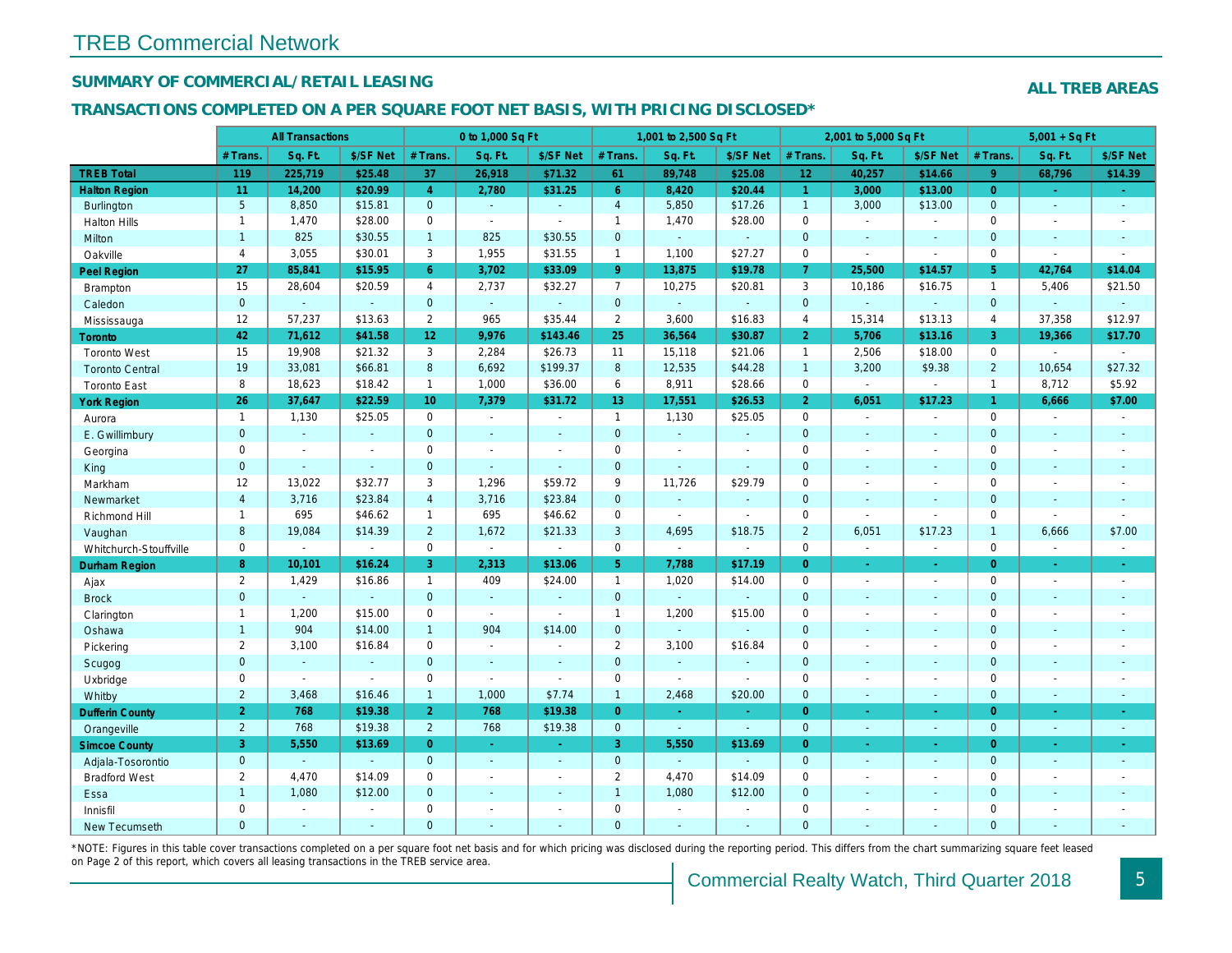# TREB Commercial Network

## SUMMARY OF COMMERCIAL/RETAIL LEASING

**ALL TREB AREAS**

## TRANSACTIONS COMPLETED ON A PER SQUARE FOOT NET BASIS, WITH PRICING DISCLOSED*

| | All Transactions | | | 0 to 1,000 Sq Ft | | | 1,001 to 2,500 Sq Ft | | | 2,001 to 5,000 Sq Ft | | | 5,001 + Sq Ft | | |
|---|---|---|---|---|---|---|---|---|---|---|---|---|---|---|---|
| | # Trans. | Sq. Ft. | $/SF Net | # Trans. | Sq. Ft. | $/SF Net | # Trans. | Sq. Ft. | $/SF Net | # Trans. | Sq. Ft. | $/SF Net | # Trans. | Sq. Ft. | $/SF Net |
| **TREB Total** | **119** | **225,719** | **$25.48** | **37** | **26,918** | **$71.32** | **61** | **89,748** | **$25.08** | **12** | **40,257** | **$14.66** | **9** | **68,796** | **$14.39** |
| **Halton Region** | **11** | **14,200** | **$20.99** | **4** | **2,780** | **$31.25** | **6** | **8,420** | **$20.44** | **1** | **3,000** | **$13.00** | **0** | **-** | **-** |
| Burlington | 5 | 8,850 | $15.81 | 0 | - | - | 4 | 5,850 | $17.26 | 1 | 3,000 | $13.00 | 0 | - | - |
| Halton Hills | 1 | 1,470 | $28.00 | 0 | - | - | 1 | 1,470 | $28.00 | 0 | - | - | 0 | - | - |
| Milton | 1 | 825 | $30.55 | 1 | 825 | $30.55 | 0 | - | - | 0 | - | - | 0 | - | - |
| Oakville | 4 | 3,055 | $30.01 | 3 | 1,955 | $31.55 | 1 | 1,100 | $27.27 | 0 | - | - | 0 | - | - |
| **Peel Region** | **27** | **85,841** | **$15.95** | **6** | **3,702** | **$33.09** | **9** | **13,875** | **$19.78** | **7** | **25,500** | **$14.57** | **5** | **42,764** | **$14.04** |
| Brampton | 15 | 28,604 | $20.59 | 4 | 2,737 | $32.27 | 7 | 10,275 | $20.81 | 3 | 10,186 | $16.75 | 1 | 5,406 | $21.50 |
| Caledon | 0 | - | - | 0 | - | - | 0 | - | - | 0 | - | - | 0 | - | - |
| Mississauga | 12 | 57,237 | $13.63 | 2 | 965 | $35.44 | 2 | 3,600 | $16.83 | 4 | 15,314 | $13.13 | 4 | 37,358 | $12.97 |
| **Toronto** | **42** | **71,612** | **$41.58** | **12** | **9,976** | **$143.46** | **25** | **36,564** | **$30.87** | **2** | **5,706** | **$13.16** | **3** | **19,366** | **$17.70** |
| Toronto West | 15 | 19,908 | $21.32 | 3 | 2,284 | $26.73 | 11 | 15,118 | $21.06 | 1 | 2,506 | $18.00 | 0 | - | - |
| Toronto Central | 19 | 33,081 | $66.81 | 8 | 6,692 | $199.37 | 8 | 12,535 | $44.28 | 1 | 3,200 | $9.38 | 2 | 10,654 | $27.32 |
| Toronto East | 8 | 18,623 | $18.42 | 1 | 1,000 | $36.00 | 6 | 8,911 | $28.66 | 0 | - | - | 1 | 8,712 | $5.92 |
| **York Region** | **26** | **37,647** | **$22.59** | **10** | **7,379** | **$31.72** | **13** | **17,551** | **$26.53** | **2** | **6,051** | **$17.23** | **1** | **6,666** | **$7.00** |
| Aurora | 1 | 1,130 | $25.05 | 0 | - | - | 1 | 1,130 | $25.05 | 0 | - | - | 0 | - | - |
| E. Gwillimbury | 0 | - | - | 0 | - | - | 0 | - | - | 0 | - | - | 0 | - | - |
| Georgina | 0 | - | - | 0 | - | - | 0 | - | - | 0 | - | - | 0 | - | - |
| King | 0 | - | - | 0 | - | - | 0 | - | - | 0 | - | - | 0 | - | - |
| Markham | 12 | 13,022 | $32.77 | 3 | 1,296 | $59.72 | 9 | 11,726 | $29.79 | 0 | - | - | 0 | - | - |
| Newmarket | 4 | 3,716 | $23.84 | 4 | 3,716 | $23.84 | 0 | - | - | 0 | - | - | 0 | - | - |
| Richmond Hill | 1 | 695 | $46.62 | 1 | 695 | $46.62 | 0 | - | - | 0 | - | - | 0 | - | - |
| Vaughan | 8 | 19,084 | $14.39 | 2 | 1,672 | $21.33 | 3 | 4,695 | $18.75 | 2 | 6,051 | $17.23 | 1 | 6,666 | $7.00 |
| Whitchurch-Stouffville | 0 | - | - | 0 | - | - | 0 | - | - | 0 | - | - | 0 | - | - |
| **Durham Region** | **8** | **10,101** | **$16.24** | **3** | **2,313** | **$13.06** | **5** | **7,788** | **$17.19** | **0** | **-** | **-** | **0** | **-** | **-** |
| Ajax | 2 | 1,429 | $16.86 | 1 | 409 | $24.00 | 1 | 1,020 | $14.00 | 0 | - | - | 0 | - | - |
| Brock | 0 | - | - | 0 | - | - | 0 | - | - | 0 | - | - | 0 | - | - |
| Clarington | 1 | 1,200 | $15.00 | 0 | - | - | 1 | 1,200 | $15.00 | 0 | - | - | 0 | - | - |
| Oshawa | 1 | 904 | $14.00 | 1 | 904 | $14.00 | 0 | - | - | 0 | - | - | 0 | - | - |
| Pickering | 2 | 3,100 | $16.84 | 0 | - | - | 2 | 3,100 | $16.84 | 0 | - | - | 0 | - | - |
| Scugog | 0 | - | - | 0 | - | - | 0 | - | - | 0 | - | - | 0 | - | - |
| Uxbridge | 0 | - | - | 0 | - | - | 0 | - | - | 0 | - | - | 0 | - | - |
| Whitby | 2 | 3,468 | $16.46 | 1 | 1,000 | $7.74 | 1 | 2,468 | $20.00 | 0 | - | - | 0 | - | - |
| **Dufferin County** | **2** | **768** | **$19.38** | **2** | **768** | **$19.38** | **0** | **-** | **-** | **0** | **-** | **-** | **0** | **-** | **-** |
| Orangeville | 2 | 768 | $19.38 | 2 | 768 | $19.38 | 0 | - | - | 0 | - | - | 0 | - | - |
| **Simcoe County** | **3** | **5,550** | **$13.69** | **0** | **-** | **-** | **3** | **5,550** | **$13.69** | **0** | **-** | **-** | **0** | **-** | **-** |
| Adjala-Tosorontio | 0 | - | - | 0 | - | - | 0 | - | - | 0 | - | - | 0 | - | - |
| Bradford West | 2 | 4,470 | $14.09 | 0 | - | - | 2 | 4,470 | $14.09 | 0 | - | - | 0 | - | - |
| Essa | 1 | 1,080 | $12.00 | 0 | - | - | 1 | 1,080 | $12.00 | 0 | - | - | 0 | - | - |
| Innisfil | 0 | - | - | 0 | - | - | 0 | - | - | 0 | - | - | 0 | - | - |
| New Tecumseth | 0 | - | - | 0 | - | - | 0 | - | - | 0 | - | - | 0 | - | - |

*NOTE: Figures in this table cover transactions completed on a per square foot net basis and for which pricing was disclosed during the reporting period. This differs from the chart summarizing square feet leased on Page 2 of this report, which covers all leasing transactions in the TREB service area.

Commercial Realty Watch, Third Quarter 2018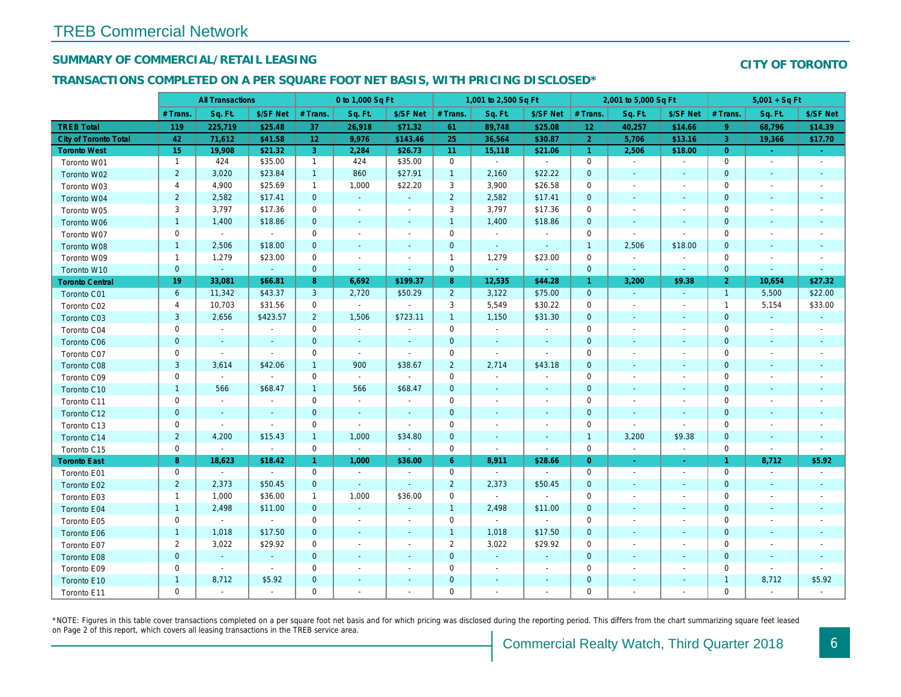# TREB Commercial Network

## SUMMARY OF COMMERCIAL/RETAIL LEASING

**CITY OF TORONTO**

## TRANSACTIONS COMPLETED ON A PER SQUARE FOOT NET BASIS, WITH PRICING DISCLOSED*

| | All Transactions | | | 0 to 1,000 Sq Ft | | | 1,001 to 2,500 Sq Ft | | | 2,001 to 5,000 Sq Ft | | | 5,001 + Sq Ft | | |
|---|---|---|---|---|---|---|---|---|---|---|---|---|---|---|---|
| | # Trans. | Sq. Ft. | $/SF Net | # Trans. | Sq. Ft. | $/SF Net | # Trans. | Sq. Ft. | $/SF Net | # Trans. | Sq. Ft. | $/SF Net | # Trans. | Sq. Ft. | $/SF Net |
| **TREB Total** | **119** | **225,719** | **$25.48** | **37** | **26,918** | **$71.32** | **61** | **89,748** | **$25.08** | **12** | **40,257** | **$14.66** | **9** | **68,796** | **$14.39** |
| **City of Toronto Total** | **42** | **71,612** | **$41.58** | **12** | **9,976** | **$143.46** | **25** | **36,564** | **$30.87** | **2** | **5,706** | **$13.16** | **3** | **19,366** | **$17.70** |
| **Toronto West** | **15** | **19,908** | **$21.32** | **3** | **2,284** | **$26.73** | **11** | **15,118** | **$21.06** | **1** | **2,506** | **$18.00** | **0** | **-** | **-** |
| Toronto W01 | 1 | 424 | $35.00 | 1 | 424 | $35.00 | 0 | - | - | 0 | - | - | 0 | - | - |
| Toronto W02 | 2 | 3,020 | $23.84 | 1 | 860 | $27.91 | 1 | 2,160 | $22.22 | 0 | - | - | 0 | - | - |
| Toronto W03 | 4 | 4,900 | $25.69 | 1 | 1,000 | $22.20 | 3 | 3,900 | $26.58 | 0 | - | - | 0 | - | - |
| Toronto W04 | 2 | 2,582 | $17.41 | 0 | - | - | 2 | 2,582 | $17.41 | 0 | - | - | 0 | - | - |
| Toronto W05 | 3 | 3,797 | $17.36 | 0 | - | - | 3 | 3,797 | $17.36 | 0 | - | - | 0 | - | - |
| Toronto W06 | 1 | 1,400 | $18.86 | 0 | - | - | 1 | 1,400 | $18.86 | 0 | - | - | 0 | - | - |
| Toronto W07 | 0 | - | - | 0 | - | - | 0 | - | - | 0 | - | - | 0 | - | - |
| Toronto W08 | 1 | 2,506 | $18.00 | 0 | - | - | 0 | - | - | 1 | 2,506 | $18.00 | 0 | - | - |
| Toronto W09 | 1 | 1,279 | $23.00 | 0 | - | - | 1 | 1,279 | $23.00 | 0 | - | - | 0 | - | - |
| Toronto W10 | 0 | - | - | 0 | - | - | 0 | - | - | 0 | - | - | 0 | - | - |
| **Toronto Central** | **19** | **33,081** | **$66.81** | **8** | **6,692** | **$199.37** | **8** | **12,535** | **$44.28** | **1** | **3,200** | **$9.38** | **2** | **10,654** | **$27.32** |
| Toronto C01 | 6 | 11,342 | $43.37 | 3 | 2,720 | $50.29 | 2 | 3,122 | $75.00 | 0 | - | - | 1 | 5,500 | $22.00 |
| Toronto C02 | 4 | 10,703 | $31.56 | 0 | - | - | 3 | 5,549 | $30.22 | 0 | - | - | 1 | 5,154 | $33.00 |
| Toronto C03 | 3 | 2,656 | $423.57 | 2 | 1,506 | $723.11 | 1 | 1,150 | $31.30 | 0 | - | - | 0 | - | - |
| Toronto C04 | 0 | - | - | 0 | - | - | 0 | - | - | 0 | - | - | 0 | - | - |
| Toronto C06 | 0 | - | - | 0 | - | - | 0 | - | - | 0 | - | - | 0 | - | - |
| Toronto C07 | 0 | - | - | 0 | - | - | 0 | - | - | 0 | - | - | 0 | - | - |
| Toronto C08 | 3 | 3,614 | $42.06 | 1 | 900 | $38.67 | 2 | 2,714 | $43.18 | 0 | - | - | 0 | - | - |
| Toronto C09 | 0 | - | - | 0 | - | - | 0 | - | - | 0 | - | - | 0 | - | - |
| Toronto C10 | 1 | 566 | $68.47 | 1 | 566 | $68.47 | 0 | - | - | 0 | - | - | 0 | - | - |
| Toronto C11 | 0 | - | - | 0 | - | - | 0 | - | - | 0 | - | - | 0 | - | - |
| Toronto C12 | 0 | - | - | 0 | - | - | 0 | - | - | 0 | - | - | 0 | - | - |
| Toronto C13 | 0 | - | - | 0 | - | - | 0 | - | - | 0 | - | - | 0 | - | - |
| Toronto C14 | 2 | 4,200 | $15.43 | 1 | 1,000 | $34.80 | 0 | - | - | 1 | 3,200 | $9.38 | 0 | - | - |
| Toronto C15 | 0 | - | - | 0 | - | - | 0 | - | - | 0 | - | - | 0 | - | - |
| **Toronto East** | **8** | **18,623** | **$18.42** | **1** | **1,000** | **$36.00** | **6** | **8,911** | **$28.66** | **0** | **-** | **-** | **1** | **8,712** | **$5.92** |
| Toronto E01 | 0 | - | - | 0 | - | - | 0 | - | - | 0 | - | - | 0 | - | - |
| Toronto E02 | 2 | 2,373 | $50.45 | 0 | - | - | 2 | 2,373 | $50.45 | 0 | - | - | 0 | - | - |
| Toronto E03 | 1 | 1,000 | $36.00 | 1 | 1,000 | $36.00 | 0 | - | - | 0 | - | - | 0 | - | - |
| Toronto E04 | 1 | 2,498 | $11.00 | 0 | - | - | 1 | 2,498 | $11.00 | 0 | - | - | 0 | - | - |
| Toronto E05 | 0 | - | - | 0 | - | - | 0 | - | - | 0 | - | - | 0 | - | - |
| Toronto E06 | 1 | 1,018 | $17.50 | 0 | - | - | 1 | 1,018 | $17.50 | 0 | - | - | 0 | - | - |
| Toronto E07 | 2 | 3,022 | $29.92 | 0 | - | - | 2 | 3,022 | $29.92 | 0 | - | - | 0 | - | - |
| Toronto E08 | 0 | - | - | 0 | - | - | 0 | - | - | 0 | - | - | 0 | - | - |
| Toronto E09 | 0 | - | - | 0 | - | - | 0 | - | - | 0 | - | - | 0 | - | - |
| Toronto E10 | 1 | 8,712 | $5.92 | 0 | - | - | 0 | - | - | 0 | - | - | 1 | 8,712 | $5.92 |
| Toronto E11 | 0 | - | - | 0 | - | - | 0 | - | - | 0 | - | - | 0 | - | - |

*NOTE: Figures in this table cover transactions completed on a per square foot net basis and for which pricing was disclosed during the reporting period. This differs from the chart summarizing square feet leased on Page 2 of this report, which covers all leasing transactions in the TREB service area.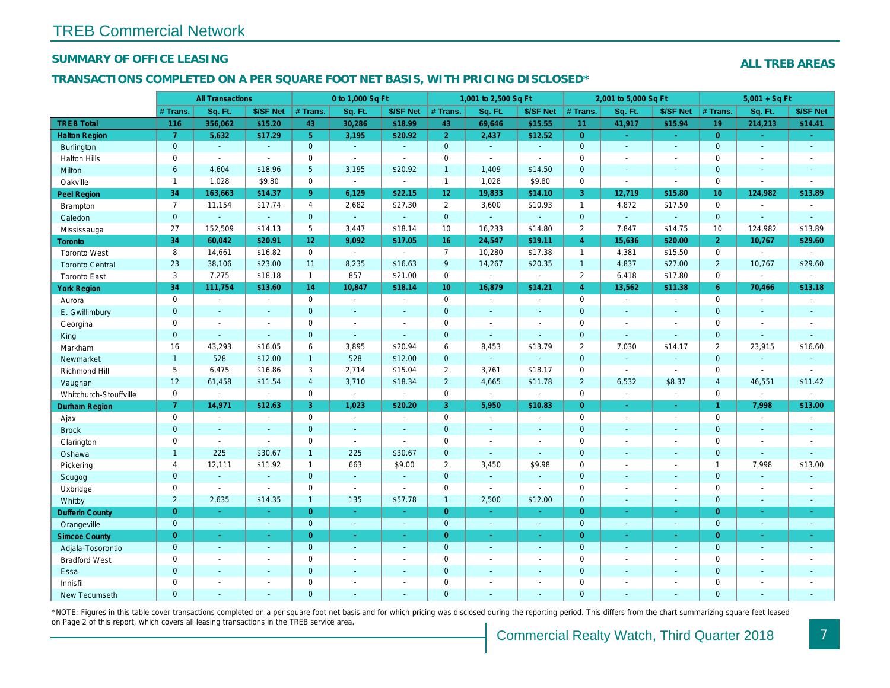# TREB Commercial Network

## SUMMARY OF OFFICE LEASING

**ALL TREB AREAS**

## TRANSACTIONS COMPLETED ON A PER SQUARE FOOT NET BASIS, WITH PRICING DISCLOSED*

| | All Transactions | | | 0 to 1,000 Sq Ft | | | 1,001 to 2,500 Sq Ft | | | 2,001 to 5,000 Sq Ft | | | 5,001 + Sq Ft | | |
|---|---|---|---|---|---|---|---|---|---|---|---|---|---|---|---|
| | # Trans. | Sq. Ft. | $/SF Net | # Trans. | Sq. Ft. | $/SF Net | # Trans. | Sq. Ft. | $/SF Net | # Trans. | Sq. Ft. | $/SF Net | # Trans. | Sq. Ft. | $/SF Net |
| **TREB Total** | **116** | **356,062** | **$15.20** | **43** | **30,286** | **$18.99** | **43** | **69,646** | **$15.55** | **11** | **41,917** | **$15.94** | **19** | **214,213** | **$14.41** |
| **Halton Region** | **7** | **5,632** | **$17.29** | **5** | **3,195** | **$20.92** | **2** | **2,437** | **$12.52** | **0** | **-** | **-** | **0** | **-** | **-** |
| Burlington | 0 | - | - | 0 | - | - | 0 | - | - | 0 | - | - | 0 | - | - |
| Halton Hills | 0 | - | - | 0 | - | - | 0 | - | - | 0 | - | - | 0 | - | - |
| Milton | 6 | 4,604 | $18.96 | 5 | 3,195 | $20.92 | 1 | 1,409 | $14.50 | 0 | - | - | 0 | - | - |
| Oakville | 1 | 1,028 | $9.80 | 0 | - | - | 1 | 1,028 | $9.80 | 0 | - | - | 0 | - | - |
| **Peel Region** | **34** | **163,663** | **$14.37** | **9** | **6,129** | **$22.15** | **12** | **19,833** | **$14.10** | **3** | **12,719** | **$15.80** | **10** | **124,982** | **$13.89** |
| Brampton | 7 | 11,154 | $17.74 | 4 | 2,682 | $27.30 | 2 | 3,600 | $10.93 | 1 | 4,872 | $17.50 | 0 | - | - |
| Caledon | 0 | - | - | 0 | - | - | 0 | - | - | 0 | - | - | 0 | - | - |
| Mississauga | 27 | 152,509 | $14.13 | 5 | 3,447 | $18.14 | 10 | 16,233 | $14.80 | 2 | 7,847 | $14.75 | 10 | 124,982 | $13.89 |
| **Toronto** | **34** | **60,042** | **$20.91** | **12** | **9,092** | **$17.05** | **16** | **24,547** | **$19.11** | **4** | **15,636** | **$20.00** | **2** | **10,767** | **$29.60** |
| Toronto West | 8 | 14,661 | $16.82 | 0 | - | - | 7 | 10,280 | $17.38 | 1 | 4,381 | $15.50 | 0 | - | - |
| Toronto Central | 23 | 38,106 | $23.00 | 11 | 8,235 | $16.63 | 9 | 14,267 | $20.35 | 1 | 4,837 | $27.00 | 2 | 10,767 | $29.60 |
| Toronto East | 3 | 7,275 | $18.18 | 1 | 857 | $21.00 | 0 | - | - | 2 | 6,418 | $17.80 | 0 | - | - |
| **York Region** | **34** | **111,754** | **$13.60** | **14** | **10,847** | **$18.14** | **10** | **16,879** | **$14.21** | **4** | **13,562** | **$11.38** | **6** | **70,466** | **$13.18** |
| Aurora | 0 | - | - | 0 | - | - | 0 | - | - | 0 | - | - | 0 | - | - |
| E. Gwillimbury | 0 | - | - | 0 | - | - | 0 | - | - | 0 | - | - | 0 | - | - |
| Georgina | 0 | - | - | 0 | - | - | 0 | - | - | 0 | - | - | 0 | - | - |
| King | 0 | - | - | 0 | - | - | 0 | - | - | 0 | - | - | 0 | - | - |
| Markham | 16 | 43,293 | $16.05 | 6 | 3,895 | $20.94 | 6 | 8,453 | $13.79 | 2 | 7,030 | $14.17 | 2 | 23,915 | $16.60 |
| Newmarket | 1 | 528 | $12.00 | 1 | 528 | $12.00 | 0 | - | - | 0 | - | - | 0 | - | - |
| Richmond Hill | 5 | 6,475 | $16.86 | 3 | 2,714 | $15.04 | 2 | 3,761 | $18.17 | 0 | - | - | 0 | - | - |
| Vaughan | 12 | 61,458 | $11.54 | 4 | 3,710 | $18.34 | 2 | 4,665 | $11.78 | 2 | 6,532 | $8.37 | 4 | 46,551 | $11.42 |
| Whitchurch-Stouffville | 0 | - | - | 0 | - | - | 0 | - | - | 0 | - | - | 0 | - | - |
| **Durham Region** | **7** | **14,971** | **$12.63** | **3** | **1,023** | **$20.20** | **3** | **5,950** | **$10.83** | **0** | **-** | **-** | **1** | **7,998** | **$13.00** |
| Ajax | 0 | - | - | 0 | - | - | 0 | - | - | 0 | - | - | 0 | - | - |
| Brock | 0 | - | - | 0 | - | - | 0 | - | - | 0 | - | - | 0 | - | - |
| Clarington | 0 | - | - | 0 | - | - | 0 | - | - | 0 | - | - | 0 | - | - |
| Oshawa | 1 | 225 | $30.67 | 1 | 225 | $30.67 | 0 | - | - | 0 | - | - | 0 | - | - |
| Pickering | 4 | 12,111 | $11.92 | 1 | 663 | $9.00 | 2 | 3,450 | $9.98 | 0 | - | - | 1 | 7,998 | $13.00 |
| Scugog | 0 | - | - | 0 | - | - | 0 | - | - | 0 | - | - | 0 | - | - |
| Uxbridge | 0 | - | - | 0 | - | - | 0 | - | - | 0 | - | - | 0 | - | - |
| Whitby | 2 | 2,635 | $14.35 | 1 | 135 | $57.78 | 1 | 2,500 | $12.00 | 0 | - | - | 0 | - | - |
| **Dufferin County** | **0** | **-** | **-** | **0** | **-** | **-** | **0** | **-** | **-** | **0** | **-** | **-** | **0** | **-** | **-** |
| Orangeville | 0 | - | - | 0 | - | - | 0 | - | - | 0 | - | - | 0 | - | - |
| **Simcoe County** | **0** | **-** | **-** | **0** | **-** | **-** | **0** | **-** | **-** | **0** | **-** | **-** | **0** | **-** | **-** |
| Adjala-Tosorontio | 0 | - | - | 0 | - | - | 0 | - | - | 0 | - | - | 0 | - | - |
| Bradford West | 0 | - | - | 0 | - | - | 0 | - | - | 0 | - | - | 0 | - | - |
| Essa | 0 | - | - | 0 | - | - | 0 | - | - | 0 | - | - | 0 | - | - |
| Innisfil | 0 | - | - | 0 | - | - | 0 | - | - | 0 | - | - | 0 | - | - |
| New Tecumseth | 0 | - | - | 0 | - | - | 0 | - | - | 0 | - | - | 0 | - | - |

*NOTE: Figures in this table cover transactions completed on a per square foot net basis and for which pricing was disclosed during the reporting period. This differs from the chart summarizing square feet leased on Page 2 of this report, which covers all leasing transactions in the TREB service area.

Commercial Realty Watch, Third Quarter 2018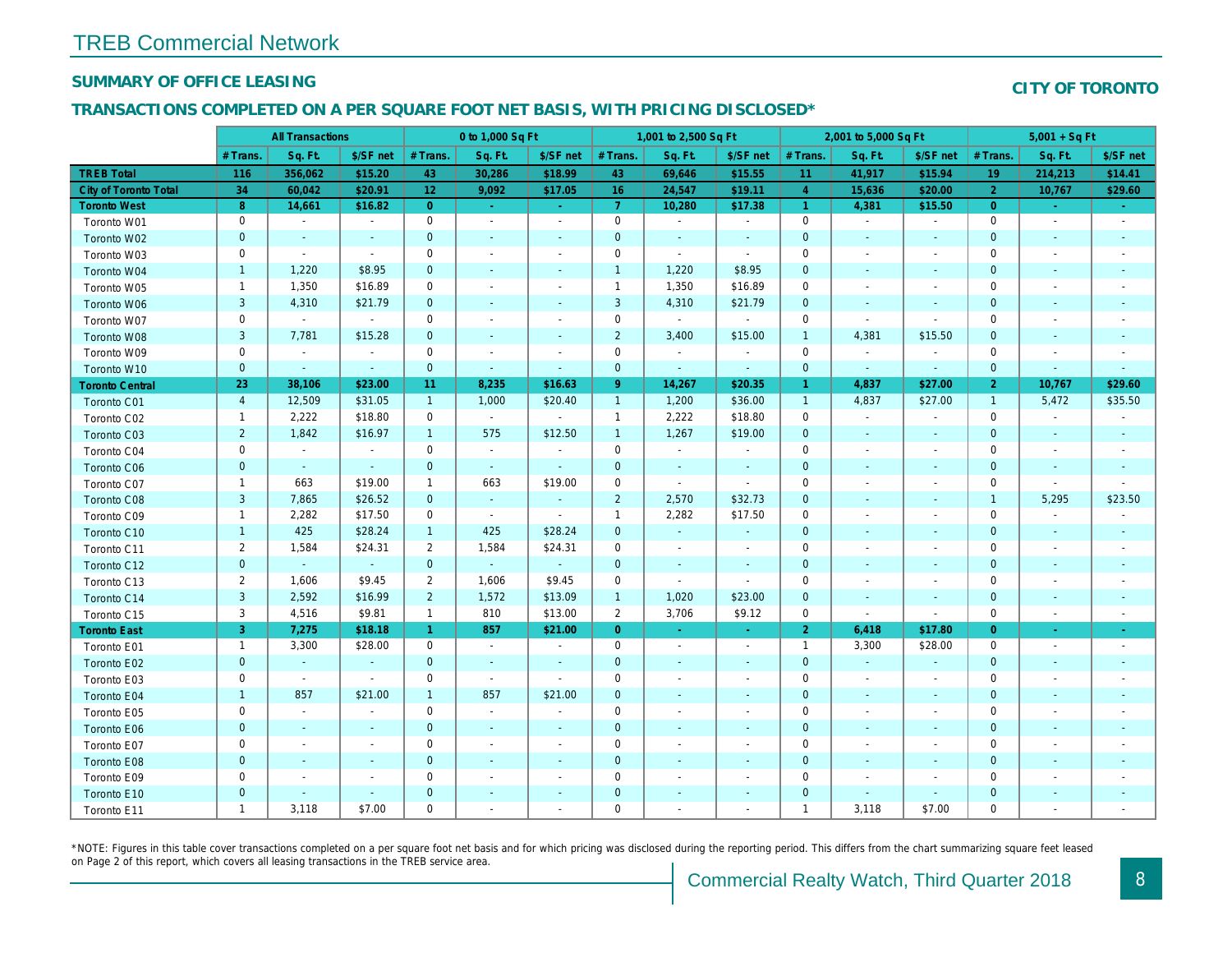# TREB Commercial Network

## SUMMARY OF OFFICE LEASING

**CITY OF TORONTO**

## TRANSACTIONS COMPLETED ON A PER SQUARE FOOT NET BASIS, WITH PRICING DISCLOSED*

| | All Transactions | | | 0 to 1,000 Sq Ft | | | 1,001 to 2,500 Sq Ft | | | 2,001 to 5,000 Sq Ft | | | 5,001 + Sq Ft | | |
|---|---|---|---|---|---|---|---|---|---|---|---|---|---|---|---|
| | # Trans. | Sq. Ft. | $/SF net | # Trans. | Sq. Ft. | $/SF net | # Trans. | Sq. Ft. | $/SF net | # Trans. | Sq. Ft. | $/SF net | # Trans. | Sq. Ft. | $/SF net |
| **TREB Total** | **116** | **356,062** | **$15.20** | **43** | **30,286** | **$18.99** | **43** | **69,646** | **$15.55** | **11** | **41,917** | **$15.94** | **19** | **214,213** | **$14.41** |
| **City of Toronto Total** | **34** | **60,042** | **$20.91** | **12** | **9,092** | **$17.05** | **16** | **24,547** | **$19.11** | **4** | **15,636** | **$20.00** | **2** | **10,767** | **$29.60** |
| **Toronto West** | **8** | **14,661** | **$16.82** | **0** | **-** | **-** | **7** | **10,280** | **$17.38** | **1** | **4,381** | **$15.50** | **0** | **-** | **-** |
| Toronto W01 | 0 | - | - | 0 | - | - | 0 | - | - | 0 | - | - | 0 | - | - |
| Toronto W02 | 0 | - | - | 0 | - | - | 0 | - | - | 0 | - | - | 0 | - | - |
| Toronto W03 | 0 | - | - | 0 | - | - | 0 | - | - | 0 | - | - | 0 | - | - |
| Toronto W04 | 1 | 1,220 | $8.95 | 0 | - | - | 1 | 1,220 | $8.95 | 0 | - | - | 0 | - | - |
| Toronto W05 | 1 | 1,350 | $16.89 | 0 | - | - | 1 | 1,350 | $16.89 | 0 | - | - | 0 | - | - |
| Toronto W06 | 3 | 4,310 | $21.79 | 0 | - | - | 3 | 4,310 | $21.79 | 0 | - | - | 0 | - | - |
| Toronto W07 | 0 | - | - | 0 | - | - | 0 | - | - | 0 | - | - | 0 | - | - |
| Toronto W08 | 3 | 7,781 | $15.28 | 0 | - | - | 2 | 3,400 | $15.00 | 1 | 4,381 | $15.50 | 0 | - | - |
| Toronto W09 | 0 | - | - | 0 | - | - | 0 | - | - | 0 | - | - | 0 | - | - |
| Toronto W10 | 0 | - | - | 0 | - | - | 0 | - | - | 0 | - | - | 0 | - | - |
| **Toronto Central** | **23** | **38,106** | **$23.00** | **11** | **8,235** | **$16.63** | **9** | **14,267** | **$20.35** | **1** | **4,837** | **$27.00** | **2** | **10,767** | **$29.60** |
| Toronto C01 | 4 | 12,509 | $31.05 | 1 | 1,000 | $20.40 | 1 | 1,200 | $36.00 | 1 | 4,837 | $27.00 | 1 | 5,472 | $35.50 |
| Toronto C02 | 1 | 2,222 | $18.80 | 0 | - | - | 1 | 2,222 | $18.80 | 0 | - | - | 0 | - | - |
| Toronto C03 | 2 | 1,842 | $16.97 | 1 | 575 | $12.50 | 1 | 1,267 | $19.00 | 0 | - | - | 0 | - | - |
| Toronto C04 | 0 | - | - | 0 | - | - | 0 | - | - | 0 | - | - | 0 | - | - |
| Toronto C06 | 0 | - | - | 0 | - | - | 0 | - | - | 0 | - | - | 0 | - | - |
| Toronto C07 | 1 | 663 | $19.00 | 1 | 663 | $19.00 | 0 | - | - | 0 | - | - | 0 | - | - |
| Toronto C08 | 3 | 7,865 | $26.52 | 0 | - | - | 2 | 2,570 | $32.73 | 0 | - | - | 1 | 5,295 | $23.50 |
| Toronto C09 | 1 | 2,282 | $17.50 | 0 | - | - | 1 | 2,282 | $17.50 | 0 | - | - | 0 | - | - |
| Toronto C10 | 1 | 425 | $28.24 | 1 | 425 | $28.24 | 0 | - | - | 0 | - | - | 0 | - | - |
| Toronto C11 | 2 | 1,584 | $24.31 | 2 | 1,584 | $24.31 | 0 | - | - | 0 | - | - | 0 | - | - |
| Toronto C12 | 0 | - | - | 0 | - | - | 0 | - | - | 0 | - | - | 0 | - | - |
| Toronto C13 | 2 | 1,606 | $9.45 | 2 | 1,606 | $9.45 | 0 | - | - | 0 | - | - | 0 | - | - |
| Toronto C14 | 3 | 2,592 | $16.99 | 2 | 1,572 | $13.09 | 1 | 1,020 | $23.00 | 0 | - | - | 0 | - | - |
| Toronto C15 | 3 | 4,516 | $9.81 | 1 | 810 | $13.00 | 2 | 3,706 | $9.12 | 0 | - | - | 0 | - | - |
| **Toronto East** | **3** | **7,275** | **$18.18** | **1** | **857** | **$21.00** | **0** | **-** | **-** | **2** | **6,418** | **$17.80** | **0** | **-** | **-** |
| Toronto E01 | 1 | 3,300 | $28.00 | 0 | - | - | 0 | - | - | 1 | 3,300 | $28.00 | 0 | - | - |
| Toronto E02 | 0 | - | - | 0 | - | - | 0 | - | - | 0 | - | - | 0 | - | - |
| Toronto E03 | 0 | - | - | 0 | - | - | 0 | - | - | 0 | - | - | 0 | - | - |
| Toronto E04 | 1 | 857 | $21.00 | 1 | 857 | $21.00 | 0 | - | - | 0 | - | - | 0 | - | - |
| Toronto E05 | 0 | - | - | 0 | - | - | 0 | - | - | 0 | - | - | 0 | - | - |
| Toronto E06 | 0 | - | - | 0 | - | - | 0 | - | - | 0 | - | - | 0 | - | - |
| Toronto E07 | 0 | - | - | 0 | - | - | 0 | - | - | 0 | - | - | 0 | - | - |
| Toronto E08 | 0 | - | - | 0 | - | - | 0 | - | - | 0 | - | - | 0 | - | - |
| Toronto E09 | 0 | - | - | 0 | - | - | 0 | - | - | 0 | - | - | 0 | - | - |
| Toronto E10 | 0 | - | - | 0 | - | - | 0 | - | - | 0 | - | - | 0 | - | - |
| Toronto E11 | 1 | 3,118 | $7.00 | 0 | - | - | 0 | - | - | 1 | 3,118 | $7.00 | 0 | - | - |

*NOTE: Figures in this table cover transactions completed on a per square foot net basis and for which pricing was disclosed during the reporting period. This differs from the chart summarizing square feet leased on Page 2 of this report, which covers all leasing transactions in the TREB service area.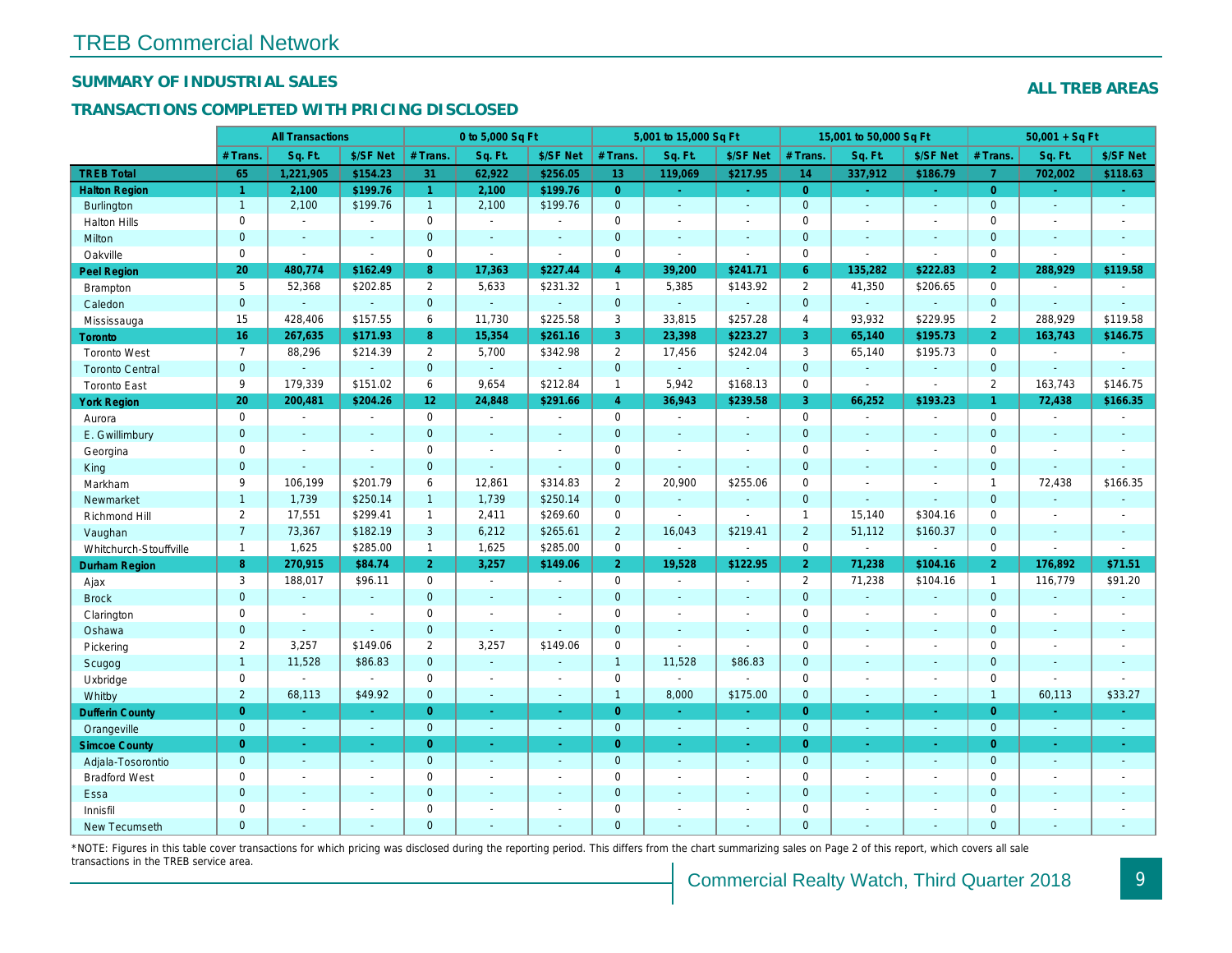# TREB Commercial Network

## SUMMARY OF INDUSTRIAL SALES

## TRANSACTIONS COMPLETED WITH PRICING DISCLOSED

**ALL TREB AREAS**

| | All Transactions | | | 0 to 5,000 Sq Ft | | | 5,001 to 15,000 Sq Ft | | | 15,001 to 50,000 Sq Ft | | | 50,001 + Sq Ft | | |
|---|---|---|---|---|---|---|---|---|---|---|---|---|---|---|---|
| | # Trans. | Sq. Ft. | $/SF Net | # Trans. | Sq. Ft. | $/SF Net | # Trans. | Sq. Ft. | $/SF Net | # Trans. | Sq. Ft. | $/SF Net | # Trans. | Sq. Ft. | $/SF Net |
| **TREB Total** | **65** | **1,221,905** | **$154.23** | **31** | **62,922** | **$256.05** | **13** | **119,069** | **$217.95** | **14** | **337,912** | **$186.79** | **7** | **702,002** | **$118.63** |
| **Halton Region** | **1** | **2,100** | **$199.76** | **1** | **2,100** | **$199.76** | **0** | **-** | **-** | **0** | **-** | **-** | **0** | **-** | **-** |
| Burlington | 1 | 2,100 | $199.76 | 1 | 2,100 | $199.76 | 0 | - | - | 0 | - | - | 0 | - | - |
| Halton Hills | 0 | - | - | 0 | - | - | 0 | - | - | 0 | - | - | 0 | - | - |
| Milton | 0 | - | - | 0 | - | - | 0 | - | - | 0 | - | - | 0 | - | - |
| Oakville | 0 | - | - | 0 | - | - | 0 | - | - | 0 | - | - | 0 | - | - |
| **Peel Region** | **20** | **480,774** | **$162.49** | **8** | **17,363** | **$227.44** | **4** | **39,200** | **$241.71** | **6** | **135,282** | **$222.83** | **2** | **288,929** | **$119.58** |
| Brampton | 5 | 52,368 | $202.85 | 2 | 5,633 | $231.32 | 1 | 5,385 | $143.92 | 2 | 41,350 | $206.65 | 0 | - | - |
| Caledon | 0 | - | - | 0 | - | - | 0 | - | - | 0 | - | - | 0 | - | - |
| Mississauga | 15 | 428,406 | $157.55 | 6 | 11,730 | $225.58 | 3 | 33,815 | $257.28 | 4 | 93,932 | $229.95 | 2 | 288,929 | $119.58 |
| **Toronto** | **16** | **267,635** | **$171.93** | **8** | **15,354** | **$261.16** | **3** | **23,398** | **$223.27** | **3** | **65,140** | **$195.73** | **2** | **163,743** | **$146.75** |
| Toronto West | 7 | 88,296 | $214.39 | 2 | 5,700 | $342.98 | 2 | 17,456 | $242.04 | 3 | 65,140 | $195.73 | 0 | - | - |
| Toronto Central | 0 | - | - | 0 | - | - | 0 | - | - | 0 | - | - | 0 | - | - |
| Toronto East | 9 | 179,339 | $151.02 | 6 | 9,654 | $212.84 | 1 | 5,942 | $168.13 | 0 | - | - | 2 | 163,743 | $146.75 |
| **York Region** | **20** | **200,481** | **$204.26** | **12** | **24,848** | **$291.66** | **4** | **36,943** | **$239.58** | **3** | **66,252** | **$193.23** | **1** | **72,438** | **$166.35** |
| Aurora | 0 | - | - | 0 | - | - | 0 | - | - | 0 | - | - | 0 | - | - |
| E. Gwillimbury | 0 | - | - | 0 | - | - | 0 | - | - | 0 | - | - | 0 | - | - |
| Georgina | 0 | - | - | 0 | - | - | 0 | - | - | 0 | - | - | 0 | - | - |
| King | 0 | - | - | 0 | - | - | 0 | - | - | 0 | - | - | 0 | - | - |
| Markham | 9 | 106,199 | $201.79 | 6 | 12,861 | $314.83 | 2 | 20,900 | $255.06 | 0 | - | - | 1 | 72,438 | $166.35 |
| Newmarket | 1 | 1,739 | $250.14 | 1 | 1,739 | $250.14 | 0 | - | - | 0 | - | - | 0 | - | - |
| Richmond Hill | 2 | 17,551 | $299.41 | 1 | 2,411 | $269.60 | 0 | - | - | 1 | 15,140 | $304.16 | 0 | - | - |
| Vaughan | 7 | 73,367 | $182.19 | 3 | 6,212 | $265.61 | 2 | 16,043 | $219.41 | 2 | 51,112 | $160.37 | 0 | - | - |
| Whitchurch-Stouffville | 1 | 1,625 | $285.00 | 1 | 1,625 | $285.00 | 0 | - | - | 0 | - | - | 0 | - | - |
| **Durham Region** | **8** | **270,915** | **$84.74** | **2** | **3,257** | **$149.06** | **2** | **19,528** | **$122.95** | **2** | **71,238** | **$104.16** | **2** | **176,892** | **$71.51** |
| Ajax | 3 | 188,017 | $96.11 | 0 | - | - | 0 | - | - | 2 | 71,238 | $104.16 | 1 | 116,779 | $91.20 |
| Brock | 0 | - | - | 0 | - | - | 0 | - | - | 0 | - | - | 0 | - | - |
| Clarington | 0 | - | - | 0 | - | - | 0 | - | - | 0 | - | - | 0 | - | - |
| Oshawa | 0 | - | - | 0 | - | - | 0 | - | - | 0 | - | - | 0 | - | - |
| Pickering | 2 | 3,257 | $149.06 | 2 | 3,257 | $149.06 | 0 | - | - | 0 | - | - | 0 | - | - |
| Scugog | 1 | 11,528 | $86.83 | 0 | - | - | 1 | 11,528 | $86.83 | 0 | - | - | 0 | - | - |
| Uxbridge | 0 | - | - | 0 | - | - | 0 | - | - | 0 | - | - | 0 | - | - |
| Whitby | 2 | 68,113 | $49.92 | 0 | - | - | 1 | 8,000 | $175.00 | 0 | - | - | 1 | 60,113 | $33.27 |
| **Dufferin County** | **0** | **-** | **-** | **0** | **-** | **-** | **0** | **-** | **-** | **0** | **-** | **-** | **0** | **-** | **-** |
| Orangeville | 0 | - | - | 0 | - | - | 0 | - | - | 0 | - | - | 0 | - | - |
| **Simcoe County** | **0** | **-** | **-** | **0** | **-** | **-** | **0** | **-** | **-** | **0** | **-** | **-** | **0** | **-** | **-** |
| Adjala-Tosorontio | 0 | - | - | 0 | - | - | 0 | - | - | 0 | - | - | 0 | - | - |
| Bradford West | 0 | - | - | 0 | - | - | 0 | - | - | 0 | - | - | 0 | - | - |
| Essa | 0 | - | - | 0 | - | - | 0 | - | - | 0 | - | - | 0 | - | - |
| Innisfil | 0 | - | - | 0 | - | - | 0 | - | - | 0 | - | - | 0 | - | - |
| New Tecumseth | 0 | - | - | 0 | - | - | 0 | - | - | 0 | - | - | 0 | - | - |

*NOTE: Figures in this table cover transactions for which pricing was disclosed during the reporting period. This differs from the chart summarizing sales on Page 2 of this report, which covers all sale transactions in the TREB service area.

Commercial Realty Watch, Third Quarter 2018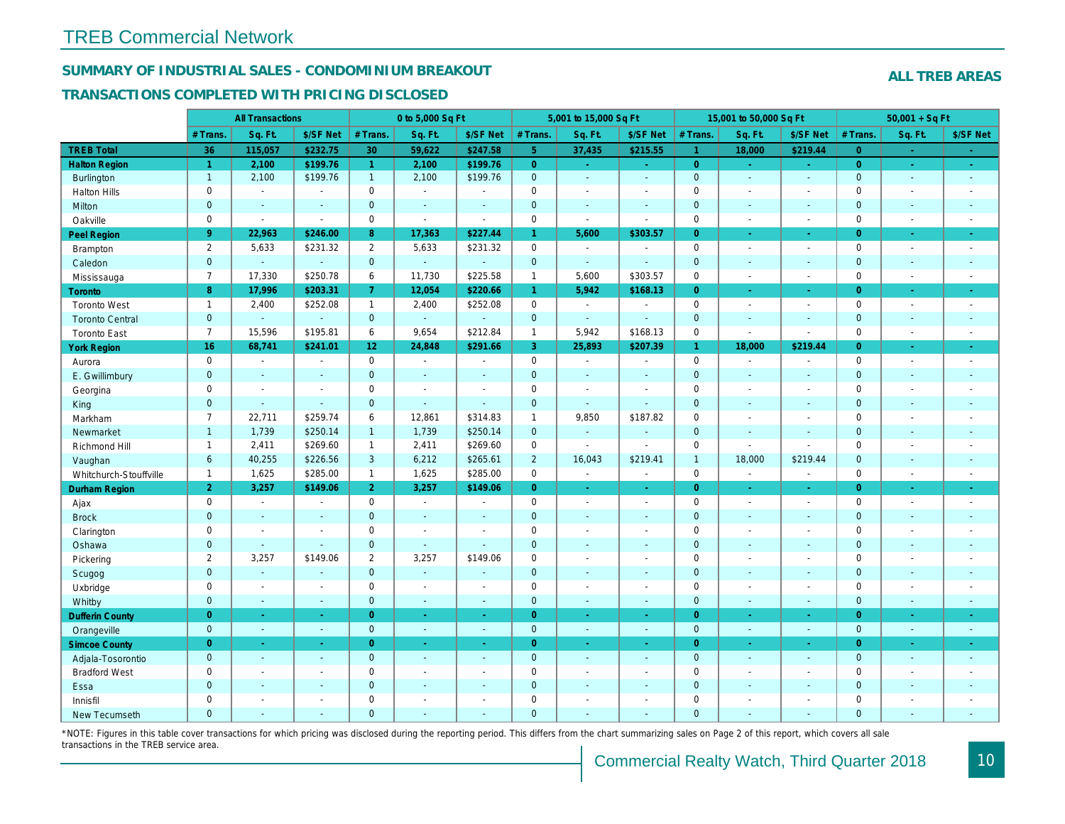# TREB Commercial Network

## SUMMARY OF INDUSTRIAL SALES - CONDOMINIUM BREAKOUT

**ALL TREB AREAS**

## TRANSACTIONS COMPLETED WITH PRICING DISCLOSED

| | All Transactions | | | 0 to 5,000 Sq Ft | | | 5,001 to 15,000 Sq Ft | | | 15,001 to 50,000 Sq Ft | | | 50,001 + Sq Ft | | |
|---|---|---|---|---|---|---|---|---|---|---|---|---|---|---|---|
| | # Trans. | Sq. Ft. | $/SF Net | # Trans. | Sq. Ft. | $/SF Net | # Trans. | Sq. Ft. | $/SF Net | # Trans. | Sq. Ft. | $/SF Net | # Trans. | Sq. Ft. | $/SF Net |
| **TREB Total** | **36** | **115,057** | **$232.75** | **30** | **59,622** | **$247.58** | **5** | **37,435** | **$215.55** | **1** | **18,000** | **$219.44** | **0** | **-** | **-** |
| **Halton Region** | **1** | **2,100** | **$199.76** | **1** | **2,100** | **$199.76** | **0** | **-** | **-** | **0** | **-** | **-** | **0** | **-** | **-** |
| Burlington | 1 | 2,100 | $199.76 | 1 | 2,100 | $199.76 | 0 | - | - | 0 | - | - | 0 | - | - |
| Halton Hills | 0 | - | - | 0 | - | - | 0 | - | - | 0 | - | - | 0 | - | - |
| Milton | 0 | - | - | 0 | - | - | 0 | - | - | 0 | - | - | 0 | - | - |
| Oakville | 0 | - | - | 0 | - | - | 0 | - | - | 0 | - | - | 0 | - | - |
| **Peel Region** | **9** | **22,963** | **$246.00** | **8** | **17,363** | **$227.44** | **1** | **5,600** | **$303.57** | **0** | **-** | **-** | **0** | **-** | **-** |
| Brampton | 2 | 5,633 | $231.32 | 2 | 5,633 | $231.32 | 0 | - | - | 0 | - | - | 0 | - | - |
| Caledon | 0 | - | - | 0 | - | - | 0 | - | - | 0 | - | - | 0 | - | - |
| Mississauga | 7 | 17,330 | $250.78 | 6 | 11,730 | $225.58 | 1 | 5,600 | $303.57 | 0 | - | - | 0 | - | - |
| **Toronto** | **8** | **17,996** | **$203.31** | **7** | **12,054** | **$220.66** | **1** | **5,942** | **$168.13** | **0** | **-** | **-** | **0** | **-** | **-** |
| Toronto West | 1 | 2,400 | $252.08 | 1 | 2,400 | $252.08 | 0 | - | - | 0 | - | - | 0 | - | - |
| Toronto Central | 0 | - | - | 0 | - | - | 0 | - | - | 0 | - | - | 0 | - | - |
| Toronto East | 7 | 15,596 | $195.81 | 6 | 9,654 | $212.84 | 1 | 5,942 | $168.13 | 0 | - | - | 0 | - | - |
| **York Region** | **16** | **68,741** | **$241.01** | **12** | **24,848** | **$291.66** | **3** | **25,893** | **$207.39** | **1** | **18,000** | **$219.44** | **0** | **-** | **-** |
| Aurora | 0 | - | - | 0 | - | - | 0 | - | - | 0 | - | - | 0 | - | - |
| E. Gwillimbury | 0 | - | - | 0 | - | - | 0 | - | - | 0 | - | - | 0 | - | - |
| Georgina | 0 | - | - | 0 | - | - | 0 | - | - | 0 | - | - | 0 | - | - |
| King | 0 | - | - | 0 | - | - | 0 | - | - | 0 | - | - | 0 | - | - |
| Markham | 7 | 22,711 | $259.74 | 6 | 12,861 | $314.83 | 1 | 9,850 | $187.82 | 0 | - | - | 0 | - | - |
| Newmarket | 1 | 1,739 | $250.14 | 1 | 1,739 | $250.14 | 0 | - | - | 0 | - | - | 0 | - | - |
| Richmond Hill | 1 | 2,411 | $269.60 | 1 | 2,411 | $269.60 | 0 | - | - | 0 | - | - | 0 | - | - |
| Vaughan | 6 | 40,255 | $226.56 | 3 | 6,212 | $265.61 | 2 | 16,043 | $219.41 | 1 | 18,000 | $219.44 | 0 | - | - |
| Whitchurch-Stouffville | 1 | 1,625 | $285.00 | 1 | 1,625 | $285.00 | 0 | - | - | 0 | - | - | 0 | - | - |
| **Durham Region** | **2** | **3,257** | **$149.06** | **2** | **3,257** | **$149.06** | **0** | **-** | **-** | **0** | **-** | **-** | **0** | **-** | **-** |
| Ajax | 0 | - | - | 0 | - | - | 0 | - | - | 0 | - | - | 0 | - | - |
| Brock | 0 | - | - | 0 | - | - | 0 | - | - | 0 | - | - | 0 | - | - |
| Clarington | 0 | - | - | 0 | - | - | 0 | - | - | 0 | - | - | 0 | - | - |
| Oshawa | 0 | - | - | 0 | - | - | 0 | - | - | 0 | - | - | 0 | - | - |
| Pickering | 2 | 3,257 | $149.06 | 2 | 3,257 | $149.06 | 0 | - | - | 0 | - | - | 0 | - | - |
| Scugog | 0 | - | - | 0 | - | - | 0 | - | - | 0 | - | - | 0 | - | - |
| Uxbridge | 0 | - | - | 0 | - | - | 0 | - | - | 0 | - | - | 0 | - | - |
| Whitby | 0 | - | - | 0 | - | - | 0 | - | - | 0 | - | - | 0 | - | - |
| **Dufferin County** | **0** | **-** | **-** | **0** | **-** | **-** | **0** | **-** | **-** | **0** | **-** | **-** | **0** | **-** | **-** |
| Orangeville | 0 | - | - | 0 | - | - | 0 | - | - | 0 | - | - | 0 | - | - |
| **Simcoe County** | **0** | **-** | **-** | **0** | **-** | **-** | **0** | **-** | **-** | **0** | **-** | **-** | **0** | **-** | **-** |
| Adjala-Tosorontio | 0 | - | - | 0 | - | - | 0 | - | - | 0 | - | - | 0 | - | - |
| Bradford West | 0 | - | - | 0 | - | - | 0 | - | - | 0 | - | - | 0 | - | - |
| Essa | 0 | - | - | 0 | - | - | 0 | - | - | 0 | - | - | 0 | - | - |
| Innisfil | 0 | - | - | 0 | - | - | 0 | - | - | 0 | - | - | 0 | - | - |
| New Tecumseth | 0 | - | - | 0 | - | - | 0 | - | - | 0 | - | - | 0 | - | - |

*NOTE: Figures in this table cover transactions for which pricing was disclosed during the reporting period. This differs from the chart summarizing sales on Page 2 of this report, which covers all sale transactions in the TREB service area.

Commercial Realty Watch, Third Quarter 2018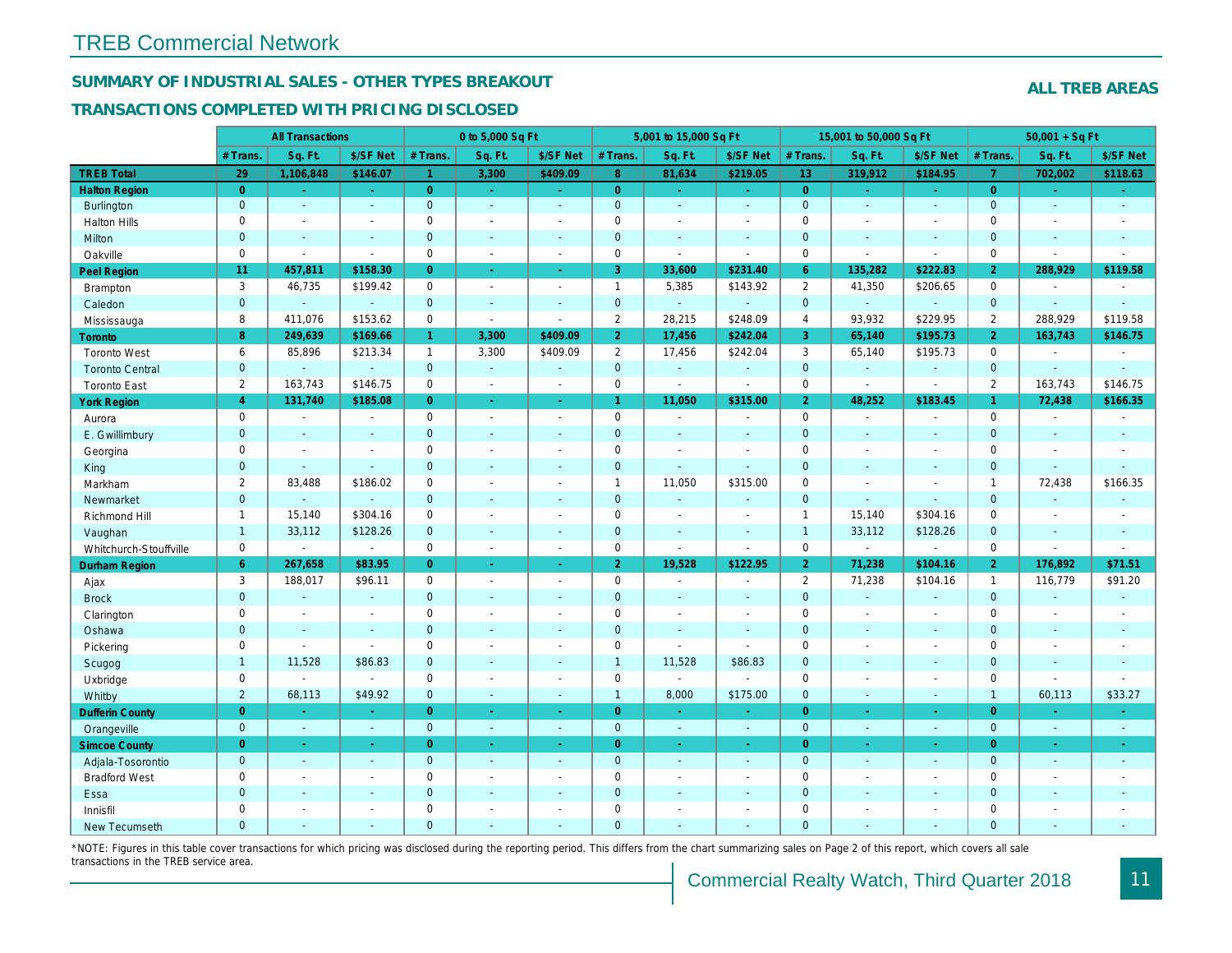# TREB Commercial Network

## SUMMARY OF INDUSTRIAL SALES - OTHER TYPES BREAKOUT

## TRANSACTIONS COMPLETED WITH PRICING DISCLOSED

**ALL TREB AREAS**

| | All Transactions | | | 0 to 5,000 Sq Ft | | | 5,001 to 15,000 Sq Ft | | | 15,001 to 50,000 Sq Ft | | | 50,001 + Sq Ft | | |
|---|---|---|---|---|---|---|---|---|---|---|---|---|---|---|---|
| | # Trans. | Sq. Ft. | $/SF Net | # Trans. | Sq. Ft. | $/SF Net | # Trans. | Sq. Ft. | $/SF Net | # Trans. | Sq. Ft. | $/SF Net | # Trans. | Sq. Ft. | $/SF Net |
| **TREB Total** | **29** | **1,106,848** | **$146.07** | **1** | **3,300** | **$409.09** | **8** | **81,634** | **$219.05** | **13** | **319,912** | **$184.95** | **7** | **702,002** | **$118.63** |
| **Halton Region** | **0** | **-** | **-** | **0** | **-** | **-** | **0** | **-** | **-** | **0** | **-** | **-** | **0** | **-** | **-** |
| Burlington | 0 | - | - | 0 | - | - | 0 | - | - | 0 | - | - | 0 | - | - |
| Halton Hills | 0 | - | - | 0 | - | - | 0 | - | - | 0 | - | - | 0 | - | - |
| Milton | 0 | - | - | 0 | - | - | 0 | - | - | 0 | - | - | 0 | - | - |
| Oakville | 0 | - | - | 0 | - | - | 0 | - | - | 0 | - | - | 0 | - | - |
| **Peel Region** | **11** | **457,811** | **$158.30** | **0** | **-** | **-** | **3** | **33,600** | **$231.40** | **6** | **135,282** | **$222.83** | **2** | **288,929** | **$119.58** |
| Brampton | 3 | 46,735 | $199.42 | 0 | - | - | 1 | 5,385 | $143.92 | 2 | 41,350 | $206.65 | 0 | - | - |
| Caledon | 0 | - | - | 0 | - | - | 0 | - | - | 0 | - | - | 0 | - | - |
| Mississauga | 8 | 411,076 | $153.62 | 0 | - | - | 2 | 28,215 | $248.09 | 4 | 93,932 | $229.95 | 2 | 288,929 | $119.58 |
| **Toronto** | **8** | **249,639** | **$169.66** | **1** | **3,300** | **$409.09** | **2** | **17,456** | **$242.04** | **3** | **65,140** | **$195.73** | **2** | **163,743** | **$146.75** |
| Toronto West | 6 | 85,896 | $213.34 | 1 | 3,300 | $409.09 | 2 | 17,456 | $242.04 | 3 | 65,140 | $195.73 | 0 | - | - |
| Toronto Central | 0 | - | - | 0 | - | - | 0 | - | - | 0 | - | - | 0 | - | - |
| Toronto East | 2 | 163,743 | $146.75 | 0 | - | - | 0 | - | - | 0 | - | - | 2 | 163,743 | $146.75 |
| **York Region** | **4** | **131,740** | **$185.08** | **0** | **-** | **-** | **1** | **11,050** | **$315.00** | **2** | **48,252** | **$183.45** | **1** | **72,438** | **$166.35** |
| Aurora | 0 | - | - | 0 | - | - | 0 | - | - | 0 | - | - | 0 | - | - |
| E. Gwillimbury | 0 | - | - | 0 | - | - | 0 | - | - | 0 | - | - | 0 | - | - |
| Georgina | 0 | - | - | 0 | - | - | 0 | - | - | 0 | - | - | 0 | - | - |
| King | 0 | - | - | 0 | - | - | 0 | - | - | 0 | - | - | 0 | - | - |
| Markham | 2 | 83,488 | $186.02 | 0 | - | - | 1 | 11,050 | $315.00 | 0 | - | - | 1 | 72,438 | $166.35 |
| Newmarket | 0 | - | - | 0 | - | - | 0 | - | - | 0 | - | - | 0 | - | - |
| Richmond Hill | 1 | 15,140 | $304.16 | 0 | - | - | 0 | - | - | 1 | 15,140 | $304.16 | 0 | - | - |
| Vaughan | 1 | 33,112 | $128.26 | 0 | - | - | 0 | - | - | 1 | 33,112 | $128.26 | 0 | - | - |
| Whitchurch-Stouffville | 0 | - | - | 0 | - | - | 0 | - | - | 0 | - | - | 0 | - | - |
| **Durham Region** | **6** | **267,658** | **$83.95** | **0** | **-** | **-** | **2** | **19,528** | **$122.95** | **2** | **71,238** | **$104.16** | **2** | **176,892** | **$71.51** |
| Ajax | 3 | 188,017 | $96.11 | 0 | - | - | 0 | - | - | 2 | 71,238 | $104.16 | 1 | 116,779 | $91.20 |
| Brock | 0 | - | - | 0 | - | - | 0 | - | - | 0 | - | - | 0 | - | - |
| Clarington | 0 | - | - | 0 | - | - | 0 | - | - | 0 | - | - | 0 | - | - |
| Oshawa | 0 | - | - | 0 | - | - | 0 | - | - | 0 | - | - | 0 | - | - |
| Pickering | 0 | - | - | 0 | - | - | 0 | - | - | 0 | - | - | 0 | - | - |
| Scugog | 1 | 11,528 | $86.83 | 0 | - | - | 1 | 11,528 | $86.83 | 0 | - | - | 0 | - | - |
| Uxbridge | 0 | - | - | 0 | - | - | 0 | - | - | 0 | - | - | 0 | - | - |
| Whitby | 2 | 68,113 | $49.92 | 0 | - | - | 1 | 8,000 | $175.00 | 0 | - | - | 1 | 60,113 | $33.27 |
| **Dufferin County** | **0** | **-** | **-** | **0** | **-** | **-** | **0** | **-** | **-** | **0** | **-** | **-** | **0** | **-** | **-** |
| Orangeville | 0 | - | - | 0 | - | - | 0 | - | - | 0 | - | - | 0 | - | - |
| **Simcoe County** | **0** | **-** | **-** | **0** | **-** | **-** | **0** | **-** | **-** | **0** | **-** | **-** | **0** | **-** | **-** |
| Adjala-Tosorontio | 0 | - | - | 0 | - | - | 0 | - | - | 0 | - | - | 0 | - | - |
| Bradford West | 0 | - | - | 0 | - | - | 0 | - | - | 0 | - | - | 0 | - | - |
| Essa | 0 | - | - | 0 | - | - | 0 | - | - | 0 | - | - | 0 | - | - |
| Innisfil | 0 | - | - | 0 | - | - | 0 | - | - | 0 | - | - | 0 | - | - |
| New Tecumseth | 0 | - | - | 0 | - | - | 0 | - | - | 0 | - | - | 0 | - | - |

*NOTE: Figures in this table cover transactions for which pricing was disclosed during the reporting period. This differs from the chart summarizing sales on Page 2 of this report, which covers all sale transactions in the TREB service area.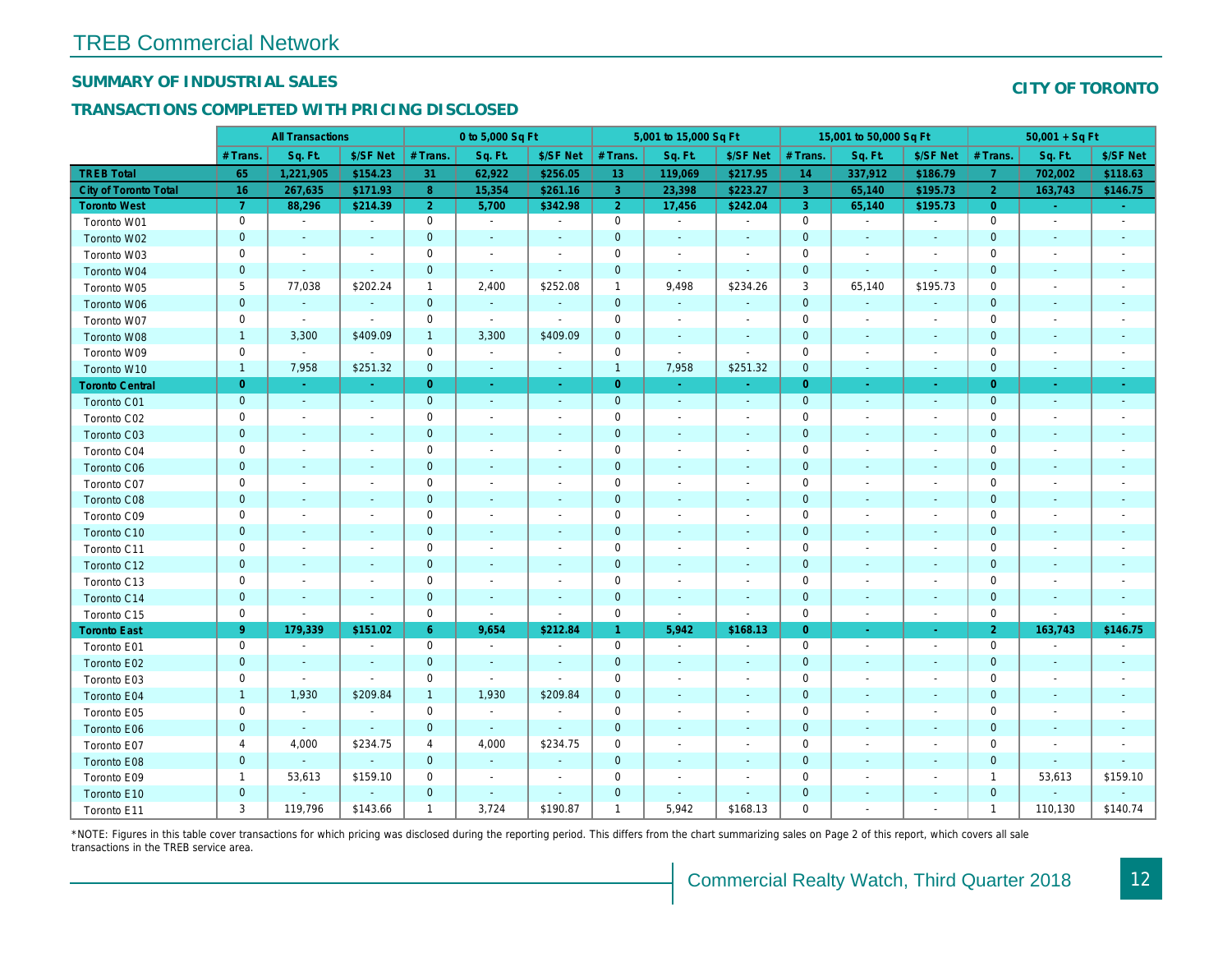# TREB Commercial Network

## SUMMARY OF INDUSTRIAL SALES

**CITY OF TORONTO**

## TRANSACTIONS COMPLETED WITH PRICING DISCLOSED

| | All Transactions | | | 0 to 5,000 Sq Ft | | | 5,001 to 15,000 Sq Ft | | | 15,001 to 50,000 Sq Ft | | | 50,001 + Sq Ft | | |
|---|---|---|---|---|---|---|---|---|---|---|---|---|---|---|---|
| | # Trans. | Sq. Ft. | $/SF Net | # Trans. | Sq. Ft. | $/SF Net | # Trans. | Sq. Ft. | $/SF Net | # Trans. | Sq. Ft. | $/SF Net | # Trans. | Sq. Ft. | $/SF Net |
| **TREB Total** | **65** | **1,221,905** | **$154.23** | **31** | **62,922** | **$256.05** | **13** | **119,069** | **$217.95** | **14** | **337,912** | **$186.79** | **7** | **702,002** | **$118.63** |
| **City of Toronto Total** | **16** | **267,635** | **$171.93** | **8** | **15,354** | **$261.16** | **3** | **23,398** | **$223.27** | **3** | **65,140** | **$195.73** | **2** | **163,743** | **$146.75** |
| **Toronto West** | **7** | **88,296** | **$214.39** | **2** | **5,700** | **$342.98** | **2** | **17,456** | **$242.04** | **3** | **65,140** | **$195.73** | **0** | **-** | **-** |
| Toronto W01 | 0 | - | - | 0 | - | - | 0 | - | - | 0 | - | - | 0 | - | - |
| Toronto W02 | 0 | - | - | 0 | - | - | 0 | - | - | 0 | - | - | 0 | - | - |
| Toronto W03 | 0 | - | - | 0 | - | - | 0 | - | - | 0 | - | - | 0 | - | - |
| Toronto W04 | 0 | - | - | 0 | - | - | 0 | - | - | 0 | - | - | 0 | - | - |
| Toronto W05 | 5 | 77,038 | $202.24 | 1 | 2,400 | $252.08 | 1 | 9,498 | $234.26 | 3 | 65,140 | $195.73 | 0 | - | - |
| Toronto W06 | 0 | - | - | 0 | - | - | 0 | - | - | 0 | - | - | 0 | - | - |
| Toronto W07 | 0 | - | - | 0 | - | - | 0 | - | - | 0 | - | - | 0 | - | - |
| Toronto W08 | 1 | 3,300 | $409.09 | 1 | 3,300 | $409.09 | 0 | - | - | 0 | - | - | 0 | - | - |
| Toronto W09 | 0 | - | - | 0 | - | - | 0 | - | - | 0 | - | - | 0 | - | - |
| Toronto W10 | 1 | 7,958 | $251.32 | 0 | - | - | 1 | 7,958 | $251.32 | 0 | - | - | 0 | - | - |
| **Toronto Central** | **0** | **-** | **-** | **0** | **-** | **-** | **0** | **-** | **-** | **0** | **-** | **-** | **0** | **-** | **-** |
| Toronto C01 | 0 | - | - | 0 | - | - | 0 | - | - | 0 | - | - | 0 | - | - |
| Toronto C02 | 0 | - | - | 0 | - | - | 0 | - | - | 0 | - | - | 0 | - | - |
| Toronto C03 | 0 | - | - | 0 | - | - | 0 | - | - | 0 | - | - | 0 | - | - |
| Toronto C04 | 0 | - | - | 0 | - | - | 0 | - | - | 0 | - | - | 0 | - | - |
| Toronto C06 | 0 | - | - | 0 | - | - | 0 | - | - | 0 | - | - | 0 | - | - |
| Toronto C07 | 0 | - | - | 0 | - | - | 0 | - | - | 0 | - | - | 0 | - | - |
| Toronto C08 | 0 | - | - | 0 | - | - | 0 | - | - | 0 | - | - | 0 | - | - |
| Toronto C09 | 0 | - | - | 0 | - | - | 0 | - | - | 0 | - | - | 0 | - | - |
| Toronto C10 | 0 | - | - | 0 | - | - | 0 | - | - | 0 | - | - | 0 | - | - |
| Toronto C11 | 0 | - | - | 0 | - | - | 0 | - | - | 0 | - | - | 0 | - | - |
| Toronto C12 | 0 | - | - | 0 | - | - | 0 | - | - | 0 | - | - | 0 | - | - |
| Toronto C13 | 0 | - | - | 0 | - | - | 0 | - | - | 0 | - | - | 0 | - | - |
| Toronto C14 | 0 | - | - | 0 | - | - | 0 | - | - | 0 | - | - | 0 | - | - |
| Toronto C15 | 0 | - | - | 0 | - | - | 0 | - | - | 0 | - | - | 0 | - | - |
| **Toronto East** | **9** | **179,339** | **$151.02** | **6** | **9,654** | **$212.84** | **1** | **5,942** | **$168.13** | **0** | **-** | **-** | **2** | **163,743** | **$146.75** |
| Toronto E01 | 0 | - | - | 0 | - | - | 0 | - | - | 0 | - | - | 0 | - | - |
| Toronto E02 | 0 | - | - | 0 | - | - | 0 | - | - | 0 | - | - | 0 | - | - |
| Toronto E03 | 0 | - | - | 0 | - | - | 0 | - | - | 0 | - | - | 0 | - | - |
| Toronto E04 | 1 | 1,930 | $209.84 | 1 | 1,930 | $209.84 | 0 | - | - | 0 | - | - | 0 | - | - |
| Toronto E05 | 0 | - | - | 0 | - | - | 0 | - | - | 0 | - | - | 0 | - | - |
| Toronto E06 | 0 | - | - | 0 | - | - | 0 | - | - | 0 | - | - | 0 | - | - |
| Toronto E07 | 4 | 4,000 | $234.75 | 4 | 4,000 | $234.75 | 0 | - | - | 0 | - | - | 0 | - | - |
| Toronto E08 | 0 | - | - | 0 | - | - | 0 | - | - | 0 | - | - | 0 | - | - |
| Toronto E09 | 1 | 53,613 | $159.10 | 0 | - | - | 0 | - | - | 0 | - | - | 1 | 53,613 | $159.10 |
| Toronto E10 | 0 | - | - | 0 | - | - | 0 | - | - | 0 | - | - | 0 | - | - |
| Toronto E11 | 3 | 119,796 | $143.66 | 1 | 3,724 | $190.87 | 1 | 5,942 | $168.13 | 0 | - | - | 1 | 110,130 | $140.74 |

*NOTE: Figures in this table cover transactions for which pricing was disclosed during the reporting period. This differs from the chart summarizing sales on Page 2 of this report, which covers all sale transactions in the TREB service area.

Commercial Realty Watch, Third Quarter 2018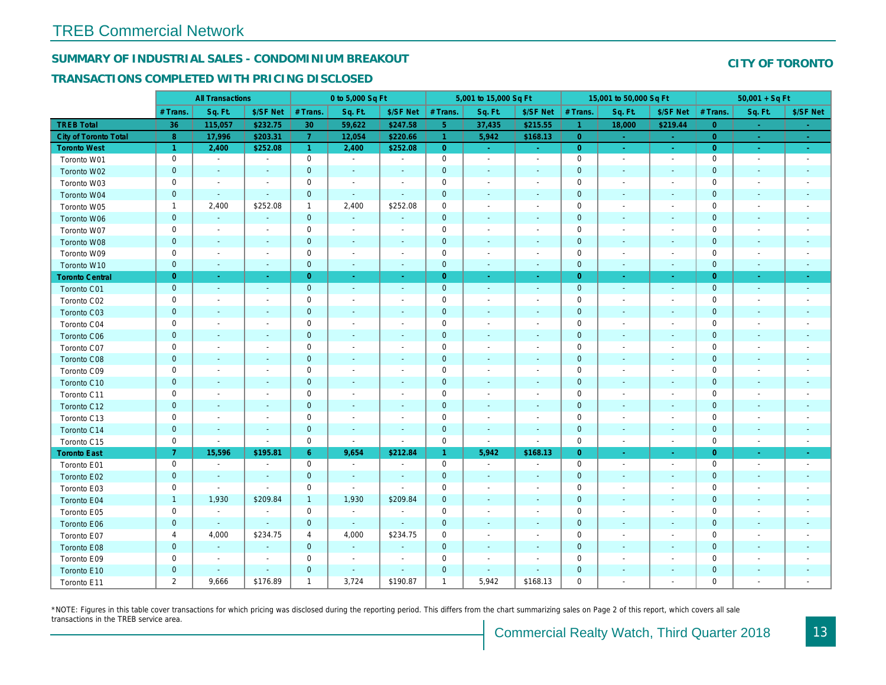## SUMMARY OF INDUSTRIAL SALES - CONDOMINIUM BREAKOUT

## TRANSACTIONS COMPLETED WITH PRICING DISCLOSED

**CITY OF TORONTO**

| | All Transactions | | | 0 to 5,000 Sq Ft | | | 5,001 to 15,000 Sq Ft | | | 15,001 to 50,000 Sq Ft | | | 50,001 + Sq Ft | | |
|---|---|---|---|---|---|---|---|---|---|---|---|---|---|---|---|
| | # Trans. | Sq. Ft. | $/SF Net | # Trans. | Sq. Ft. | $/SF Net | # Trans. | Sq. Ft. | $/SF Net | # Trans. | Sq. Ft. | $/SF Net | # Trans. | Sq. Ft. | $/SF Net |
| **TREB Total** | **36** | **115,057** | **$232.75** | **30** | **59,622** | **$247.58** | **5** | **37,435** | **$215.55** | **1** | **18,000** | **$219.44** | **0** | **-** | **-** |
| **City of Toronto Total** | **8** | **17,996** | **$203.31** | **7** | **12,054** | **$220.66** | **1** | **5,942** | **$168.13** | **0** | **-** | **-** | **0** | **-** | **-** |
| **Toronto West** | **1** | **2,400** | **$252.08** | **1** | **2,400** | **$252.08** | **0** | **-** | **-** | **0** | **-** | **-** | **0** | **-** | **-** |
| Toronto W01 | 0 | - | - | 0 | - | - | 0 | - | - | 0 | - | - | 0 | - | - |
| Toronto W02 | 0 | - | - | 0 | - | - | 0 | - | - | 0 | - | - | 0 | - | - |
| Toronto W03 | 0 | - | - | 0 | - | - | 0 | - | - | 0 | - | - | 0 | - | - |
| Toronto W04 | 0 | - | - | 0 | - | - | 0 | - | - | 0 | - | - | 0 | - | - |
| Toronto W05 | 1 | 2,400 | $252.08 | 1 | 2,400 | $252.08 | 0 | - | - | 0 | - | - | 0 | - | - |
| Toronto W06 | 0 | - | - | 0 | - | - | 0 | - | - | 0 | - | - | 0 | - | - |
| Toronto W07 | 0 | - | - | 0 | - | - | 0 | - | - | 0 | - | - | 0 | - | - |
| Toronto W08 | 0 | - | - | 0 | - | - | 0 | - | - | 0 | - | - | 0 | - | - |
| Toronto W09 | 0 | - | - | 0 | - | - | 0 | - | - | 0 | - | - | 0 | - | - |
| Toronto W10 | 0 | - | - | 0 | - | - | 0 | - | - | 0 | - | - | 0 | - | - |
| **Toronto Central** | **0** | **-** | **-** | **0** | **-** | **-** | **0** | **-** | **-** | **0** | **-** | **-** | **0** | **-** | **-** |
| Toronto C01 | 0 | - | - | 0 | - | - | 0 | - | - | 0 | - | - | 0 | - | - |
| Toronto C02 | 0 | - | - | 0 | - | - | 0 | - | - | 0 | - | - | 0 | - | - |
| Toronto C03 | 0 | - | - | 0 | - | - | 0 | - | - | 0 | - | - | 0 | - | - |
| Toronto C04 | 0 | - | - | 0 | - | - | 0 | - | - | 0 | - | - | 0 | - | - |
| Toronto C06 | 0 | - | - | 0 | - | - | 0 | - | - | 0 | - | - | 0 | - | - |
| Toronto C07 | 0 | - | - | 0 | - | - | 0 | - | - | 0 | - | - | 0 | - | - |
| Toronto C08 | 0 | - | - | 0 | - | - | 0 | - | - | 0 | - | - | 0 | - | - |
| Toronto C09 | 0 | - | - | 0 | - | - | 0 | - | - | 0 | - | - | 0 | - | - |
| Toronto C10 | 0 | - | - | 0 | - | - | 0 | - | - | 0 | - | - | 0 | - | - |
| Toronto C11 | 0 | - | - | 0 | - | - | 0 | - | - | 0 | - | - | 0 | - | - |
| Toronto C12 | 0 | - | - | 0 | - | - | 0 | - | - | 0 | - | - | 0 | - | - |
| Toronto C13 | 0 | - | - | 0 | - | - | 0 | - | - | 0 | - | - | 0 | - | - |
| Toronto C14 | 0 | - | - | 0 | - | - | 0 | - | - | 0 | - | - | 0 | - | - |
| Toronto C15 | 0 | - | - | 0 | - | - | 0 | - | - | 0 | - | - | 0 | - | - |
| **Toronto East** | **7** | **15,596** | **$195.81** | **6** | **9,654** | **$212.84** | **1** | **5,942** | **$168.13** | **0** | **-** | **-** | **0** | **-** | **-** |
| Toronto E01 | 0 | - | - | 0 | - | - | 0 | - | - | 0 | - | - | 0 | - | - |
| Toronto E02 | 0 | - | - | 0 | - | - | 0 | - | - | 0 | - | - | 0 | - | - |
| Toronto E03 | 0 | - | - | 0 | - | - | 0 | - | - | 0 | - | - | 0 | - | - |
| Toronto E04 | 1 | 1,930 | $209.84 | 1 | 1,930 | $209.84 | 0 | - | - | 0 | - | - | 0 | - | - |
| Toronto E05 | 0 | - | - | 0 | - | - | 0 | - | - | 0 | - | - | 0 | - | - |
| Toronto E06 | 0 | - | - | 0 | - | - | 0 | - | - | 0 | - | - | 0 | - | - |
| Toronto E07 | 4 | 4,000 | $234.75 | 4 | 4,000 | $234.75 | 0 | - | - | 0 | - | - | 0 | - | - |
| Toronto E08 | 0 | - | - | 0 | - | - | 0 | - | - | 0 | - | - | 0 | - | - |
| Toronto E09 | 0 | - | - | 0 | - | - | 0 | - | - | 0 | - | - | 0 | - | - |
| Toronto E10 | 0 | - | - | 0 | - | - | 0 | - | - | 0 | - | - | 0 | - | - |
| Toronto E11 | 2 | 9,666 | $176.89 | 1 | 3,724 | $190.87 | 1 | 5,942 | $168.13 | 0 | - | - | 0 | - | - |

*NOTE: Figures in this table cover transactions for which pricing was disclosed during the reporting period. This differs from the chart summarizing sales on Page 2 of this report, which covers all sale transactions in the TREB service area.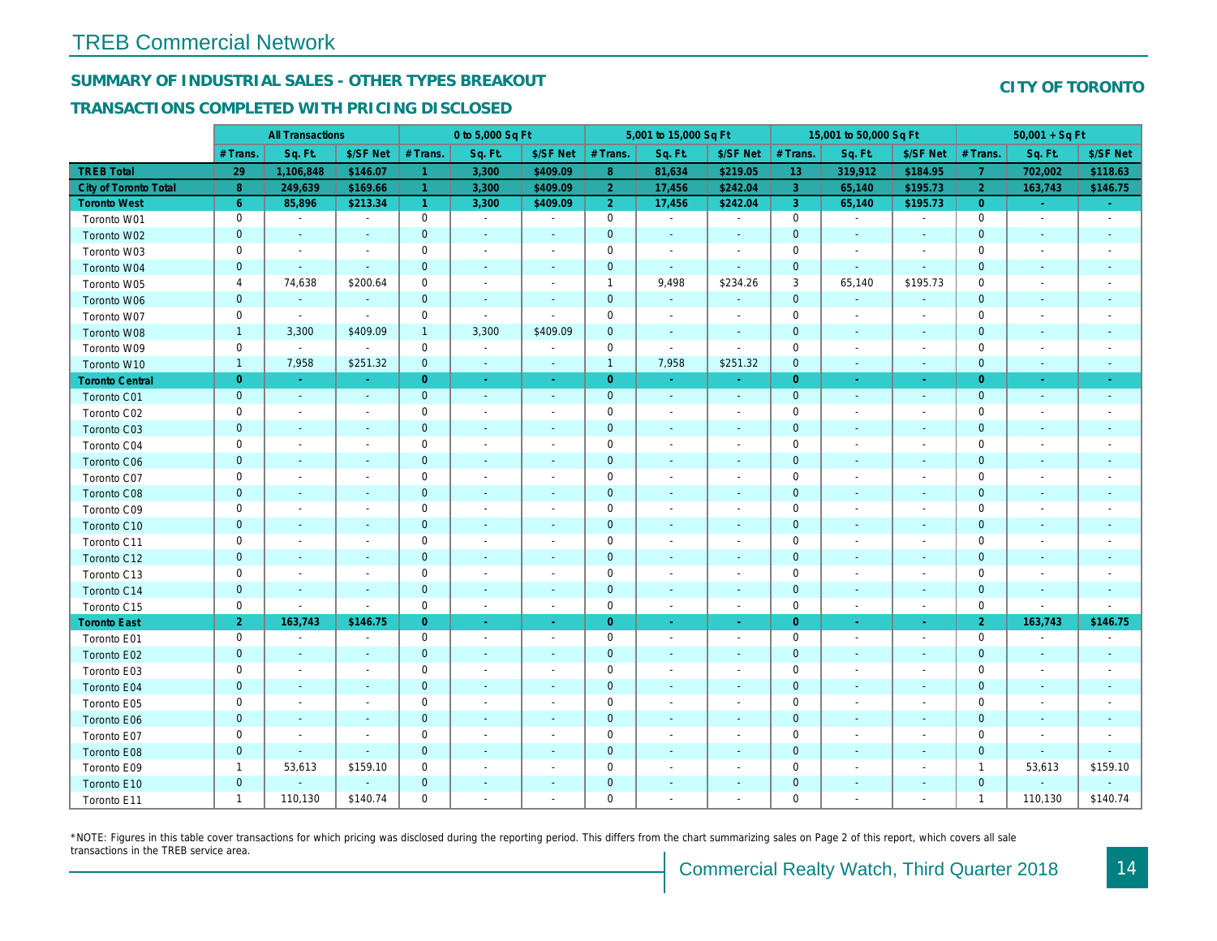## SUMMARY OF INDUSTRIAL SALES - OTHER TYPES BREAKOUT

### TRANSACTIONS COMPLETED WITH PRICING DISCLOSED

**CITY OF TORONTO**

| | All Transactions | | | 0 to 5,000 Sq Ft | | | 5,001 to 15,000 Sq Ft | | | 15,001 to 50,000 Sq Ft | | | 50,001 + Sq Ft | | |
|---|---|---|---|---|---|---|---|---|---|---|---|---|---|---|---|
| | # Trans. | Sq. Ft. | $/SF Net | # Trans. | Sq. Ft. | $/SF Net | # Trans. | Sq. Ft. | $/SF Net | # Trans. | Sq. Ft. | $/SF Net | # Trans. | Sq. Ft. | $/SF Net |
| **TREB Total** | **29** | **1,106,848** | **$146.07** | **1** | **3,300** | **$409.09** | **8** | **81,634** | **$219.05** | **13** | **319,912** | **$184.95** | **7** | **702,002** | **$118.63** |
| **City of Toronto Total** | **8** | **249,639** | **$169.66** | **1** | **3,300** | **$409.09** | **2** | **17,456** | **$242.04** | **3** | **65,140** | **$195.73** | **2** | **163,743** | **$146.75** |
| **Toronto West** | **6** | **85,896** | **$213.34** | **1** | **3,300** | **$409.09** | **2** | **17,456** | **$242.04** | **3** | **65,140** | **$195.73** | **0** | **-** | **-** |
| Toronto W01 | 0 | - | - | 0 | - | - | 0 | - | - | 0 | - | - | 0 | - | - |
| Toronto W02 | 0 | - | - | 0 | - | - | 0 | - | - | 0 | - | - | 0 | - | - |
| Toronto W03 | 0 | - | - | 0 | - | - | 0 | - | - | 0 | - | - | 0 | - | - |
| Toronto W04 | 0 | - | - | 0 | - | - | 0 | - | - | 0 | - | - | 0 | - | - |
| Toronto W05 | 4 | 74,638 | $200.64 | 0 | - | - | 1 | 9,498 | $234.26 | 3 | 65,140 | $195.73 | 0 | - | - |
| Toronto W06 | 0 | - | - | 0 | - | - | 0 | - | - | 0 | - | - | 0 | - | - |
| Toronto W07 | 0 | - | - | 0 | - | - | 0 | - | - | 0 | - | - | 0 | - | - |
| Toronto W08 | 1 | 3,300 | $409.09 | 1 | 3,300 | $409.09 | 0 | - | - | 0 | - | - | 0 | - | - |
| Toronto W09 | 0 | - | - | 0 | - | - | 0 | - | - | 0 | - | - | 0 | - | - |
| Toronto W10 | 1 | 7,958 | $251.32 | 0 | - | - | 1 | 7,958 | $251.32 | 0 | - | - | 0 | - | - |
| **Toronto Central** | **0** | **-** | **-** | **0** | **-** | **-** | **0** | **-** | **-** | **0** | **-** | **-** | **0** | **-** | **-** |
| Toronto C01 | 0 | - | - | 0 | - | - | 0 | - | - | 0 | - | - | 0 | - | - |
| Toronto C02 | 0 | - | - | 0 | - | - | 0 | - | - | 0 | - | - | 0 | - | - |
| Toronto C03 | 0 | - | - | 0 | - | - | 0 | - | - | 0 | - | - | 0 | - | - |
| Toronto C04 | 0 | - | - | 0 | - | - | 0 | - | - | 0 | - | - | 0 | - | - |
| Toronto C06 | 0 | - | - | 0 | - | - | 0 | - | - | 0 | - | - | 0 | - | - |
| Toronto C07 | 0 | - | - | 0 | - | - | 0 | - | - | 0 | - | - | 0 | - | - |
| Toronto C08 | 0 | - | - | 0 | - | - | 0 | - | - | 0 | - | - | 0 | - | - |
| Toronto C09 | 0 | - | - | 0 | - | - | 0 | - | - | 0 | - | - | 0 | - | - |
| Toronto C10 | 0 | - | - | 0 | - | - | 0 | - | - | 0 | - | - | 0 | - | - |
| Toronto C11 | 0 | - | - | 0 | - | - | 0 | - | - | 0 | - | - | 0 | - | - |
| Toronto C12 | 0 | - | - | 0 | - | - | 0 | - | - | 0 | - | - | 0 | - | - |
| Toronto C13 | 0 | - | - | 0 | - | - | 0 | - | - | 0 | - | - | 0 | - | - |
| Toronto C14 | 0 | - | - | 0 | - | - | 0 | - | - | 0 | - | - | 0 | - | - |
| Toronto C15 | 0 | - | - | 0 | - | - | 0 | - | - | 0 | - | - | 0 | - | - |
| **Toronto East** | **2** | **163,743** | **$146.75** | **0** | **-** | **-** | **0** | **-** | **-** | **0** | **-** | **-** | **2** | **163,743** | **$146.75** |
| Toronto E01 | 0 | - | - | 0 | - | - | 0 | - | - | 0 | - | - | 0 | - | - |
| Toronto E02 | 0 | - | - | 0 | - | - | 0 | - | - | 0 | - | - | 0 | - | - |
| Toronto E03 | 0 | - | - | 0 | - | - | 0 | - | - | 0 | - | - | 0 | - | - |
| Toronto E04 | 0 | - | - | 0 | - | - | 0 | - | - | 0 | - | - | 0 | - | - |
| Toronto E05 | 0 | - | - | 0 | - | - | 0 | - | - | 0 | - | - | 0 | - | - |
| Toronto E06 | 0 | - | - | 0 | - | - | 0 | - | - | 0 | - | - | 0 | - | - |
| Toronto E07 | 0 | - | - | 0 | - | - | 0 | - | - | 0 | - | - | 0 | - | - |
| Toronto E08 | 0 | - | - | 0 | - | - | 0 | - | - | 0 | - | - | 0 | - | - |
| Toronto E09 | 1 | 53,613 | $159.10 | 0 | - | - | 0 | - | - | 0 | - | - | 1 | 53,613 | $159.10 |
| Toronto E10 | 0 | - | - | 0 | - | - | 0 | - | - | 0 | - | - | 0 | - | - |
| Toronto E11 | 1 | 110,130 | $140.74 | 0 | - | - | 0 | - | - | 0 | - | - | 1 | 110,130 | $140.74 |

*NOTE: Figures in this table cover transactions for which pricing was disclosed during the reporting period. This differs from the chart summarizing sales on Page 2 of this report, which covers all sale transactions in the TREB service area.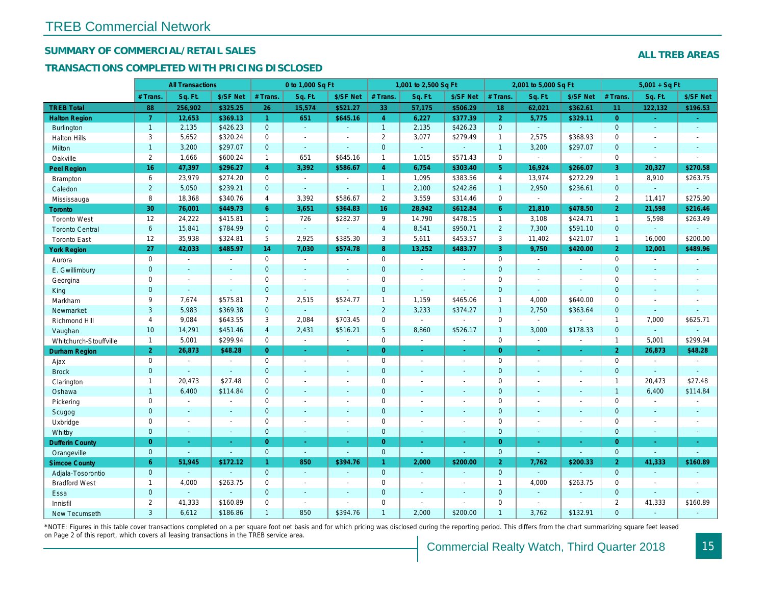# TREB Commercial Network

## SUMMARY OF COMMERCIAL/RETAIL SALES

## TRANSACTIONS COMPLETED WITH PRICING DISCLOSED

**ALL TREB AREAS**

| | All Transactions | | | 0 to 1,000 Sq Ft | | | 1,001 to 2,500 Sq Ft | | | 2,001 to 5,000 Sq Ft | | | 5,001 + Sq Ft | | |
|---|---|---|---|---|---|---|---|---|---|---|---|---|---|---|---|
| | # Trans. | Sq. Ft. | $/SF Net | # Trans. | Sq. Ft. | $/SF Net | # Trans. | Sq. Ft. | $/SF Net | # Trans. | Sq. Ft. | $/SF Net | # Trans. | Sq. Ft. | $/SF Net |
| **TREB Total** | **88** | **256,902** | **$325.25** | **26** | **15,574** | **$521.27** | **33** | **57,175** | **$506.29** | **18** | **62,021** | **$362.61** | **11** | **122,132** | **$196.53** |
| **Halton Region** | **7** | **12,653** | **$369.13** | **1** | **651** | **$645.16** | **4** | **6,227** | **$377.39** | **2** | **5,775** | **$329.11** | **0** | **-** | **-** |
| Burlington | 1 | 2,135 | $426.23 | 0 | - | - | 1 | 2,135 | $426.23 | 0 | - | - | 0 | - | - |
| Halton Hills | 3 | 5,652 | $320.24 | 0 | - | - | 2 | 3,077 | $279.49 | 1 | 2,575 | $368.93 | 0 | - | - |
| Milton | 1 | 3,200 | $297.07 | 0 | - | - | 0 | - | - | 1 | 3,200 | $297.07 | 0 | - | - |
| Oakville | 2 | 1,666 | $600.24 | 1 | 651 | $645.16 | 1 | 1,015 | $571.43 | 0 | - | - | 0 | - | - |
| **Peel Region** | **16** | **47,397** | **$296.27** | **4** | **3,392** | **$586.67** | **4** | **6,754** | **$303.40** | **5** | **16,924** | **$266.07** | **3** | **20,327** | **$270.58** |
| Brampton | 6 | 23,979 | $274.20 | 0 | - | - | 1 | 1,095 | $383.56 | 4 | 13,974 | $272.29 | 1 | 8,910 | $263.75 |
| Caledon | 2 | 5,050 | $239.21 | 0 | - | - | 1 | 2,100 | $242.86 | 1 | 2,950 | $236.61 | 0 | - | - |
| Mississauga | 8 | 18,368 | $340.76 | 4 | 3,392 | $586.67 | 2 | 3,559 | $314.46 | 0 | - | - | 2 | 11,417 | $275.90 |
| **Toronto** | **30** | **76,001** | **$449.73** | **6** | **3,651** | **$364.83** | **16** | **28,942** | **$612.84** | **6** | **21,810** | **$478.50** | **2** | **21,598** | **$216.46** |
| Toronto West | 12 | 24,222 | $415.81 | 1 | 726 | $282.37 | 9 | 14,790 | $478.15 | 1 | 3,108 | $424.71 | 1 | 5,598 | $263.49 |
| Toronto Central | 6 | 15,841 | $784.99 | 0 | - | - | 4 | 8,541 | $950.71 | 2 | 7,300 | $591.10 | 0 | - | - |
| Toronto East | 12 | 35,938 | $324.81 | 5 | 2,925 | $385.30 | 3 | 5,611 | $453.57 | 3 | 11,402 | $421.07 | 1 | 16,000 | $200.00 |
| **York Region** | **27** | **42,033** | **$485.97** | **14** | **7,030** | **$574.78** | **8** | **13,252** | **$483.77** | **3** | **9,750** | **$420.00** | **2** | **12,001** | **$489.96** |
| Aurora | 0 | - | - | 0 | - | - | 0 | - | - | 0 | - | - | 0 | - | - |
| E. Gwillimbury | 0 | - | - | 0 | - | - | 0 | - | - | 0 | - | - | 0 | - | - |
| Georgina | 0 | - | - | 0 | - | - | 0 | - | - | 0 | - | - | 0 | - | - |
| King | 0 | - | - | 0 | - | - | 0 | - | - | 0 | - | - | 0 | - | - |
| Markham | 9 | 7,674 | $575.81 | 7 | 2,515 | $524.77 | 1 | 1,159 | $465.06 | 1 | 4,000 | $640.00 | 0 | - | - |
| Newmarket | 3 | 5,983 | $369.38 | 0 | - | - | 2 | 3,233 | $374.27 | 1 | 2,750 | $363.64 | 0 | - | - |
| Richmond Hill | 4 | 9,084 | $643.55 | 3 | 2,084 | $703.45 | 0 | - | - | 0 | - | - | 1 | 7,000 | $625.71 |
| Vaughan | 10 | 14,291 | $451.46 | 4 | 2,431 | $516.21 | 5 | 8,860 | $526.17 | 1 | 3,000 | $178.33 | 0 | - | - |
| Whitchurch-Stouffville | 1 | 5,001 | $299.94 | 0 | - | - | 0 | - | - | 0 | - | - | 1 | 5,001 | $299.94 |
| **Durham Region** | **2** | **26,873** | **$48.28** | **0** | **-** | **-** | **0** | **-** | **-** | **0** | **-** | **-** | **2** | **26,873** | **$48.28** |
| Ajax | 0 | - | - | 0 | - | - | 0 | - | - | 0 | - | - | 0 | - | - |
| Brock | 0 | - | - | 0 | - | - | 0 | - | - | 0 | - | - | 0 | - | - |
| Clarington | 1 | 20,473 | $27.48 | 0 | - | - | 0 | - | - | 0 | - | - | 1 | 20,473 | $27.48 |
| Oshawa | 1 | 6,400 | $114.84 | 0 | - | - | 0 | - | - | 0 | - | - | 1 | 6,400 | $114.84 |
| Pickering | 0 | - | - | 0 | - | - | 0 | - | - | 0 | - | - | 0 | - | - |
| Scugog | 0 | - | - | 0 | - | - | 0 | - | - | 0 | - | - | 0 | - | - |
| Uxbridge | 0 | - | - | 0 | - | - | 0 | - | - | 0 | - | - | 0 | - | - |
| Whitby | 0 | - | - | 0 | - | - | 0 | - | - | 0 | - | - | 0 | - | - |
| **Dufferin County** | **0** | **-** | **-** | **0** | **-** | **-** | **0** | **-** | **-** | **0** | **-** | **-** | **0** | **-** | **-** |
| Orangeville | 0 | - | - | 0 | - | - | 0 | - | - | 0 | - | - | 0 | - | - |
| **Simcoe County** | **6** | **51,945** | **$172.12** | **1** | **850** | **$394.76** | **1** | **2,000** | **$200.00** | **2** | **7,762** | **$200.33** | **2** | **41,333** | **$160.89** |
| Adjala-Tosorontio | 0 | - | - | 0 | - | - | 0 | - | - | 0 | - | - | 0 | - | - |
| Bradford West | 1 | 4,000 | $263.75 | 0 | - | - | 0 | - | - | 1 | 4,000 | $263.75 | 0 | - | - |
| Essa | 0 | - | - | 0 | - | - | 0 | - | - | 0 | - | - | 0 | - | - |
| Innisfil | 2 | 41,333 | $160.89 | 0 | - | - | 0 | - | - | 0 | - | - | 2 | 41,333 | $160.89 |
| New Tecumseth | 3 | 6,612 | $186.86 | 1 | 850 | $394.76 | 1 | 2,000 | $200.00 | 1 | 3,762 | $132.91 | 0 | - | - |

*NOTE: Figures in this table cover transactions completed on a per square foot net basis and for which pricing was disclosed during the reporting period. This differs from the chart summarizing square feet leased on Page 2 of this report, which covers all leasing transactions in the TREB service area.

Commercial Realty Watch, Third Quarter 2018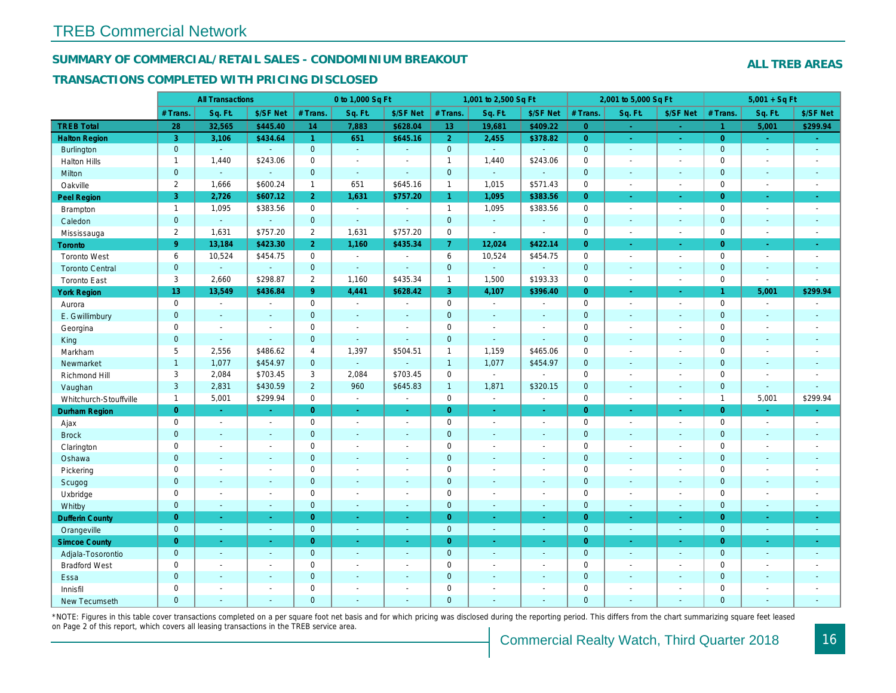# TREB Commercial Network

## SUMMARY OF COMMERCIAL/RETAIL SALES - CONDOMINIUM BREAKOUT

## TRANSACTIONS COMPLETED WITH PRICING DISCLOSED

**ALL TREB AREAS**

| | All Transactions | | | 0 to 1,000 Sq Ft | | | 1,001 to 2,500 Sq Ft | | | 2,001 to 5,000 Sq Ft | | | 5,001 + Sq Ft | | |
|---|---|---|---|---|---|---|---|---|---|---|---|---|---|---|---|
| | # Trans. | Sq. Ft. | $/SF Net | # Trans. | Sq. Ft. | $/SF Net | # Trans. | Sq. Ft. | $/SF Net | # Trans. | Sq. Ft. | $/SF Net | # Trans. | Sq. Ft. | $/SF Net |
| **TREB Total** | **28** | **32,565** | **$445.40** | **14** | **7,883** | **$628.04** | **13** | **19,681** | **$409.22** | **0** | **-** | **-** | **1** | **5,001** | **$299.94** |
| **Halton Region** | **3** | **3,106** | **$434.64** | **1** | **651** | **$645.16** | **2** | **2,455** | **$378.82** | **0** | **-** | **-** | **0** | **-** | **-** |
| Burlington | 0 | - | - | 0 | - | - | 0 | - | - | 0 | - | - | 0 | - | - |
| Halton Hills | 1 | 1,440 | $243.06 | 0 | - | - | 1 | 1,440 | $243.06 | 0 | - | - | 0 | - | - |
| Milton | 0 | - | - | 0 | - | - | 0 | - | - | 0 | - | - | 0 | - | - |
| Oakville | 2 | 1,666 | $600.24 | 1 | 651 | $645.16 | 1 | 1,015 | $571.43 | 0 | - | - | 0 | - | - |
| **Peel Region** | **3** | **2,726** | **$607.12** | **2** | **1,631** | **$757.20** | **1** | **1,095** | **$383.56** | **0** | **-** | **-** | **0** | **-** | **-** |
| Brampton | 1 | 1,095 | $383.56 | 0 | - | - | 1 | 1,095 | $383.56 | 0 | - | - | 0 | - | - |
| Caledon | 0 | - | - | 0 | - | - | 0 | - | - | 0 | - | - | 0 | - | - |
| Mississauga | 2 | 1,631 | $757.20 | 2 | 1,631 | $757.20 | 0 | - | - | 0 | - | - | 0 | - | - |
| **Toronto** | **9** | **13,184** | **$423.30** | **2** | **1,160** | **$435.34** | **7** | **12,024** | **$422.14** | **0** | **-** | **-** | **0** | **-** | **-** |
| Toronto West | 6 | 10,524 | $454.75 | 0 | - | - | 6 | 10,524 | $454.75 | 0 | - | - | 0 | - | - |
| Toronto Central | 0 | - | - | 0 | - | - | 0 | - | - | 0 | - | - | 0 | - | - |
| Toronto East | 3 | 2,660 | $298.87 | 2 | 1,160 | $435.34 | 1 | 1,500 | $193.33 | 0 | - | - | 0 | - | - |
| **York Region** | **13** | **13,549** | **$436.84** | **9** | **4,441** | **$628.42** | **3** | **4,107** | **$396.40** | **0** | **-** | **-** | **1** | **5,001** | **$299.94** |
| Aurora | 0 | - | - | 0 | - | - | 0 | - | - | 0 | - | - | 0 | - | - |
| E. Gwillimbury | 0 | - | - | 0 | - | - | 0 | - | - | 0 | - | - | 0 | - | - |
| Georgina | 0 | - | - | 0 | - | - | 0 | - | - | 0 | - | - | 0 | - | - |
| King | 0 | - | - | 0 | - | - | 0 | - | - | 0 | - | - | 0 | - | - |
| Markham | 5 | 2,556 | $486.62 | 4 | 1,397 | $504.51 | 1 | 1,159 | $465.06 | 0 | - | - | 0 | - | - |
| Newmarket | 1 | 1,077 | $454.97 | 0 | - | - | 1 | 1,077 | $454.97 | 0 | - | - | 0 | - | - |
| Richmond Hill | 3 | 2,084 | $703.45 | 3 | 2,084 | $703.45 | 0 | - | - | 0 | - | - | 0 | - | - |
| Vaughan | 3 | 2,831 | $430.59 | 2 | 960 | $645.83 | 1 | 1,871 | $320.15 | 0 | - | - | 0 | - | - |
| Whitchurch-Stouffville | 1 | 5,001 | $299.94 | 0 | - | - | 0 | - | - | 0 | - | - | 1 | 5,001 | $299.94 |
| **Durham Region** | **0** | **-** | **-** | **0** | **-** | **-** | **0** | **-** | **-** | **0** | **-** | **-** | **0** | **-** | **-** |
| Ajax | 0 | - | - | 0 | - | - | 0 | - | - | 0 | - | - | 0 | - | - |
| Brock | 0 | - | - | 0 | - | - | 0 | - | - | 0 | - | - | 0 | - | - |
| Clarington | 0 | - | - | 0 | - | - | 0 | - | - | 0 | - | - | 0 | - | - |
| Oshawa | 0 | - | - | 0 | - | - | 0 | - | - | 0 | - | - | 0 | - | - |
| Pickering | 0 | - | - | 0 | - | - | 0 | - | - | 0 | - | - | 0 | - | - |
| Scugog | 0 | - | - | 0 | - | - | 0 | - | - | 0 | - | - | 0 | - | - |
| Uxbridge | 0 | - | - | 0 | - | - | 0 | - | - | 0 | - | - | 0 | - | - |
| Whitby | 0 | - | - | 0 | - | - | 0 | - | - | 0 | - | - | 0 | - | - |
| **Dufferin County** | **0** | **-** | **-** | **0** | **-** | **-** | **0** | **-** | **-** | **0** | **-** | **-** | **0** | **-** | **-** |
| Orangeville | 0 | - | - | 0 | - | - | 0 | - | - | 0 | - | - | 0 | - | - |
| **Simcoe County** | **0** | **-** | **-** | **0** | **-** | **-** | **0** | **-** | **-** | **0** | **-** | **-** | **0** | **-** | **-** |
| Adjala-Tosorontio | 0 | - | - | 0 | - | - | 0 | - | - | 0 | - | - | 0 | - | - |
| Bradford West | 0 | - | - | 0 | - | - | 0 | - | - | 0 | - | - | 0 | - | - |
| Essa | 0 | - | - | 0 | - | - | 0 | - | - | 0 | - | - | 0 | - | - |
| Innisfil | 0 | - | - | 0 | - | - | 0 | - | - | 0 | - | - | 0 | - | - |
| New Tecumseth | 0 | - | - | 0 | - | - | 0 | - | - | 0 | - | - | 0 | - | - |

*NOTE: Figures in this table cover transactions completed on a per square foot net basis and for which pricing was disclosed during the reporting period. This differs from the chart summarizing square feet leased on Page 2 of this report, which covers all leasing transactions in the TREB service area.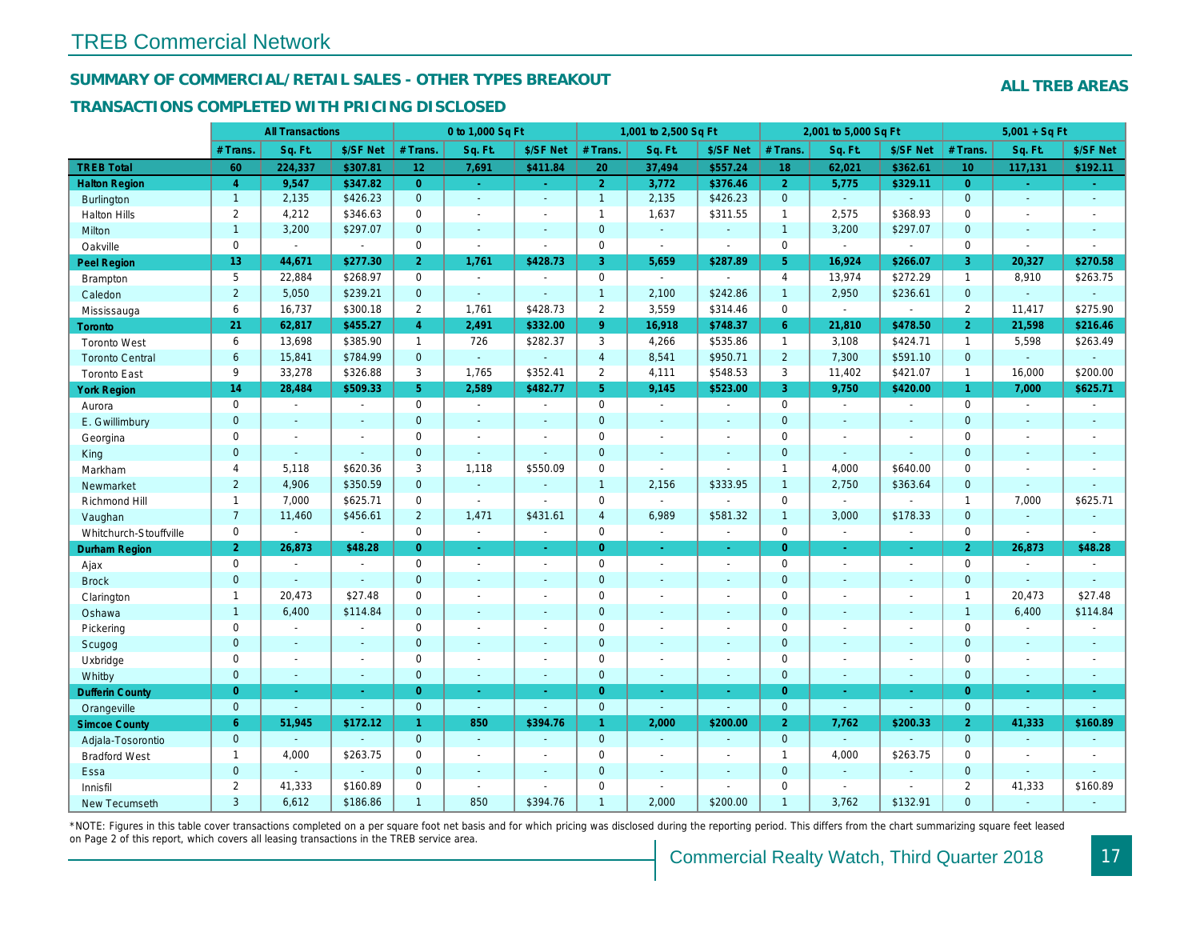# TREB Commercial Network

## SUMMARY OF COMMERCIAL/RETAIL SALES - OTHER TYPES BREAKOUT

**ALL TREB AREAS**

### TRANSACTIONS COMPLETED WITH PRICING DISCLOSED

| | All Transactions | | | 0 to 1,000 Sq Ft | | | 1,001 to 2,500 Sq Ft | | | 2,001 to 5,000 Sq Ft | | | 5,001 + Sq Ft | | |
|---|---|---|---|---|---|---|---|---|---|---|---|---|---|---|---|
| | # Trans. | Sq. Ft. | $/SF Net | # Trans. | Sq. Ft. | $/SF Net | # Trans. | Sq. Ft. | $/SF Net | # Trans. | Sq. Ft. | $/SF Net | # Trans. | Sq. Ft. | $/SF Net |
| **TREB Total** | **60** | **224,337** | **$307.81** | **12** | **7,691** | **$411.84** | **20** | **37,494** | **$557.24** | **18** | **62,021** | **$362.61** | **10** | **117,131** | **$192.11** |
| **Halton Region** | **4** | **9,547** | **$347.82** | **0** | **-** | **-** | **2** | **3,772** | **$376.46** | **2** | **5,775** | **$329.11** | **0** | **-** | **-** |
| Burlington | 1 | 2,135 | $426.23 | 0 | - | - | 1 | 2,135 | $426.23 | 0 | - | - | 0 | - | - |
| Halton Hills | 2 | 4,212 | $346.63 | 0 | - | - | 1 | 1,637 | $311.55 | 1 | 2,575 | $368.93 | 0 | - | - |
| Milton | 1 | 3,200 | $297.07 | 0 | - | - | 0 | - | - | 1 | 3,200 | $297.07 | 0 | - | - |
| Oakville | 0 | - | - | 0 | - | - | 0 | - | - | 0 | - | - | 0 | - | - |
| **Peel Region** | **13** | **44,671** | **$277.30** | **2** | **1,761** | **$428.73** | **3** | **5,659** | **$287.89** | **5** | **16,924** | **$266.07** | **3** | **20,327** | **$270.58** |
| Brampton | 5 | 22,884 | $268.97 | 0 | - | - | 0 | - | - | 4 | 13,974 | $272.29 | 1 | 8,910 | $263.75 |
| Caledon | 2 | 5,050 | $239.21 | 0 | - | - | 1 | 2,100 | $242.86 | 1 | 2,950 | $236.61 | 0 | - | - |
| Mississauga | 6 | 16,737 | $300.18 | 2 | 1,761 | $428.73 | 2 | 3,559 | $314.46 | 0 | - | - | 2 | 11,417 | $275.90 |
| **Toronto** | **21** | **62,817** | **$455.27** | **4** | **2,491** | **$332.00** | **9** | **16,918** | **$748.37** | **6** | **21,810** | **$478.50** | **2** | **21,598** | **$216.46** |
| Toronto West | 6 | 13,698 | $385.90 | 1 | 726 | $282.37 | 3 | 4,266 | $535.86 | 1 | 3,108 | $424.71 | 1 | 5,598 | $263.49 |
| Toronto Central | 6 | 15,841 | $784.99 | 0 | - | - | 4 | 8,541 | $950.71 | 2 | 7,300 | $591.10 | 0 | - | - |
| Toronto East | 9 | 33,278 | $326.88 | 3 | 1,765 | $352.41 | 2 | 4,111 | $548.53 | 3 | 11,402 | $421.07 | 1 | 16,000 | $200.00 |
| **York Region** | **14** | **28,484** | **$509.33** | **5** | **2,589** | **$482.77** | **5** | **9,145** | **$523.00** | **3** | **9,750** | **$420.00** | **1** | **7,000** | **$625.71** |
| Aurora | 0 | - | - | 0 | - | - | 0 | - | - | 0 | - | - | 0 | - | - |
| E. Gwillimbury | 0 | - | - | 0 | - | - | 0 | - | - | 0 | - | - | 0 | - | - |
| Georgina | 0 | - | - | 0 | - | - | 0 | - | - | 0 | - | - | 0 | - | - |
| King | 0 | - | - | 0 | - | - | 0 | - | - | 0 | - | - | 0 | - | - |
| Markham | 4 | 5,118 | $620.36 | 3 | 1,118 | $550.09 | 0 | - | - | 1 | 4,000 | $640.00 | 0 | - | - |
| Newmarket | 2 | 4,906 | $350.59 | 0 | - | - | 1 | 2,156 | $333.95 | 1 | 2,750 | $363.64 | 0 | - | - |
| Richmond Hill | 1 | 7,000 | $625.71 | 0 | - | - | 0 | - | - | 0 | - | - | 1 | 7,000 | $625.71 |
| Vaughan | 7 | 11,460 | $456.61 | 2 | 1,471 | $431.61 | 4 | 6,989 | $581.32 | 1 | 3,000 | $178.33 | 0 | - | - |
| Whitchurch-Stouffville | 0 | - | - | 0 | - | - | 0 | - | - | 0 | - | - | 0 | - | - |
| **Durham Region** | **2** | **26,873** | **$48.28** | **0** | **-** | **-** | **0** | **-** | **-** | **0** | **-** | **-** | **2** | **26,873** | **$48.28** |
| Ajax | 0 | - | - | 0 | - | - | 0 | - | - | 0 | - | - | 0 | - | - |
| Brock | 0 | - | - | 0 | - | - | 0 | - | - | 0 | - | - | 0 | - | - |
| Clarington | 1 | 20,473 | $27.48 | 0 | - | - | 0 | - | - | 0 | - | - | 1 | 20,473 | $27.48 |
| Oshawa | 1 | 6,400 | $114.84 | 0 | - | - | 0 | - | - | 0 | - | - | 1 | 6,400 | $114.84 |
| Pickering | 0 | - | - | 0 | - | - | 0 | - | - | 0 | - | - | 0 | - | - |
| Scugog | 0 | - | - | 0 | - | - | 0 | - | - | 0 | - | - | 0 | - | - |
| Uxbridge | 0 | - | - | 0 | - | - | 0 | - | - | 0 | - | - | 0 | - | - |
| Whitby | 0 | - | - | 0 | - | - | 0 | - | - | 0 | - | - | 0 | - | - |
| **Dufferin County** | **0** | **-** | **-** | **0** | **-** | **-** | **0** | **-** | **-** | **0** | **-** | **-** | **0** | **-** | **-** |
| Orangeville | 0 | - | - | 0 | - | - | 0 | - | - | 0 | - | - | 0 | - | - |
| **Simcoe County** | **6** | **51,945** | **$172.12** | **1** | **850** | **$394.76** | **1** | **2,000** | **$200.00** | **2** | **7,762** | **$200.33** | **2** | **41,333** | **$160.89** |
| Adjala-Tosorontio | 0 | - | - | 0 | - | - | 0 | - | - | 0 | - | - | 0 | - | - |
| Bradford West | 1 | 4,000 | $263.75 | 0 | - | - | 0 | - | - | 1 | 4,000 | $263.75 | 0 | - | - |
| Essa | 0 | - | - | 0 | - | - | 0 | - | - | 0 | - | - | 0 | - | - |
| Innisfil | 2 | 41,333 | $160.89 | 0 | - | - | 0 | - | - | 0 | - | - | 2 | 41,333 | $160.89 |
| New Tecumseth | 3 | 6,612 | $186.86 | 1 | 850 | $394.76 | 1 | 2,000 | $200.00 | 1 | 3,762 | $132.91 | 0 | - | - |

*NOTE: Figures in this table cover transactions completed on a per square foot net basis and for which pricing was disclosed during the reporting period. This differs from the chart summarizing square feet leased on Page 2 of this report, which covers all leasing transactions in the TREB service area.

Commercial Realty Watch, Third Quarter 2018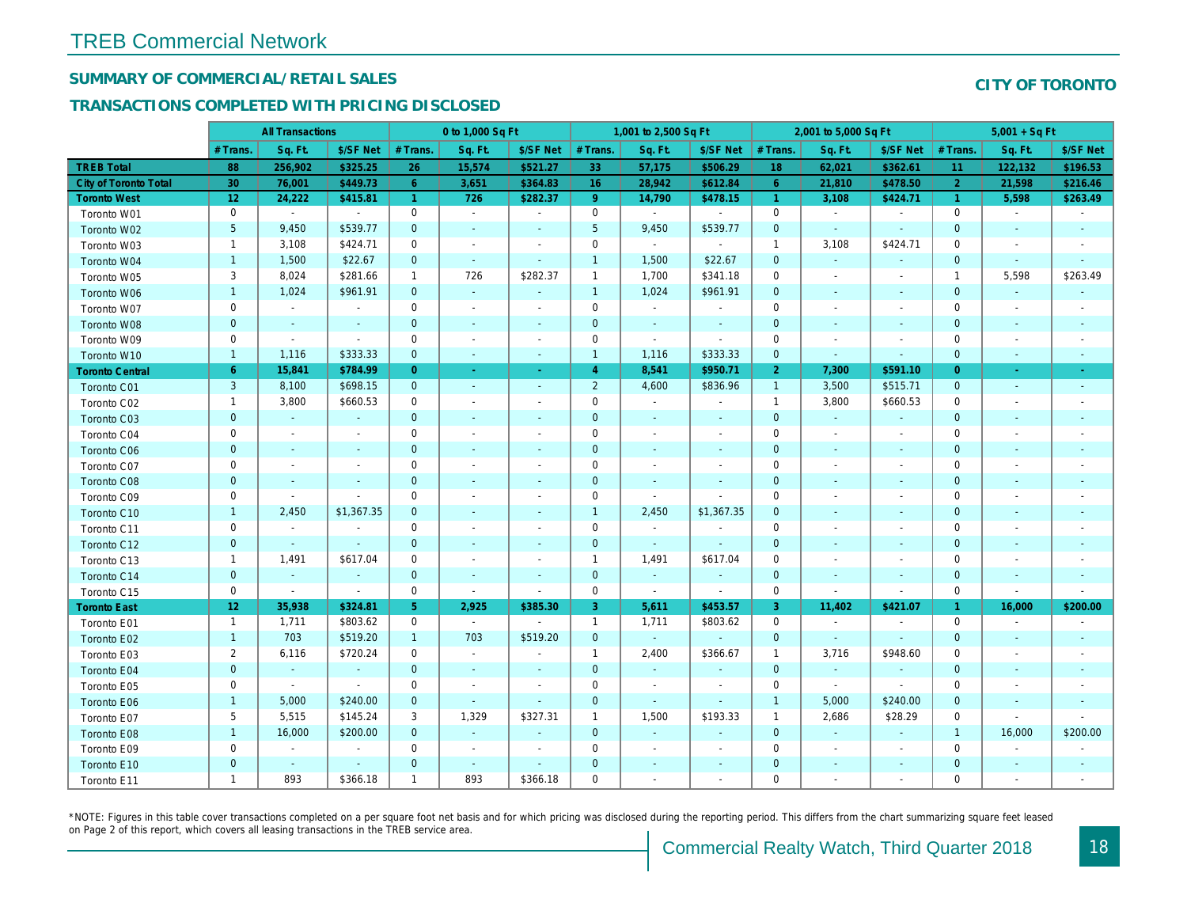# TREB Commercial Network

## SUMMARY OF COMMERCIAL/RETAIL SALES

## TRANSACTIONS COMPLETED WITH PRICING DISCLOSED

### CITY OF TORONTO

| | All Transactions | | | 0 to 1,000 Sq Ft | | | 1,001 to 2,500 Sq Ft | | | 2,001 to 5,000 Sq Ft | | | 5,001 + Sq Ft | | |
|---|---|---|---|---|---|---|---|---|---|---|---|---|---|---|---|
| | # Trans. | Sq. Ft. | $/SF Net | # Trans. | Sq. Ft. | $/SF Net | # Trans. | Sq. Ft. | $/SF Net | # Trans. | Sq. Ft. | $/SF Net | # Trans. | Sq. Ft. | $/SF Net |
| **TREB Total** | **88** | **256,902** | **$325.25** | **26** | **15,574** | **$521.27** | **33** | **57,175** | **$506.29** | **18** | **62,021** | **$362.61** | **11** | **122,132** | **$196.53** |
| **City of Toronto Total** | **30** | **76,001** | **$449.73** | **6** | **3,651** | **$364.83** | **16** | **28,942** | **$612.84** | **6** | **21,810** | **$478.50** | **2** | **21,598** | **$216.46** |
| **Toronto West** | **12** | **24,222** | **$415.81** | **1** | **726** | **$282.37** | **9** | **14,790** | **$478.15** | **1** | **3,108** | **$424.71** | **1** | **5,598** | **$263.49** |
| Toronto W01 | 0 | - | - | 0 | - | - | 0 | - | - | 0 | - | - | 0 | - | - |
| Toronto W02 | 5 | 9,450 | $539.77 | 0 | - | - | 5 | 9,450 | $539.77 | 0 | - | - | 0 | - | - |
| Toronto W03 | 1 | 3,108 | $424.71 | 0 | - | - | 0 | - | - | 1 | 3,108 | $424.71 | 0 | - | - |
| Toronto W04 | 1 | 1,500 | $22.67 | 0 | - | - | 1 | 1,500 | $22.67 | 0 | - | - | 0 | - | - |
| Toronto W05 | 3 | 8,024 | $281.66 | 1 | 726 | $282.37 | 1 | 1,700 | $341.18 | 0 | - | - | 1 | 5,598 | $263.49 |
| Toronto W06 | 1 | 1,024 | $961.91 | 0 | - | - | 1 | 1,024 | $961.91 | 0 | - | - | 0 | - | - |
| Toronto W07 | 0 | - | - | 0 | - | - | 0 | - | - | 0 | - | - | 0 | - | - |
| Toronto W08 | 0 | - | - | 0 | - | - | 0 | - | - | 0 | - | - | 0 | - | - |
| Toronto W09 | 0 | - | - | 0 | - | - | 0 | - | - | 0 | - | - | 0 | - | - |
| Toronto W10 | 1 | 1,116 | $333.33 | 0 | - | - | 1 | 1,116 | $333.33 | 0 | - | - | 0 | - | - |
| **Toronto Central** | **6** | **15,841** | **$784.99** | **0** | **-** | **-** | **4** | **8,541** | **$950.71** | **2** | **7,300** | **$591.10** | **0** | **-** | **-** |
| Toronto C01 | 3 | 8,100 | $698.15 | 0 | - | - | 2 | 4,600 | $836.96 | 1 | 3,500 | $515.71 | 0 | - | - |
| Toronto C02 | 1 | 3,800 | $660.53 | 0 | - | - | 0 | - | - | 1 | 3,800 | $660.53 | 0 | - | - |
| Toronto C03 | 0 | - | - | 0 | - | - | 0 | - | - | 0 | - | - | 0 | - | - |
| Toronto C04 | 0 | - | - | 0 | - | - | 0 | - | - | 0 | - | - | 0 | - | - |
| Toronto C06 | 0 | - | - | 0 | - | - | 0 | - | - | 0 | - | - | 0 | - | - |
| Toronto C07 | 0 | - | - | 0 | - | - | 0 | - | - | 0 | - | - | 0 | - | - |
| Toronto C08 | 0 | - | - | 0 | - | - | 0 | - | - | 0 | - | - | 0 | - | - |
| Toronto C09 | 0 | - | - | 0 | - | - | 0 | - | - | 0 | - | - | 0 | - | - |
| Toronto C10 | 1 | 2,450 | $1,367.35 | 0 | - | - | 1 | 2,450 | $1,367.35 | 0 | - | - | 0 | - | - |
| Toronto C11 | 0 | - | - | 0 | - | - | 0 | - | - | 0 | - | - | 0 | - | - |
| Toronto C12 | 0 | - | - | 0 | - | - | 0 | - | - | 0 | - | - | 0 | - | - |
| Toronto C13 | 1 | 1,491 | $617.04 | 0 | - | - | 1 | 1,491 | $617.04 | 0 | - | - | 0 | - | - |
| Toronto C14 | 0 | - | - | 0 | - | - | 0 | - | - | 0 | - | - | 0 | - | - |
| Toronto C15 | 0 | - | - | 0 | - | - | 0 | - | - | 0 | - | - | 0 | - | - |
| **Toronto East** | **12** | **35,938** | **$324.81** | **5** | **2,925** | **$385.30** | **3** | **5,611** | **$453.57** | **3** | **11,402** | **$421.07** | **1** | **16,000** | **$200.00** |
| Toronto E01 | 1 | 1,711 | $803.62 | 0 | - | - | 1 | 1,711 | $803.62 | 0 | - | - | 0 | - | - |
| Toronto E02 | 1 | 703 | $519.20 | 1 | 703 | $519.20 | 0 | - | - | 0 | - | - | 0 | - | - |
| Toronto E03 | 2 | 6,116 | $720.24 | 0 | - | - | 1 | 2,400 | $366.67 | 1 | 3,716 | $948.60 | 0 | - | - |
| Toronto E04 | 0 | - | - | 0 | - | - | 0 | - | - | 0 | - | - | 0 | - | - |
| Toronto E05 | 0 | - | - | 0 | - | - | 0 | - | - | 0 | - | - | 0 | - | - |
| Toronto E06 | 1 | 5,000 | $240.00 | 0 | - | - | 0 | - | - | 1 | 5,000 | $240.00 | 0 | - | - |
| Toronto E07 | 5 | 5,515 | $145.24 | 3 | 1,329 | $327.31 | 1 | 1,500 | $193.33 | 1 | 2,686 | $28.29 | 0 | - | - |
| Toronto E08 | 1 | 16,000 | $200.00 | 0 | - | - | 0 | - | - | 0 | - | - | 1 | 16,000 | $200.00 |
| Toronto E09 | 0 | - | - | 0 | - | - | 0 | - | - | 0 | - | - | 0 | - | - |
| Toronto E10 | 0 | - | - | 0 | - | - | 0 | - | - | 0 | - | - | 0 | - | - |
| Toronto E11 | 1 | 893 | $366.18 | 1 | 893 | $366.18 | 0 | - | - | 0 | - | - | 0 | - | - |

*NOTE: Figures in this table cover transactions completed on a per square foot net basis and for which pricing was disclosed during the reporting period. This differs from the chart summarizing square feet leased on Page 2 of this report, which covers all leasing transactions in the TREB service area.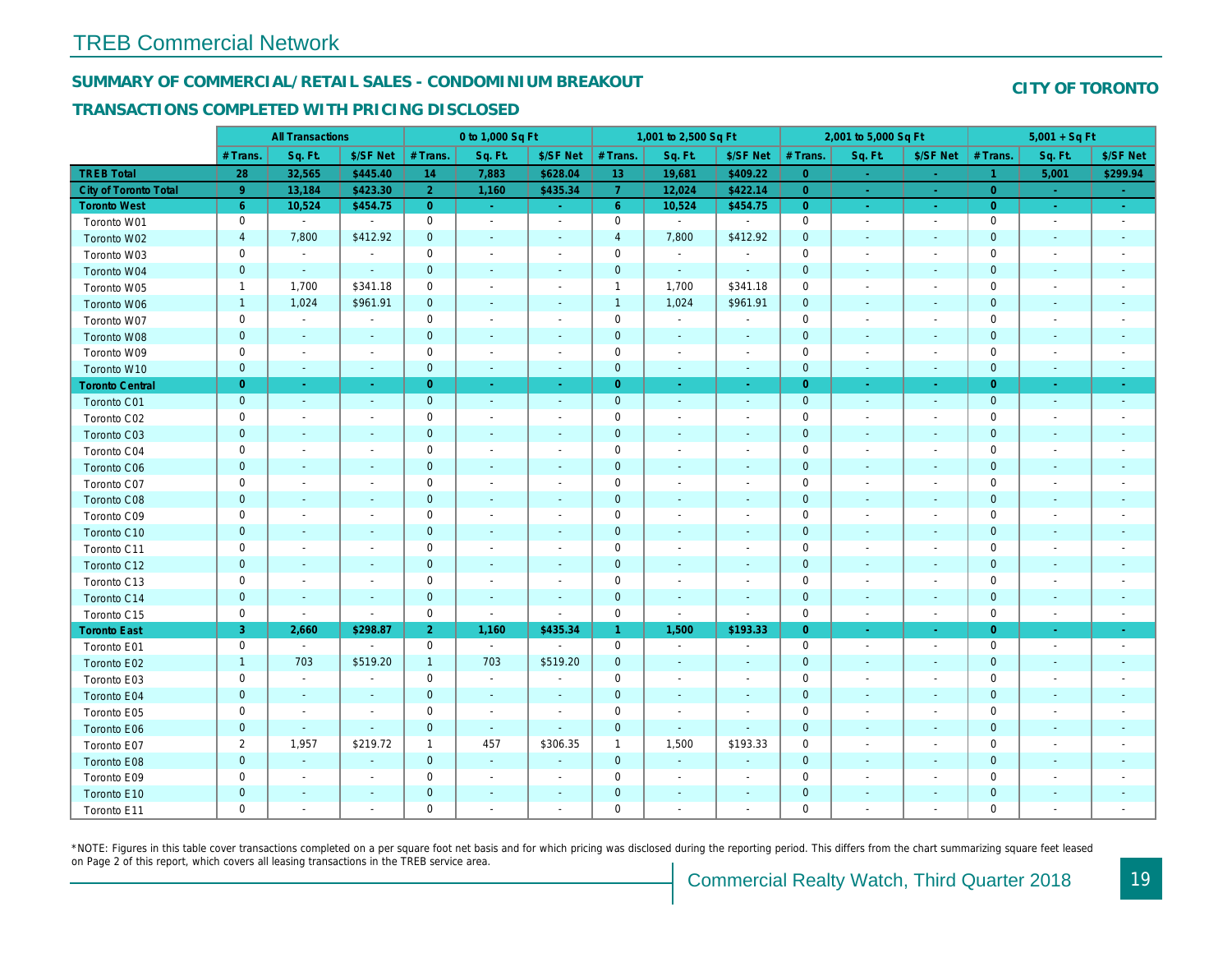# TREB Commercial Network

## SUMMARY OF COMMERCIAL/RETAIL SALES - CONDOMINIUM BREAKOUT

## TRANSACTIONS COMPLETED WITH PRICING DISCLOSED

**CITY OF TORONTO**

| | All Transactions | | | 0 to 1,000 Sq Ft | | | 1,001 to 2,500 Sq Ft | | | 2,001 to 5,000 Sq Ft | | | 5,001 + Sq Ft | | |
|---|---|---|---|---|---|---|---|---|---|---|---|---|---|---|---|
| | # Trans. | Sq. Ft. | $/SF Net | # Trans. | Sq. Ft. | $/SF Net | # Trans. | Sq. Ft. | $/SF Net | # Trans. | Sq. Ft. | $/SF Net | # Trans. | Sq. Ft. | $/SF Net |
| **TREB Total** | 28 | 32,565 | $445.40 | 14 | 7,883 | $628.04 | 13 | 19,681 | $409.22 | 0 | - | - | 1 | 5,001 | $299.94 |
| **City of Toronto Total** | 9 | 13,184 | $423.30 | 2 | 1,160 | $435.34 | 7 | 12,024 | $422.14 | 0 | - | - | 0 | - | - |
| **Toronto West** | 6 | 10,524 | $454.75 | 0 | - | - | 6 | 10,524 | $454.75 | 0 | - | - | 0 | - | - |
| Toronto W01 | 0 | - | - | 0 | - | - | 0 | - | - | 0 | - | - | 0 | - | - |
| Toronto W02 | 4 | 7,800 | $412.92 | 0 | - | - | 4 | 7,800 | $412.92 | 0 | - | - | 0 | - | - |
| Toronto W03 | 0 | - | - | 0 | - | - | 0 | - | - | 0 | - | - | 0 | - | - |
| Toronto W04 | 0 | - | - | 0 | - | - | 0 | - | - | 0 | - | - | 0 | - | - |
| Toronto W05 | 1 | 1,700 | $341.18 | 0 | - | - | 1 | 1,700 | $341.18 | 0 | - | - | 0 | - | - |
| Toronto W06 | 1 | 1,024 | $961.91 | 0 | - | - | 1 | 1,024 | $961.91 | 0 | - | - | 0 | - | - |
| Toronto W07 | 0 | - | - | 0 | - | - | 0 | - | - | 0 | - | - | 0 | - | - |
| Toronto W08 | 0 | - | - | 0 | - | - | 0 | - | - | 0 | - | - | 0 | - | - |
| Toronto W09 | 0 | - | - | 0 | - | - | 0 | - | - | 0 | - | - | 0 | - | - |
| Toronto W10 | 0 | - | - | 0 | - | - | 0 | - | - | 0 | - | - | 0 | - | - |
| **Toronto Central** | 0 | - | - | 0 | - | - | 0 | - | - | 0 | - | - | 0 | - | - |
| Toronto C01 | 0 | - | - | 0 | - | - | 0 | - | - | 0 | - | - | 0 | - | - |
| Toronto C02 | 0 | - | - | 0 | - | - | 0 | - | - | 0 | - | - | 0 | - | - |
| Toronto C03 | 0 | - | - | 0 | - | - | 0 | - | - | 0 | - | - | 0 | - | - |
| Toronto C04 | 0 | - | - | 0 | - | - | 0 | - | - | 0 | - | - | 0 | - | - |
| Toronto C06 | 0 | - | - | 0 | - | - | 0 | - | - | 0 | - | - | 0 | - | - |
| Toronto C07 | 0 | - | - | 0 | - | - | 0 | - | - | 0 | - | - | 0 | - | - |
| Toronto C08 | 0 | - | - | 0 | - | - | 0 | - | - | 0 | - | - | 0 | - | - |
| Toronto C09 | 0 | - | - | 0 | - | - | 0 | - | - | 0 | - | - | 0 | - | - |
| Toronto C10 | 0 | - | - | 0 | - | - | 0 | - | - | 0 | - | - | 0 | - | - |
| Toronto C11 | 0 | - | - | 0 | - | - | 0 | - | - | 0 | - | - | 0 | - | - |
| Toronto C12 | 0 | - | - | 0 | - | - | 0 | - | - | 0 | - | - | 0 | - | - |
| Toronto C13 | 0 | - | - | 0 | - | - | 0 | - | - | 0 | - | - | 0 | - | - |
| Toronto C14 | 0 | - | - | 0 | - | - | 0 | - | - | 0 | - | - | 0 | - | - |
| Toronto C15 | 0 | - | - | 0 | - | - | 0 | - | - | 0 | - | - | 0 | - | - |
| **Toronto East** | 3 | 2,660 | $298.87 | 2 | 1,160 | $435.34 | 1 | 1,500 | $193.33 | 0 | - | - | 0 | - | - |
| Toronto E01 | 0 | - | - | 0 | - | - | 0 | - | - | 0 | - | - | 0 | - | - |
| Toronto E02 | 1 | 703 | $519.20 | 1 | 703 | $519.20 | 0 | - | - | 0 | - | - | 0 | - | - |
| Toronto E03 | 0 | - | - | 0 | - | - | 0 | - | - | 0 | - | - | 0 | - | - |
| Toronto E04 | 0 | - | - | 0 | - | - | 0 | - | - | 0 | - | - | 0 | - | - |
| Toronto E05 | 0 | - | - | 0 | - | - | 0 | - | - | 0 | - | - | 0 | - | - |
| Toronto E06 | 0 | - | - | 0 | - | - | 0 | - | - | 0 | - | - | 0 | - | - |
| Toronto E07 | 2 | 1,957 | $219.72 | 1 | 457 | $306.35 | 1 | 1,500 | $193.33 | 0 | - | - | 0 | - | - |
| Toronto E08 | 0 | - | - | 0 | - | - | 0 | - | - | 0 | - | - | 0 | - | - |
| Toronto E09 | 0 | - | - | 0 | - | - | 0 | - | - | 0 | - | - | 0 | - | - |
| Toronto E10 | 0 | - | - | 0 | - | - | 0 | - | - | 0 | - | - | 0 | - | - |
| Toronto E11 | 0 | - | - | 0 | - | - | 0 | - | - | 0 | - | - | 0 | - | - |

*NOTE: Figures in this table cover transactions completed on a per square foot net basis and for which pricing was disclosed during the reporting period. This differs from the chart summarizing square feet leased on Page 2 of this report, which covers all leasing transactions in the TREB service area.

Commercial Realty Watch, Third Quarter 2018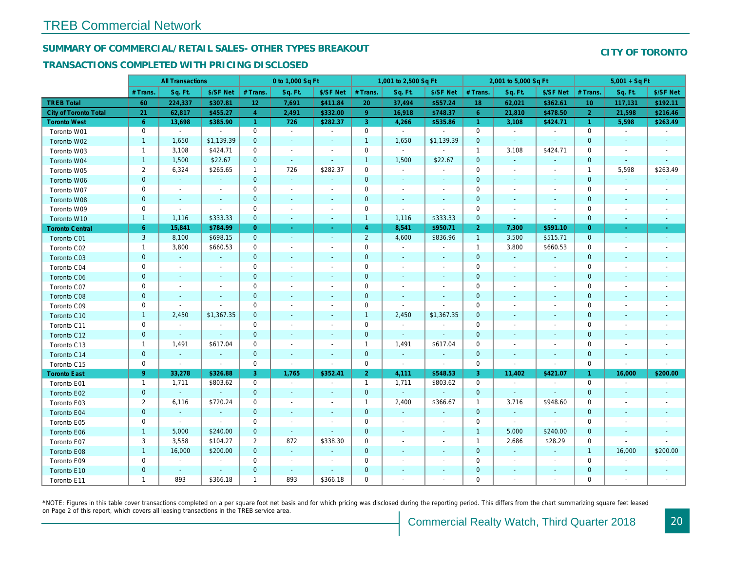# TREB Commercial Network

## SUMMARY OF COMMERCIAL/RETAIL SALES- OTHER TYPES BREAKOUT

## TRANSACTIONS COMPLETED WITH PRICING DISCLOSED

**CITY OF TORONTO**

| | All Transactions | | | 0 to 1,000 Sq Ft | | | 1,001 to 2,500 Sq Ft | | | 2,001 to 5,000 Sq Ft | | | 5,001 + Sq Ft | | |
|---|---|---|---|---|---|---|---|---|---|---|---|---|---|---|---|
| | # Trans. | Sq. Ft. | $/SF Net | # Trans. | Sq. Ft. | $/SF Net | # Trans. | Sq. Ft. | $/SF Net | # Trans. | Sq. Ft. | $/SF Net | # Trans. | Sq. Ft. | $/SF Net |
| **TREB Total** | 60 | 224,337 | $307.81 | 12 | 7,691 | $411.84 | 20 | 37,494 | $557.24 | 18 | 62,021 | $362.61 | 10 | 117,131 | $192.11 |
| **City of Toronto Total** | 21 | 62,817 | $455.27 | 4 | 2,491 | $332.00 | 9 | 16,918 | $748.37 | 6 | 21,810 | $478.50 | 2 | 21,598 | $216.46 |
| **Toronto West** | 6 | 13,698 | $385.90 | 1 | 726 | $282.37 | 3 | 4,266 | $535.86 | 1 | 3,108 | $424.71 | 1 | 5,598 | $263.49 |
| Toronto W01 | 0 | - | - | 0 | - | - | 0 | - | - | 0 | - | - | 0 | - | - |
| Toronto W02 | 1 | 1,650 | $1,139.39 | 0 | - | - | 1 | 1,650 | $1,139.39 | 0 | - | - | 0 | - | - |
| Toronto W03 | 1 | 3,108 | $424.71 | 0 | - | - | 0 | - | - | 1 | 3,108 | $424.71 | 0 | - | - |
| Toronto W04 | 1 | 1,500 | $22.67 | 0 | - | - | 1 | 1,500 | $22.67 | 0 | - | - | 0 | - | - |
| Toronto W05 | 2 | 6,324 | $265.65 | 1 | 726 | $282.37 | 0 | - | - | 0 | - | - | 1 | 5,598 | $263.49 |
| Toronto W06 | 0 | - | - | 0 | - | - | 0 | - | - | 0 | - | - | 0 | - | - |
| Toronto W07 | 0 | - | - | 0 | - | - | 0 | - | - | 0 | - | - | 0 | - | - |
| Toronto W08 | 0 | - | - | 0 | - | - | 0 | - | - | 0 | - | - | 0 | - | - |
| Toronto W09 | 0 | - | - | 0 | - | - | 0 | - | - | 0 | - | - | 0 | - | - |
| Toronto W10 | 1 | 1,116 | $333.33 | 0 | - | - | 1 | 1,116 | $333.33 | 0 | - | - | 0 | - | - |
| **Toronto Central** | 6 | 15,841 | $784.99 | 0 | - | - | 4 | 8,541 | $950.71 | 2 | 7,300 | $591.10 | 0 | - | - |
| Toronto C01 | 3 | 8,100 | $698.15 | 0 | - | - | 2 | 4,600 | $836.96 | 1 | 3,500 | $515.71 | 0 | - | - |
| Toronto C02 | 1 | 3,800 | $660.53 | 0 | - | - | 0 | - | - | 1 | 3,800 | $660.53 | 0 | - | - |
| Toronto C03 | 0 | - | - | 0 | - | - | 0 | - | - | 0 | - | - | 0 | - | - |
| Toronto C04 | 0 | - | - | 0 | - | - | 0 | - | - | 0 | - | - | 0 | - | - |
| Toronto C06 | 0 | - | - | 0 | - | - | 0 | - | - | 0 | - | - | 0 | - | - |
| Toronto C07 | 0 | - | - | 0 | - | - | 0 | - | - | 0 | - | - | 0 | - | - |
| Toronto C08 | 0 | - | - | 0 | - | - | 0 | - | - | 0 | - | - | 0 | - | - |
| Toronto C09 | 0 | - | - | 0 | - | - | 0 | - | - | 0 | - | - | 0 | - | - |
| Toronto C10 | 1 | 2,450 | $1,367.35 | 0 | - | - | 1 | 2,450 | $1,367.35 | 0 | - | - | 0 | - | - |
| Toronto C11 | 0 | - | - | 0 | - | - | 0 | - | - | 0 | - | - | 0 | - | - |
| Toronto C12 | 0 | - | - | 0 | - | - | 0 | - | - | 0 | - | - | 0 | - | - |
| Toronto C13 | 1 | 1,491 | $617.04 | 0 | - | - | 1 | 1,491 | $617.04 | 0 | - | - | 0 | - | - |
| Toronto C14 | 0 | - | - | 0 | - | - | 0 | - | - | 0 | - | - | 0 | - | - |
| Toronto C15 | 0 | - | - | 0 | - | - | 0 | - | - | 0 | - | - | 0 | - | - |
| **Toronto East** | 9 | 33,278 | $326.88 | 3 | 1,765 | $352.41 | 2 | 4,111 | $548.53 | 3 | 11,402 | $421.07 | 1 | 16,000 | $200.00 |
| Toronto E01 | 1 | 1,711 | $803.62 | 0 | - | - | 1 | 1,711 | $803.62 | 0 | - | - | 0 | - | - |
| Toronto E02 | 0 | - | - | 0 | - | - | 0 | - | - | 0 | - | - | 0 | - | - |
| Toronto E03 | 2 | 6,116 | $720.24 | 0 | - | - | 1 | 2,400 | $366.67 | 1 | 3,716 | $948.60 | 0 | - | - |
| Toronto E04 | 0 | - | - | 0 | - | - | 0 | - | - | 0 | - | - | 0 | - | - |
| Toronto E05 | 0 | - | - | 0 | - | - | 0 | - | - | 0 | - | - | 0 | - | - |
| Toronto E06 | 1 | 5,000 | $240.00 | 0 | - | - | 0 | - | - | 1 | 5,000 | $240.00 | 0 | - | - |
| Toronto E07 | 3 | 3,558 | $104.27 | 2 | 872 | $338.30 | 0 | - | - | 1 | 2,686 | $28.29 | 0 | - | - |
| Toronto E08 | 1 | 16,000 | $200.00 | 0 | - | - | 0 | - | - | 0 | - | - | 1 | 16,000 | $200.00 |
| Toronto E09 | 0 | - | - | 0 | - | - | 0 | - | - | 0 | - | - | 0 | - | - |
| Toronto E10 | 0 | - | - | 0 | - | - | 0 | - | - | 0 | - | - | 0 | - | - |
| Toronto E11 | 1 | 893 | $366.18 | 1 | 893 | $366.18 | 0 | - | - | 0 | - | - | 0 | - | - |

*NOTE: Figures in this table cover transactions completed on a per square foot net basis and for which pricing was disclosed during the reporting period. This differs from the chart summarizing square feet leased on Page 2 of this report, which covers all leasing transactions in the TREB service area.

Commercial Realty Watch, Third Quarter 2018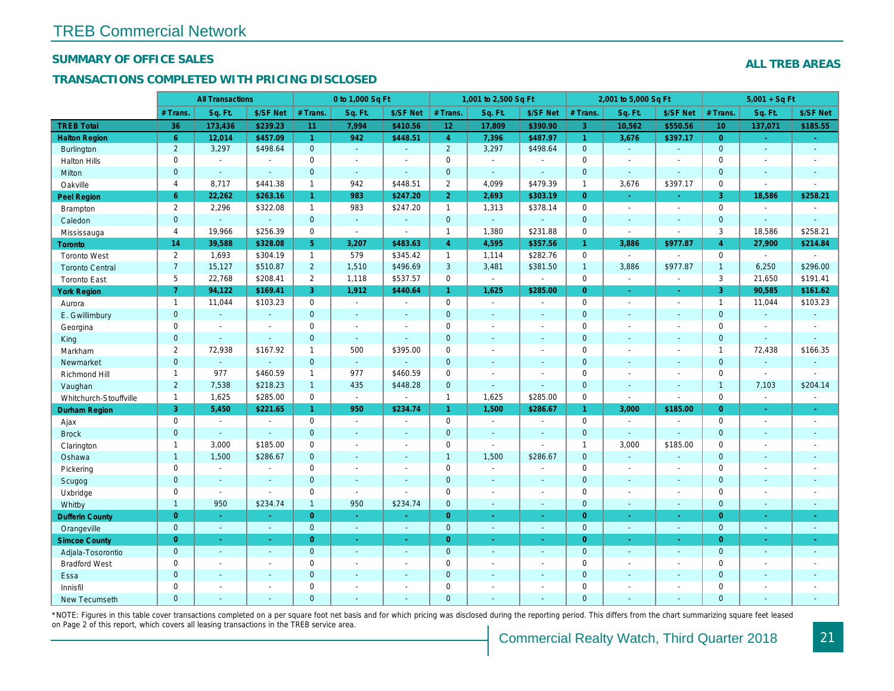# TREB Commercial Network

## SUMMARY OF OFFICE SALES

## TRANSACTIONS COMPLETED WITH PRICING DISCLOSED

**ALL TREB AREAS**

| | All Transactions | | | 0 to 1,000 Sq Ft | | | 1,001 to 2,500 Sq Ft | | | 2,001 to 5,000 Sq Ft | | | 5,001 + Sq Ft | | |
|---|---|---|---|---|---|---|---|---|---|---|---|---|---|---|---|
| | # Trans. | Sq. Ft. | $/SF Net | # Trans. | Sq. Ft. | $/SF Net | # Trans. | Sq. Ft. | $/SF Net | # Trans. | Sq. Ft. | $/SF Net | # Trans. | Sq. Ft. | $/SF Net |
| **TREB Total** | **36** | **173,436** | **$239.23** | **11** | **7,994** | **$410.56** | **12** | **17,809** | **$390.90** | **3** | **10,562** | **$550.56** | **10** | **137,071** | **$185.55** |
| **Halton Region** | **6** | **12,014** | **$457.09** | **1** | **942** | **$448.51** | **4** | **7,396** | **$487.97** | **1** | **3,676** | **$397.17** | **0** | **-** | **-** |
| Burlington | 2 | 3,297 | $498.64 | 0 | - | - | 2 | 3,297 | $498.64 | 0 | - | - | 0 | - | - |
| Halton Hills | 0 | - | - | 0 | - | - | 0 | - | - | 0 | - | - | 0 | - | - |
| Milton | 0 | - | - | 0 | - | - | 0 | - | - | 0 | - | - | 0 | - | - |
| Oakville | 4 | 8,717 | $441.38 | 1 | 942 | $448.51 | 2 | 4,099 | $479.39 | 1 | 3,676 | $397.17 | 0 | - | - |
| **Peel Region** | **6** | **22,262** | **$263.16** | **1** | **983** | **$247.20** | **2** | **2,693** | **$303.19** | **0** | **-** | **-** | **3** | **18,586** | **$258.21** |
| Brampton | 2 | 2,296 | $322.08 | 1 | 983 | $247.20 | 1 | 1,313 | $378.14 | 0 | - | - | 0 | - | - |
| Caledon | 0 | - | - | 0 | - | - | 0 | - | - | 0 | - | - | 0 | - | - |
| Mississauga | 4 | 19,966 | $256.39 | 0 | - | - | 1 | 1,380 | $231.88 | 0 | - | - | 3 | 18,586 | $258.21 |
| **Toronto** | **14** | **39,588** | **$328.08** | **5** | **3,207** | **$483.63** | **4** | **4,595** | **$357.56** | **1** | **3,886** | **$977.87** | **4** | **27,900** | **$214.84** |
| Toronto West | 2 | 1,693 | $304.19 | 1 | 579 | $345.42 | 1 | 1,114 | $282.76 | 0 | - | - | 0 | - | - |
| Toronto Central | 7 | 15,127 | $510.87 | 2 | 1,510 | $496.69 | 3 | 3,481 | $381.50 | 1 | 3,886 | $977.87 | 1 | 6,250 | $296.00 |
| Toronto East | 5 | 22,768 | $208.41 | 2 | 1,118 | $537.57 | 0 | - | - | 0 | - | - | 3 | 21,650 | $191.41 |
| **York Region** | **7** | **94,122** | **$169.41** | **3** | **1,912** | **$440.64** | **1** | **1,625** | **$285.00** | **0** | **-** | **-** | **3** | **90,585** | **$161.62** |
| Aurora | 1 | 11,044 | $103.23 | 0 | - | - | 0 | - | - | 0 | - | - | 1 | 11,044 | $103.23 |
| E. Gwillimbury | 0 | - | - | 0 | - | - | 0 | - | - | 0 | - | - | 0 | - | - |
| Georgina | 0 | - | - | 0 | - | - | 0 | - | - | 0 | - | - | 0 | - | - |
| King | 0 | - | - | 0 | - | - | 0 | - | - | 0 | - | - | 0 | - | - |
| Markham | 2 | 72,938 | $167.92 | 1 | 500 | $395.00 | 0 | - | - | 0 | - | - | 1 | 72,438 | $166.35 |
| Newmarket | 0 | - | - | 0 | - | - | 0 | - | - | 0 | - | - | 0 | - | - |
| Richmond Hill | 1 | 977 | $460.59 | 1 | 977 | $460.59 | 0 | - | - | 0 | - | - | 0 | - | - |
| Vaughan | 2 | 7,538 | $218.23 | 1 | 435 | $448.28 | 0 | - | - | 0 | - | - | 1 | 7,103 | $204.14 |
| Whitchurch-Stouffville | 1 | 1,625 | $285.00 | 0 | - | - | 1 | 1,625 | $285.00 | 0 | - | - | 0 | - | - |
| **Durham Region** | **3** | **5,450** | **$221.65** | **1** | **950** | **$234.74** | **1** | **1,500** | **$286.67** | **1** | **3,000** | **$185.00** | **0** | **-** | **-** |
| Ajax | 0 | - | - | 0 | - | - | 0 | - | - | 0 | - | - | 0 | - | - |
| Brock | 0 | - | - | 0 | - | - | 0 | - | - | 0 | - | - | 0 | - | - |
| Clarington | 1 | 3,000 | $185.00 | 0 | - | - | 0 | - | - | 1 | 3,000 | $185.00 | 0 | - | - |
| Oshawa | 1 | 1,500 | $286.67 | 0 | - | - | 1 | 1,500 | $286.67 | 0 | - | - | 0 | - | - |
| Pickering | 0 | - | - | 0 | - | - | 0 | - | - | 0 | - | - | 0 | - | - |
| Scugog | 0 | - | - | 0 | - | - | 0 | - | - | 0 | - | - | 0 | - | - |
| Uxbridge | 0 | - | - | 0 | - | - | 0 | - | - | 0 | - | - | 0 | - | - |
| Whitby | 1 | 950 | $234.74 | 1 | 950 | $234.74 | 0 | - | - | 0 | - | - | 0 | - | - |
| **Dufferin County** | **0** | **-** | **-** | **0** | **-** | **-** | **0** | **-** | **-** | **0** | **-** | **-** | **0** | **-** | **-** |
| Orangeville | 0 | - | - | 0 | - | - | 0 | - | - | 0 | - | - | 0 | - | - |
| **Simcoe County** | **0** | **-** | **-** | **0** | **-** | **-** | **0** | **-** | **-** | **0** | **-** | **-** | **0** | **-** | **-** |
| Adjala-Tosorontio | 0 | - | - | 0 | - | - | 0 | - | - | 0 | - | - | 0 | - | - |
| Bradford West | 0 | - | - | 0 | - | - | 0 | - | - | 0 | - | - | 0 | - | - |
| Essa | 0 | - | - | 0 | - | - | 0 | - | - | 0 | - | - | 0 | - | - |
| Innisfil | 0 | - | - | 0 | - | - | 0 | - | - | 0 | - | - | 0 | - | - |
| New Tecumseth | 0 | - | - | 0 | - | - | 0 | - | - | 0 | - | - | 0 | - | - |

*NOTE: Figures in this table cover transactions completed on a per square foot net basis and for which pricing was disclosed during the reporting period. This differs from the chart summarizing square feet leased on Page 2 of this report, which covers all leasing transactions in the TREB service area.

Commercial Realty Watch, Third Quarter 2018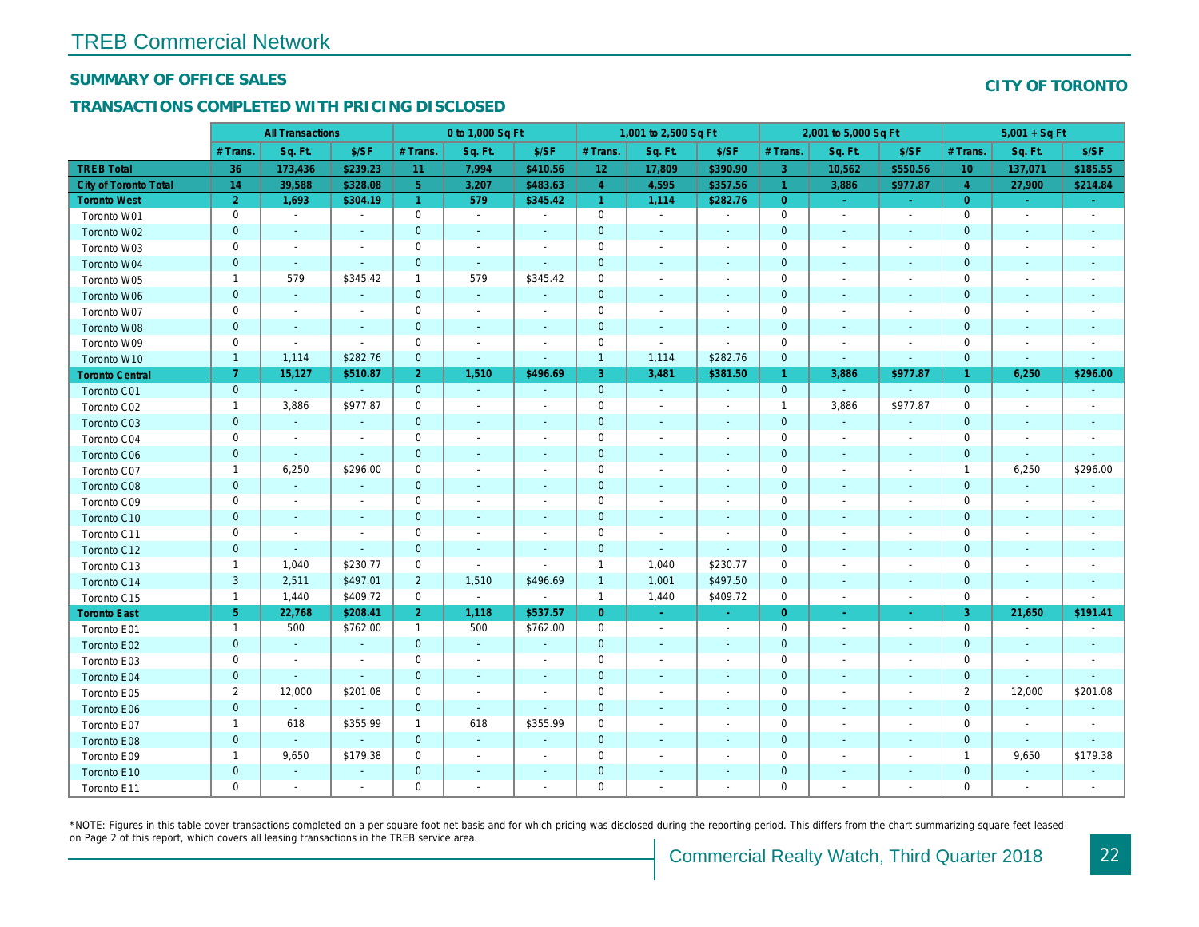# TREB Commercial Network

## SUMMARY OF OFFICE SALES

## TRANSACTIONS COMPLETED WITH PRICING DISCLOSED

**CITY OF TORONTO**

| | All Transactions | | | 0 to 1,000 Sq Ft | | | 1,001 to 2,500 Sq Ft | | | 2,001 to 5,000 Sq Ft | | | 5,001 + Sq Ft | | |
|---|---|---|---|---|---|---|---|---|---|---|---|---|---|---|---|
| | # Trans. | Sq. Ft. | $/SF | # Trans. | Sq. Ft. | $/SF | # Trans. | Sq. Ft. | $/SF | # Trans. | Sq. Ft. | $/SF | # Trans. | Sq. Ft. | $/SF |
| **TREB Total** | **36** | **173,436** | **$239.23** | **11** | **7,994** | **$410.56** | **12** | **17,809** | **$390.90** | **3** | **10,562** | **$550.56** | **10** | **137,071** | **$185.55** |
| **City of Toronto Total** | **14** | **39,588** | **$328.08** | **5** | **3,207** | **$483.63** | **4** | **4,595** | **$357.56** | **1** | **3,886** | **$977.87** | **4** | **27,900** | **$214.84** |
| **Toronto West** | **2** | **1,693** | **$304.19** | **1** | **579** | **$345.42** | **1** | **1,114** | **$282.76** | **0** | **-** | **-** | **0** | **-** | **-** |
| Toronto W01 | 0 | - | - | 0 | - | - | 0 | - | - | 0 | - | - | 0 | - | - |
| Toronto W02 | 0 | - | - | 0 | - | - | 0 | - | - | 0 | - | - | 0 | - | - |
| Toronto W03 | 0 | - | - | 0 | - | - | 0 | - | - | 0 | - | - | 0 | - | - |
| Toronto W04 | 0 | - | - | 0 | - | - | 0 | - | - | 0 | - | - | 0 | - | - |
| Toronto W05 | 1 | 579 | $345.42 | 1 | 579 | $345.42 | 0 | - | - | 0 | - | - | 0 | - | - |
| Toronto W06 | 0 | - | - | 0 | - | - | 0 | - | - | 0 | - | - | 0 | - | - |
| Toronto W07 | 0 | - | - | 0 | - | - | 0 | - | - | 0 | - | - | 0 | - | - |
| Toronto W08 | 0 | - | - | 0 | - | - | 0 | - | - | 0 | - | - | 0 | - | - |
| Toronto W09 | 0 | - | - | 0 | - | - | 0 | - | - | 0 | - | - | 0 | - | - |
| Toronto W10 | 1 | 1,114 | $282.76 | 0 | - | - | 1 | 1,114 | $282.76 | 0 | - | - | 0 | - | - |
| **Toronto Central** | **7** | **15,127** | **$510.87** | **2** | **1,510** | **$496.69** | **3** | **3,481** | **$381.50** | **1** | **3,886** | **$977.87** | **1** | **6,250** | **$296.00** |
| Toronto C01 | 0 | - | - | 0 | - | - | 0 | - | - | 0 | - | - | 0 | - | - |
| Toronto C02 | 1 | 3,886 | $977.87 | 0 | - | - | 0 | - | - | 1 | 3,886 | $977.87 | 0 | - | - |
| Toronto C03 | 0 | - | - | 0 | - | - | 0 | - | - | 0 | - | - | 0 | - | - |
| Toronto C04 | 0 | - | - | 0 | - | - | 0 | - | - | 0 | - | - | 0 | - | - |
| Toronto C06 | 0 | - | - | 0 | - | - | 0 | - | - | 0 | - | - | 0 | - | - |
| Toronto C07 | 1 | 6,250 | $296.00 | 0 | - | - | 0 | - | - | 0 | - | - | 1 | 6,250 | $296.00 |
| Toronto C08 | 0 | - | - | 0 | - | - | 0 | - | - | 0 | - | - | 0 | - | - |
| Toronto C09 | 0 | - | - | 0 | - | - | 0 | - | - | 0 | - | - | 0 | - | - |
| Toronto C10 | 0 | - | - | 0 | - | - | 0 | - | - | 0 | - | - | 0 | - | - |
| Toronto C11 | 0 | - | - | 0 | - | - | 0 | - | - | 0 | - | - | 0 | - | - |
| Toronto C12 | 0 | - | - | 0 | - | - | 0 | - | - | 0 | - | - | 0 | - | - |
| Toronto C13 | 1 | 1,040 | $230.77 | 0 | - | - | 1 | 1,040 | $230.77 | 0 | - | - | 0 | - | - |
| Toronto C14 | 3 | 2,511 | $497.01 | 2 | 1,510 | $496.69 | 1 | 1,001 | $497.50 | 0 | - | - | 0 | - | - |
| Toronto C15 | 1 | 1,440 | $409.72 | 0 | - | - | 1 | 1,440 | $409.72 | 0 | - | - | 0 | - | - |
| **Toronto East** | **5** | **22,768** | **$208.41** | **2** | **1,118** | **$537.57** | **0** | **-** | **-** | **0** | **-** | **-** | **3** | **21,650** | **$191.41** |
| Toronto E01 | 1 | 500 | $762.00 | 1 | 500 | $762.00 | 0 | - | - | 0 | - | - | 0 | - | - |
| Toronto E02 | 0 | - | - | 0 | - | - | 0 | - | - | 0 | - | - | 0 | - | - |
| Toronto E03 | 0 | - | - | 0 | - | - | 0 | - | - | 0 | - | - | 0 | - | - |
| Toronto E04 | 0 | - | - | 0 | - | - | 0 | - | - | 0 | - | - | 0 | - | - |
| Toronto E05 | 2 | 12,000 | $201.08 | 0 | - | - | 0 | - | - | 0 | - | - | 2 | 12,000 | $201.08 |
| Toronto E06 | 0 | - | - | 0 | - | - | 0 | - | - | 0 | - | - | 0 | - | - |
| Toronto E07 | 1 | 618 | $355.99 | 1 | 618 | $355.99 | 0 | - | - | 0 | - | - | 0 | - | - |
| Toronto E08 | 0 | - | - | 0 | - | - | 0 | - | - | 0 | - | - | 0 | - | - |
| Toronto E09 | 1 | 9,650 | $179.38 | 0 | - | - | 0 | - | - | 0 | - | - | 1 | 9,650 | $179.38 |
| Toronto E10 | 0 | - | - | 0 | - | - | 0 | - | - | 0 | - | - | 0 | - | - |
| Toronto E11 | 0 | - | - | 0 | - | - | 0 | - | - | 0 | - | - | 0 | - | - |

*NOTE: Figures in this table cover transactions completed on a per square foot net basis and for which pricing was disclosed during the reporting period. This differs from the chart summarizing square feet leased on Page 2 of this report, which covers all leasing transactions in the TREB service area.

Commercial Realty Watch, Third Quarter 2018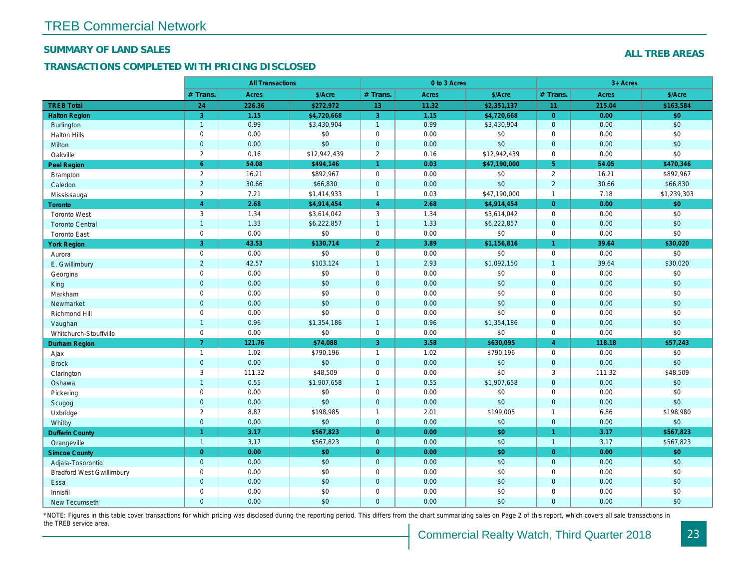# TREB Commercial Network

## SUMMARY OF LAND SALES

## TRANSACTIONS COMPLETED WITH PRICING DISCLOSED

**ALL TREB AREAS**

| | All Transactions | | | 0 to 3 Acres | | | 3+ Acres | | |
|---|---|---|---|---|---|---|---|---|---|
| | # Trans. | Acres | $/Acre | # Trans. | Acres | $/Acre | # Trans. | Acres | $/Acre |
| **TREB Total** | **24** | **226.36** | **$272,972** | **13** | **11.32** | **$2,351,137** | **11** | **215.04** | **$163,584** |
| **Halton Region** | **3** | **1.15** | **$4,720,668** | **3** | **1.15** | **$4,720,668** | **0** | **0.00** | **$0** |
| Burlington | 1 | 0.99 | $3,430,904 | 1 | 0.99 | $3,430,904 | 0 | 0.00 | $0 |
| Halton Hills | 0 | 0.00 | $0 | 0 | 0.00 | $0 | 0 | 0.00 | $0 |
| Milton | 0 | 0.00 | $0 | 0 | 0.00 | $0 | 0 | 0.00 | $0 |
| Oakville | 2 | 0.16 | $12,942,439 | 2 | 0.16 | $12,942,439 | 0 | 0.00 | $0 |
| **Peel Region** | **6** | **54.08** | **$494,146** | **1** | **0.03** | **$47,190,000** | **5** | **54.05** | **$470,346** |
| Brampton | 2 | 16.21 | $892,967 | 0 | 0.00 | $0 | 2 | 16.21 | $892,967 |
| Caledon | 2 | 30.66 | $66,830 | 0 | 0.00 | $0 | 2 | 30.66 | $66,830 |
| Mississauga | 2 | 7.21 | $1,414,933 | 1 | 0.03 | $47,190,000 | 1 | 7.18 | $1,239,303 |
| **Toronto** | **4** | **2.68** | **$4,914,454** | **4** | **2.68** | **$4,914,454** | **0** | **0.00** | **$0** |
| Toronto West | 3 | 1.34 | $3,614,042 | 3 | 1.34 | $3,614,042 | 0 | 0.00 | $0 |
| Toronto Central | 1 | 1.33 | $6,222,857 | 1 | 1.33 | $6,222,857 | 0 | 0.00 | $0 |
| Toronto East | 0 | 0.00 | $0 | 0 | 0.00 | $0 | 0 | 0.00 | $0 |
| **York Region** | **3** | **43.53** | **$130,714** | **2** | **3.89** | **$1,156,816** | **1** | **39.64** | **$30,020** |
| Aurora | 0 | 0.00 | $0 | 0 | 0.00 | $0 | 0 | 0.00 | $0 |
| E. Gwillimbury | 2 | 42.57 | $103,124 | 1 | 2.93 | $1,092,150 | 1 | 39.64 | $30,020 |
| Georgina | 0 | 0.00 | $0 | 0 | 0.00 | $0 | 0 | 0.00 | $0 |
| King | 0 | 0.00 | $0 | 0 | 0.00 | $0 | 0 | 0.00 | $0 |
| Markham | 0 | 0.00 | $0 | 0 | 0.00 | $0 | 0 | 0.00 | $0 |
| Newmarket | 0 | 0.00 | $0 | 0 | 0.00 | $0 | 0 | 0.00 | $0 |
| Richmond Hill | 0 | 0.00 | $0 | 0 | 0.00 | $0 | 0 | 0.00 | $0 |
| Vaughan | 1 | 0.96 | $1,354,186 | 1 | 0.96 | $1,354,186 | 0 | 0.00 | $0 |
| Whitchurch-Stouffville | 0 | 0.00 | $0 | 0 | 0.00 | $0 | 0 | 0.00 | $0 |
| **Durham Region** | **7** | **121.76** | **$74,088** | **3** | **3.58** | **$630,095** | **4** | **118.18** | **$57,243** |
| Ajax | 1 | 1.02 | $790,196 | 1 | 1.02 | $790,196 | 0 | 0.00 | $0 |
| Brock | 0 | 0.00 | $0 | 0 | 0.00 | $0 | 0 | 0.00 | $0 |
| Clarington | 3 | 111.32 | $48,509 | 0 | 0.00 | $0 | 3 | 111.32 | $48,509 |
| Oshawa | 1 | 0.55 | $1,907,658 | 1 | 0.55 | $1,907,658 | 0 | 0.00 | $0 |
| Pickering | 0 | 0.00 | $0 | 0 | 0.00 | $0 | 0 | 0.00 | $0 |
| Scugog | 0 | 0.00 | $0 | 0 | 0.00 | $0 | 0 | 0.00 | $0 |
| Uxbridge | 2 | 8.87 | $198,985 | 1 | 2.01 | $199,005 | 1 | 6.86 | $198,980 |
| Whitby | 0 | 0.00 | $0 | 0 | 0.00 | $0 | 0 | 0.00 | $0 |
| **Dufferin County** | **1** | **3.17** | **$567,823** | **0** | **0.00** | **$0** | **1** | **3.17** | **$567,823** |
| Orangeville | 1 | 3.17 | $567,823 | 0 | 0.00 | $0 | 1 | 3.17 | $567,823 |
| **Simcoe County** | **0** | **0.00** | **$0** | **0** | **0.00** | **$0** | **0** | **0.00** | **$0** |
| Adjala-Tosorontio | 0 | 0.00 | $0 | 0 | 0.00 | $0 | 0 | 0.00 | $0 |
| Bradford West Gwillimbury | 0 | 0.00 | $0 | 0 | 0.00 | $0 | 0 | 0.00 | $0 |
| Essa | 0 | 0.00 | $0 | 0 | 0.00 | $0 | 0 | 0.00 | $0 |
| Innisfil | 0 | 0.00 | $0 | 0 | 0.00 | $0 | 0 | 0.00 | $0 |
| New Tecumseth | 0 | 0.00 | $0 | 0 | 0.00 | $0 | 0 | 0.00 | $0 |

*NOTE: Figures in this table cover transactions for which pricing was disclosed during the reporting period. This differs from the chart summarizing sales on Page 2 of this report, which covers all sale transactions in the TREB service area.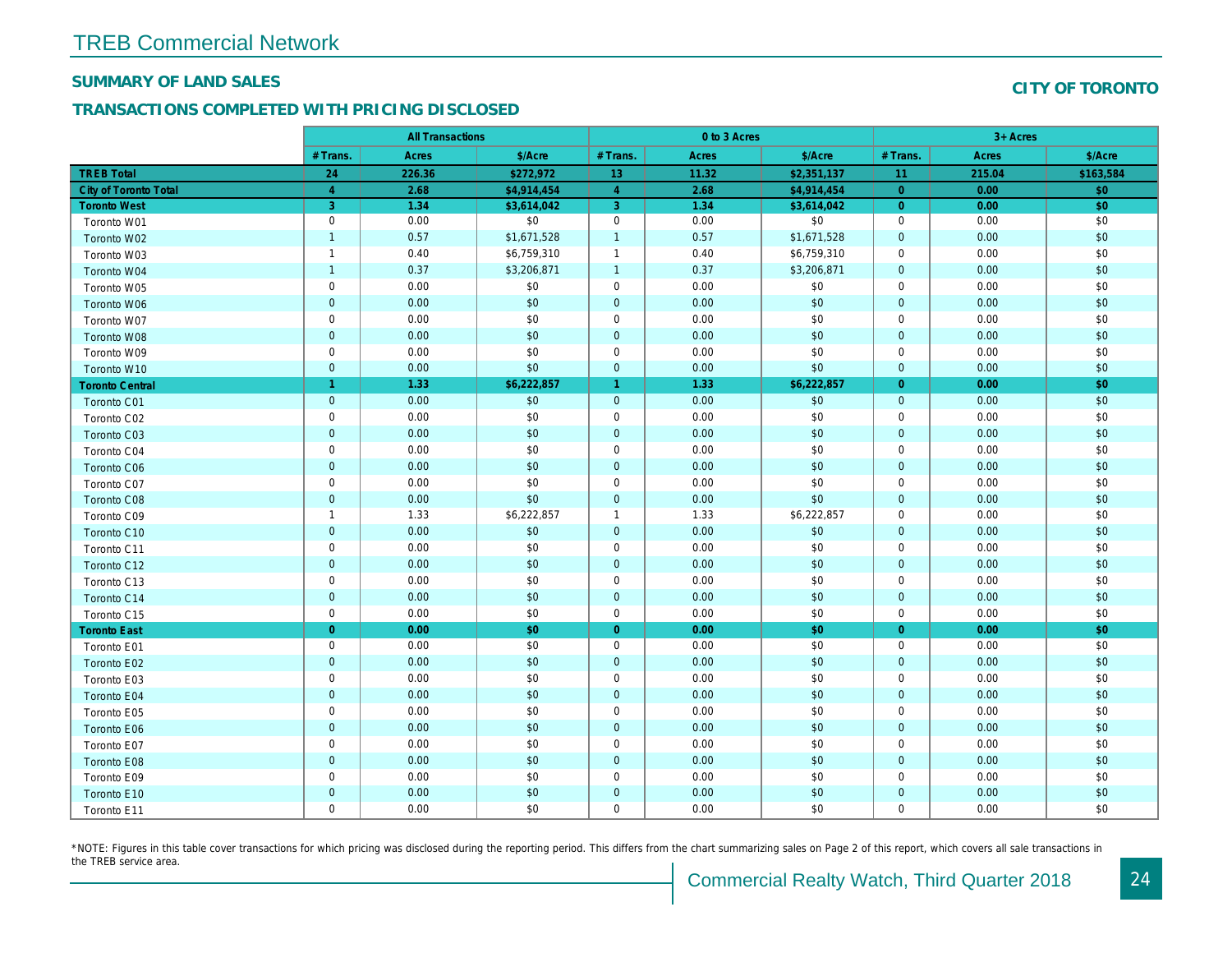# TREB Commercial Network

## SUMMARY OF LAND SALES

## TRANSACTIONS COMPLETED WITH PRICING DISCLOSED

**CITY OF TORONTO**

| | All Transactions | | | 0 to 3 Acres | | | 3+ Acres | | |
|---|---|---|---|---|---|---|---|---|---|
| | # Trans. | Acres | $/Acre | # Trans. | Acres | $/Acre | # Trans. | Acres | $/Acre |
| **TREB Total** | 24 | 226.36 | $272,972 | 13 | 11.32 | $2,351,137 | 11 | 215.04 | $163,584 |
| **City of Toronto Total** | 4 | 2.68 | $4,914,454 | 4 | 2.68 | $4,914,454 | 0 | 0.00 | $0 |
| **Toronto West** | 3 | 1.34 | $3,614,042 | 3 | 1.34 | $3,614,042 | 0 | 0.00 | $0 |
| Toronto W01 | 0 | 0.00 | $0 | 0 | 0.00 | $0 | 0 | 0.00 | $0 |
| Toronto W02 | 1 | 0.57 | $1,671,528 | 1 | 0.57 | $1,671,528 | 0 | 0.00 | $0 |
| Toronto W03 | 1 | 0.40 | $6,759,310 | 1 | 0.40 | $6,759,310 | 0 | 0.00 | $0 |
| Toronto W04 | 1 | 0.37 | $3,206,871 | 1 | 0.37 | $3,206,871 | 0 | 0.00 | $0 |
| Toronto W05 | 0 | 0.00 | $0 | 0 | 0.00 | $0 | 0 | 0.00 | $0 |
| Toronto W06 | 0 | 0.00 | $0 | 0 | 0.00 | $0 | 0 | 0.00 | $0 |
| Toronto W07 | 0 | 0.00 | $0 | 0 | 0.00 | $0 | 0 | 0.00 | $0 |
| Toronto W08 | 0 | 0.00 | $0 | 0 | 0.00 | $0 | 0 | 0.00 | $0 |
| Toronto W09 | 0 | 0.00 | $0 | 0 | 0.00 | $0 | 0 | 0.00 | $0 |
| Toronto W10 | 0 | 0.00 | $0 | 0 | 0.00 | $0 | 0 | 0.00 | $0 |
| **Toronto Central** | 1 | 1.33 | $6,222,857 | 1 | 1.33 | $6,222,857 | 0 | 0.00 | $0 |
| Toronto C01 | 0 | 0.00 | $0 | 0 | 0.00 | $0 | 0 | 0.00 | $0 |
| Toronto C02 | 0 | 0.00 | $0 | 0 | 0.00 | $0 | 0 | 0.00 | $0 |
| Toronto C03 | 0 | 0.00 | $0 | 0 | 0.00 | $0 | 0 | 0.00 | $0 |
| Toronto C04 | 0 | 0.00 | $0 | 0 | 0.00 | $0 | 0 | 0.00 | $0 |
| Toronto C06 | 0 | 0.00 | $0 | 0 | 0.00 | $0 | 0 | 0.00 | $0 |
| Toronto C07 | 0 | 0.00 | $0 | 0 | 0.00 | $0 | 0 | 0.00 | $0 |
| Toronto C08 | 0 | 0.00 | $0 | 0 | 0.00 | $0 | 0 | 0.00 | $0 |
| Toronto C09 | 1 | 1.33 | $6,222,857 | 1 | 1.33 | $6,222,857 | 0 | 0.00 | $0 |
| Toronto C10 | 0 | 0.00 | $0 | 0 | 0.00 | $0 | 0 | 0.00 | $0 |
| Toronto C11 | 0 | 0.00 | $0 | 0 | 0.00 | $0 | 0 | 0.00 | $0 |
| Toronto C12 | 0 | 0.00 | $0 | 0 | 0.00 | $0 | 0 | 0.00 | $0 |
| Toronto C13 | 0 | 0.00 | $0 | 0 | 0.00 | $0 | 0 | 0.00 | $0 |
| Toronto C14 | 0 | 0.00 | $0 | 0 | 0.00 | $0 | 0 | 0.00 | $0 |
| Toronto C15 | 0 | 0.00 | $0 | 0 | 0.00 | $0 | 0 | 0.00 | $0 |
| **Toronto East** | 0 | 0.00 | $0 | 0 | 0.00 | $0 | 0 | 0.00 | $0 |
| Toronto E01 | 0 | 0.00 | $0 | 0 | 0.00 | $0 | 0 | 0.00 | $0 |
| Toronto E02 | 0 | 0.00 | $0 | 0 | 0.00 | $0 | 0 | 0.00 | $0 |
| Toronto E03 | 0 | 0.00 | $0 | 0 | 0.00 | $0 | 0 | 0.00 | $0 |
| Toronto E04 | 0 | 0.00 | $0 | 0 | 0.00 | $0 | 0 | 0.00 | $0 |
| Toronto E05 | 0 | 0.00 | $0 | 0 | 0.00 | $0 | 0 | 0.00 | $0 |
| Toronto E06 | 0 | 0.00 | $0 | 0 | 0.00 | $0 | 0 | 0.00 | $0 |
| Toronto E07 | 0 | 0.00 | $0 | 0 | 0.00 | $0 | 0 | 0.00 | $0 |
| Toronto E08 | 0 | 0.00 | $0 | 0 | 0.00 | $0 | 0 | 0.00 | $0 |
| Toronto E09 | 0 | 0.00 | $0 | 0 | 0.00 | $0 | 0 | 0.00 | $0 |
| Toronto E10 | 0 | 0.00 | $0 | 0 | 0.00 | $0 | 0 | 0.00 | $0 |
| Toronto E11 | 0 | 0.00 | $0 | 0 | 0.00 | $0 | 0 | 0.00 | $0 |

*NOTE: Figures in this table cover transactions for which pricing was disclosed during the reporting period. This differs from the chart summarizing sales on Page 2 of this report, which covers all sale transactions in the TREB service area.

Commercial Realty Watch, Third Quarter 2018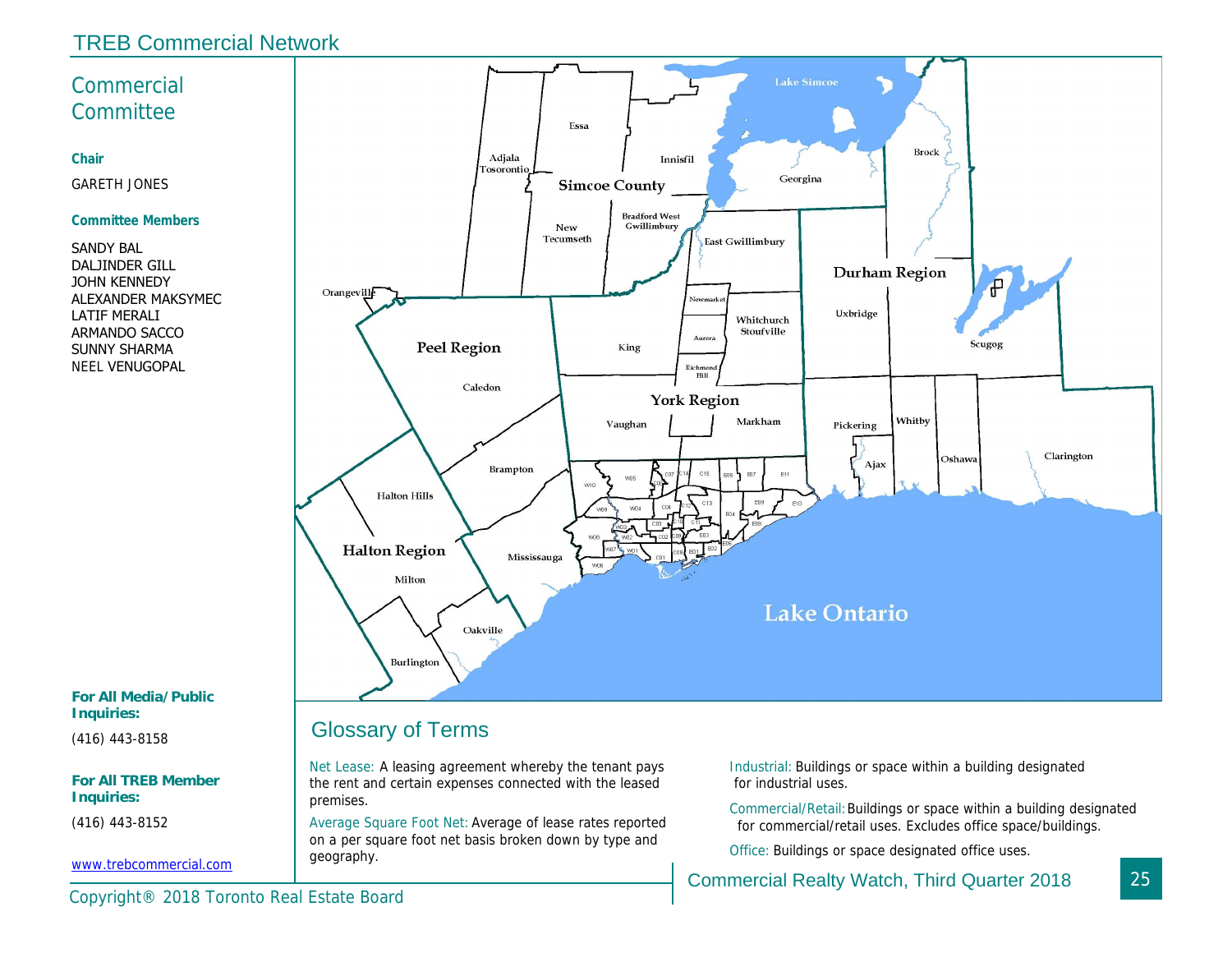## Commercial Committee

**Chair**

GARETH JONES

**Committee Members**

SANDY BAL
DALJINDER GILL
JOHN KENNEDY
ALEXANDER MAKSYMEC
LATIF MERALI
ARMANDO SACCO
SUNNY SHARMA
NEEL VENUGOPAL

**For All Media/Public Inquiries:**

(416) 443-8158

**For All TREB Member Inquiries:**

(416) 443-8152

www.trebcommercial.com

Lake Simcoe
Essa
Adjala Tosorontio
Innisfil
Brock
Simcoe County
Georgina
Bradford West Gwillimbury
New Tecumseth
East Gwillimbury
Durham Region
Orangeville
Newmarket
Uxbridge
Whitchurch Stoufville
Aurora
Scugog
Peel Region
King
Richmond Hill
Caledon
York Region
Vaughan
Markham
Pickering
Whitby
Ajax
Oshawa
Clarington
Brampton
Halton Hills
Halton Region
Mississauga
Milton
Lake Ontario
Oakville
Burlington
W05 W10 C07 C14 C15 E05 E07 E11 W06 W09 W04 C04 C12 C13 E04 E09 E10 W03 C03 C10 C11 E08 W08 W02 C02 C09 E03 W07 W01 C01 C08 E01 E02 E06 W06

## Glossary of Terms

Net Lease: A leasing agreement whereby the tenant pays the rent and certain expenses connected with the leased premises.

Average Square Foot Net: Average of lease rates reported on a per square foot net basis broken down by type and geography.

Industrial: Buildings or space within a building designated for industrial uses.

Commercial/Retail: Buildings or space within a building designated for commercial/retail uses. Excludes office space/buildings.

Office: Buildings or space designated office uses.

Copyright® 2018 Toronto Real Estate Board